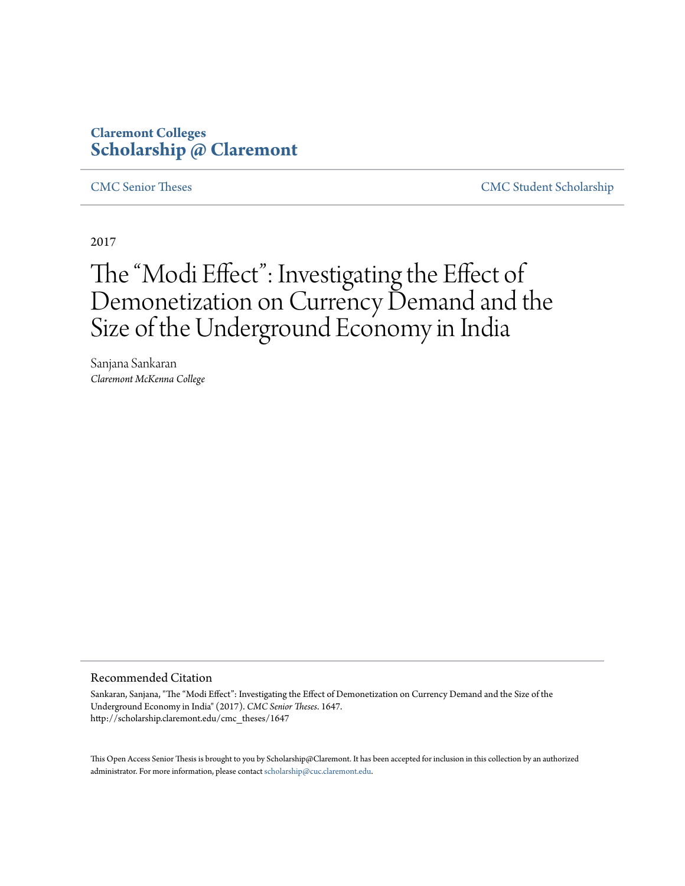**Claremont Colleges**
**Scholarship @ Claremont**

CMC Senior Theses | CMC Student Scholarship

2017

# The "Modi Effect": Investigating the Effect of Demonetization on Currency Demand and the Size of the Underground Economy in India

Sanjana Sankaran
*Claremont McKenna College*

## Recommended Citation

Sankaran, Sanjana, "The "Modi Effect": Investigating the Effect of Demonetization on Currency Demand and the Size of the Underground Economy in India" (2017). *CMC Senior Theses*. 1647.
http://scholarship.claremont.edu/cmc_theses/1647

This Open Access Senior Thesis is brought to you by Scholarship@Claremont. It has been accepted for inclusion in this collection by an authorized administrator. For more information, please contact scholarship@cuc.claremont.edu.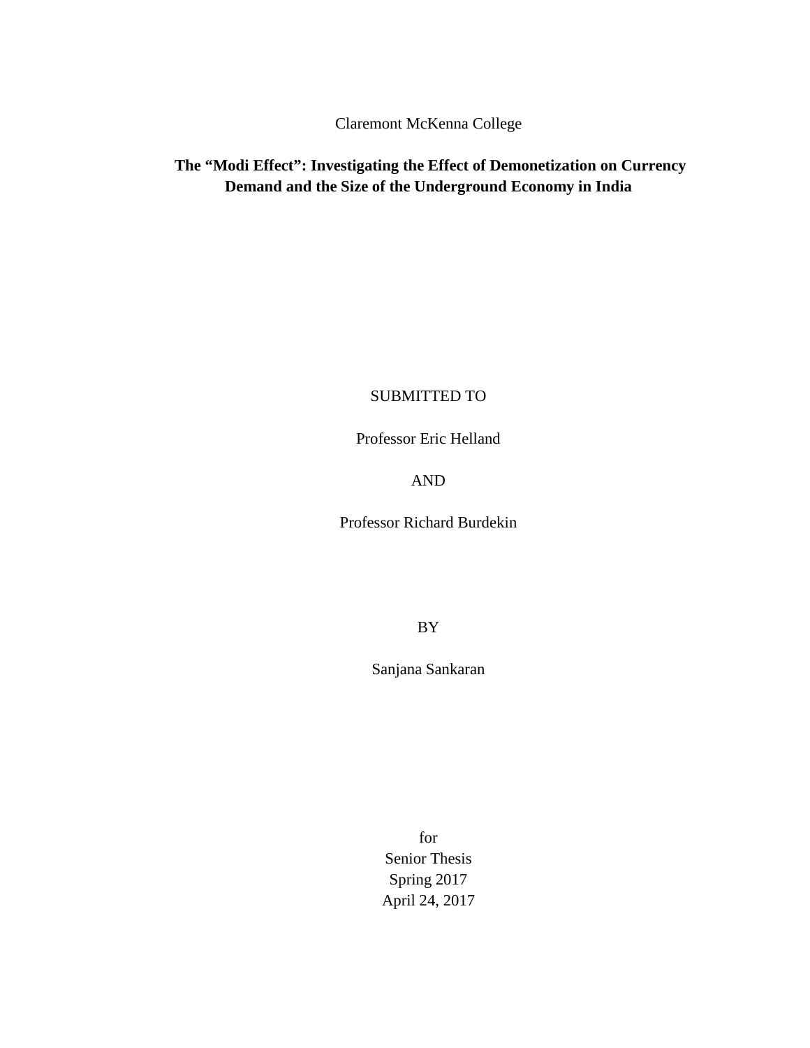Claremont McKenna College

**The "Modi Effect": Investigating the Effect of Demonetization on Currency Demand and the Size of the Underground Economy in India**

SUBMITTED TO

Professor Eric Helland

AND

Professor Richard Burdekin

BY

Sanjana Sankaran

for
Senior Thesis
Spring 2017
April 24, 2017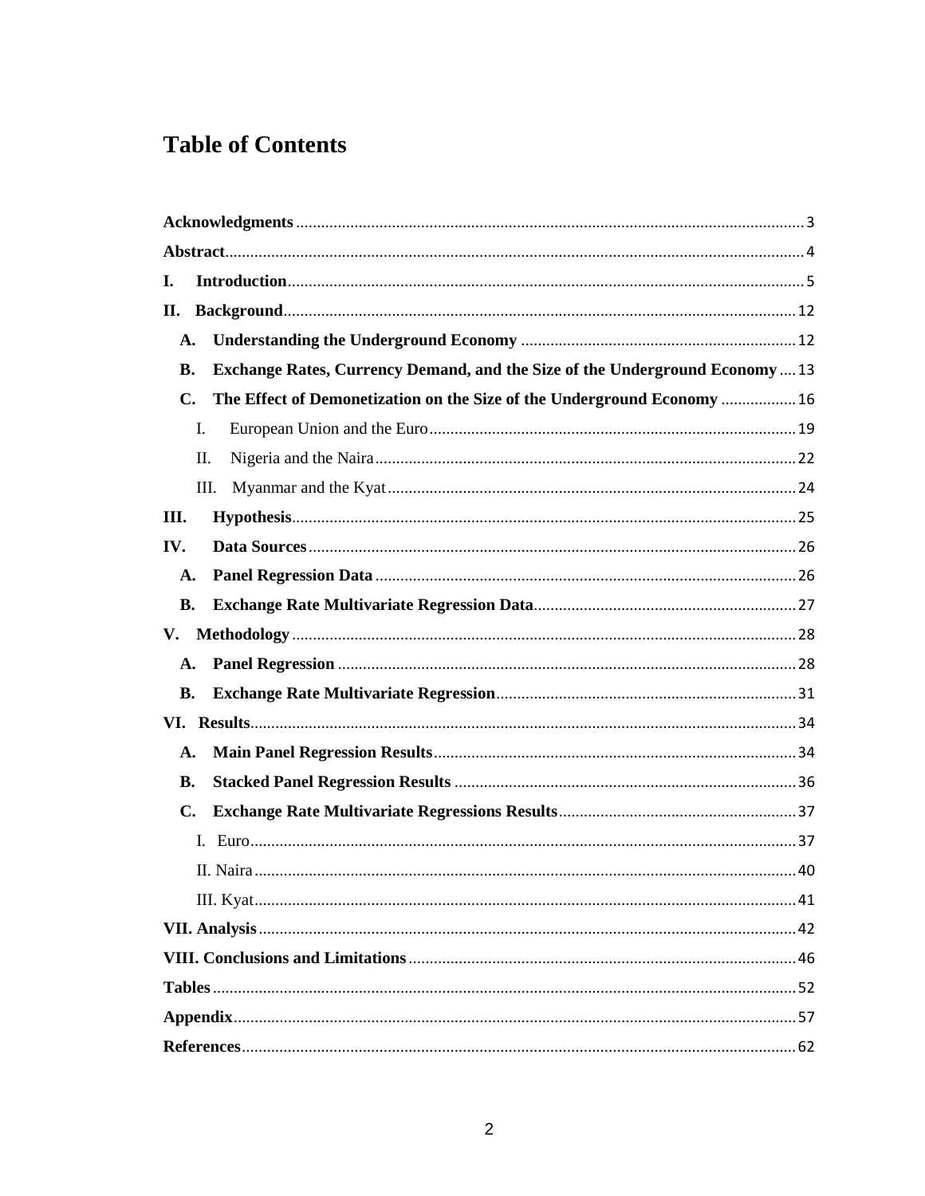# Table of Contents

**Acknowledgments** ........................................................ 3

**Abstract** ........................................................ 4

**I. Introduction** ........................................................ 5

**II. Background** ........................................................ 12

- **A. Understanding the Underground Economy** ........................................................ 12
- **B. Exchange Rates, Currency Demand, and the Size of the Underground Economy** .... 13
- **C. The Effect of Demonetization on the Size of the Underground Economy** .................. 16
  - I. European Union and the Euro ........................................................ 19
  - II. Nigeria and the Naira ........................................................ 22
  - III. Myanmar and the Kyat ........................................................ 24

**III. Hypothesis** ........................................................ 25

**IV. Data Sources** ........................................................ 26

- **A. Panel Regression Data** ........................................................ 26
- **B. Exchange Rate Multivariate Regression Data** ........................................................ 27

**V. Methodology** ........................................................ 28

- **A. Panel Regression** ........................................................ 28
- **B. Exchange Rate Multivariate Regression** ........................................................ 31

**VI. Results** ........................................................ 34

- **A. Main Panel Regression Results** ........................................................ 34
- **B. Stacked Panel Regression Results** ........................................................ 36
- **C. Exchange Rate Multivariate Regressions Results** ........................................................ 37
  - I. Euro ........................................................ 37
  - II. Naira ........................................................ 40
  - III. Kyat ........................................................ 41

**VII. Analysis** ........................................................ 42

**VIII. Conclusions and Limitations** ........................................................ 46

**Tables** ........................................................ 52

**Appendix** ........................................................ 57

**References** ........................................................ 62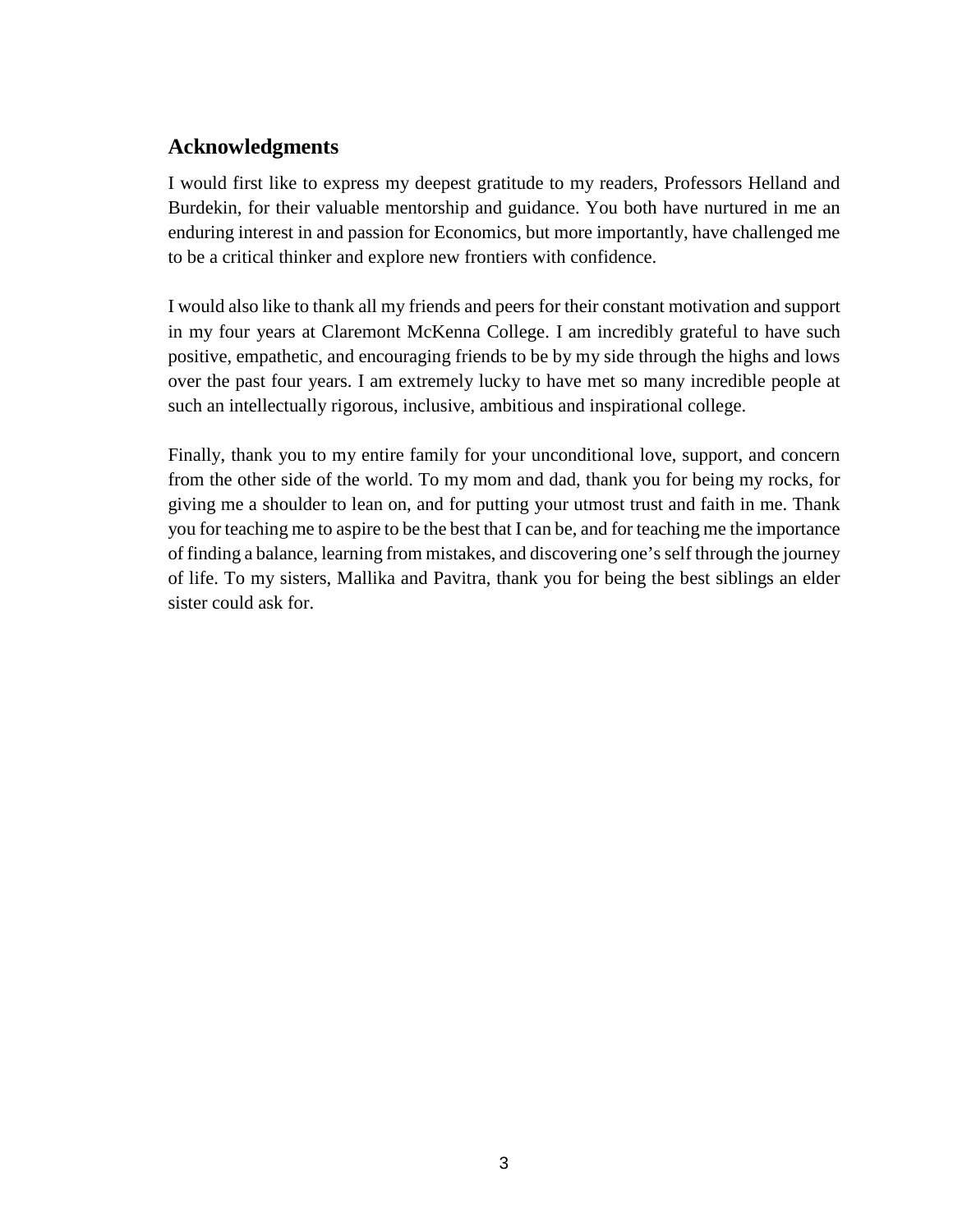## Acknowledgments

I would first like to express my deepest gratitude to my readers, Professors Helland and Burdekin, for their valuable mentorship and guidance. You both have nurtured in me an enduring interest in and passion for Economics, but more importantly, have challenged me to be a critical thinker and explore new frontiers with confidence.

I would also like to thank all my friends and peers for their constant motivation and support in my four years at Claremont McKenna College. I am incredibly grateful to have such positive, empathetic, and encouraging friends to be by my side through the highs and lows over the past four years. I am extremely lucky to have met so many incredible people at such an intellectually rigorous, inclusive, ambitious and inspirational college.

Finally, thank you to my entire family for your unconditional love, support, and concern from the other side of the world. To my mom and dad, thank you for being my rocks, for giving me a shoulder to lean on, and for putting your utmost trust and faith in me. Thank you for teaching me to aspire to be the best that I can be, and for teaching me the importance of finding a balance, learning from mistakes, and discovering one's self through the journey of life. To my sisters, Mallika and Pavitra, thank you for being the best siblings an elder sister could ask for.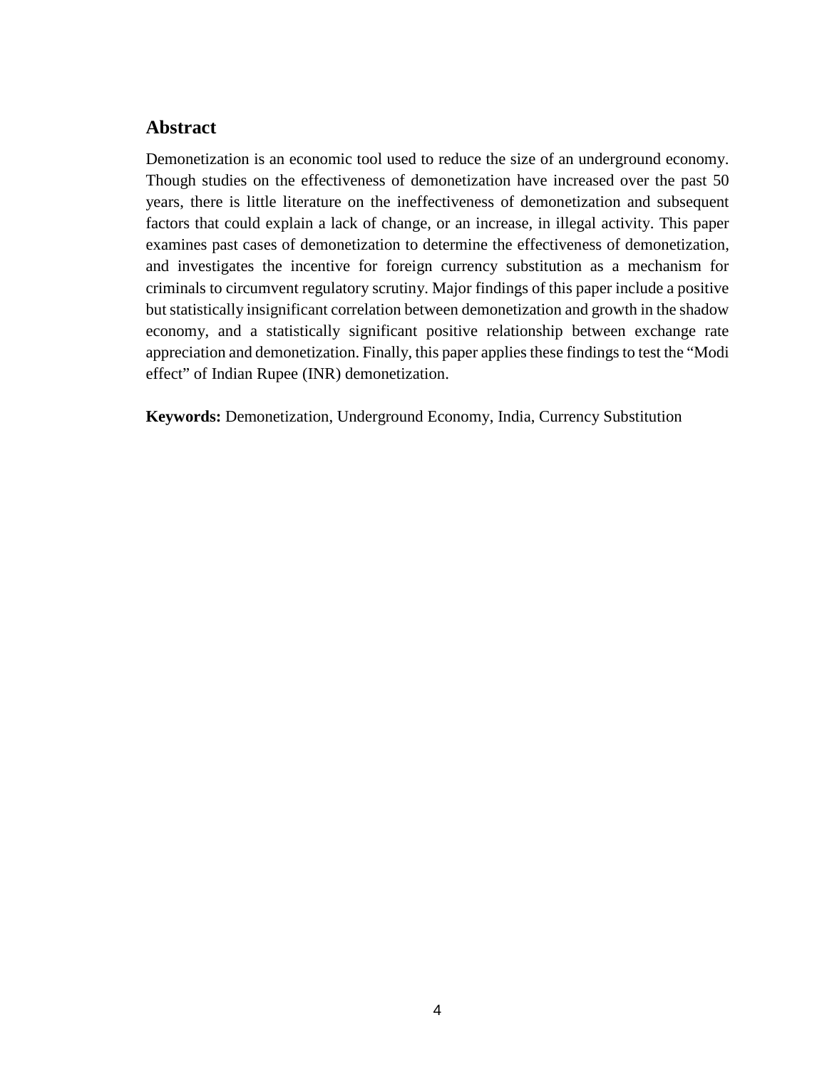## Abstract

Demonetization is an economic tool used to reduce the size of an underground economy. Though studies on the effectiveness of demonetization have increased over the past 50 years, there is little literature on the ineffectiveness of demonetization and subsequent factors that could explain a lack of change, or an increase, in illegal activity. This paper examines past cases of demonetization to determine the effectiveness of demonetization, and investigates the incentive for foreign currency substitution as a mechanism for criminals to circumvent regulatory scrutiny. Major findings of this paper include a positive but statistically insignificant correlation between demonetization and growth in the shadow economy, and a statistically significant positive relationship between exchange rate appreciation and demonetization. Finally, this paper applies these findings to test the "Modi effect" of Indian Rupee (INR) demonetization.

**Keywords:** Demonetization, Underground Economy, India, Currency Substitution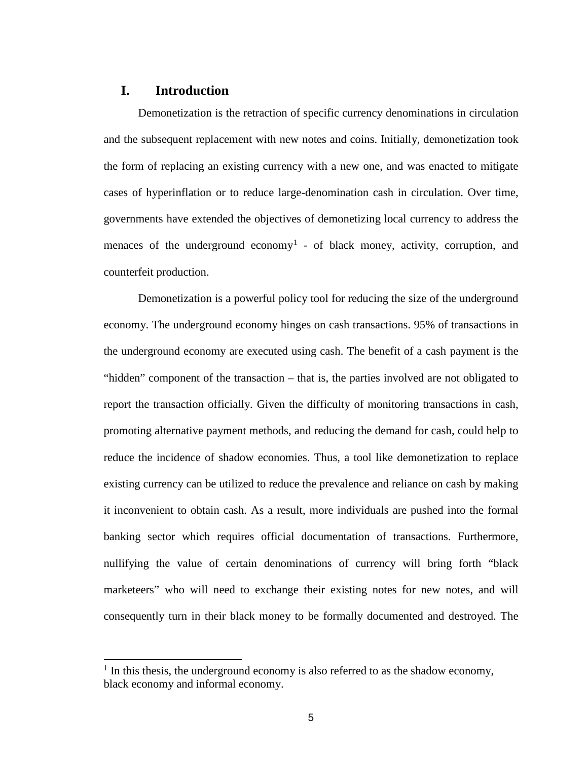# I. Introduction

Demonetization is the retraction of specific currency denominations in circulation and the subsequent replacement with new notes and coins. Initially, demonetization took the form of replacing an existing currency with a new one, and was enacted to mitigate cases of hyperinflation or to reduce large-denomination cash in circulation. Over time, governments have extended the objectives of demonetizing local currency to address the menaces of the underground economy[1] - of black money, activity, corruption, and counterfeit production.

Demonetization is a powerful policy tool for reducing the size of the underground economy. The underground economy hinges on cash transactions. 95% of transactions in the underground economy are executed using cash. The benefit of a cash payment is the "hidden" component of the transaction – that is, the parties involved are not obligated to report the transaction officially. Given the difficulty of monitoring transactions in cash, promoting alternative payment methods, and reducing the demand for cash, could help to reduce the incidence of shadow economies. Thus, a tool like demonetization to replace existing currency can be utilized to reduce the prevalence and reliance on cash by making it inconvenient to obtain cash. As a result, more individuals are pushed into the formal banking sector which requires official documentation of transactions. Furthermore, nullifying the value of certain denominations of currency will bring forth "black marketeers" who will need to exchange their existing notes for new notes, and will consequently turn in their black money to be formally documented and destroyed. The

[1] In this thesis, the underground economy is also referred to as the shadow economy, black economy and informal economy.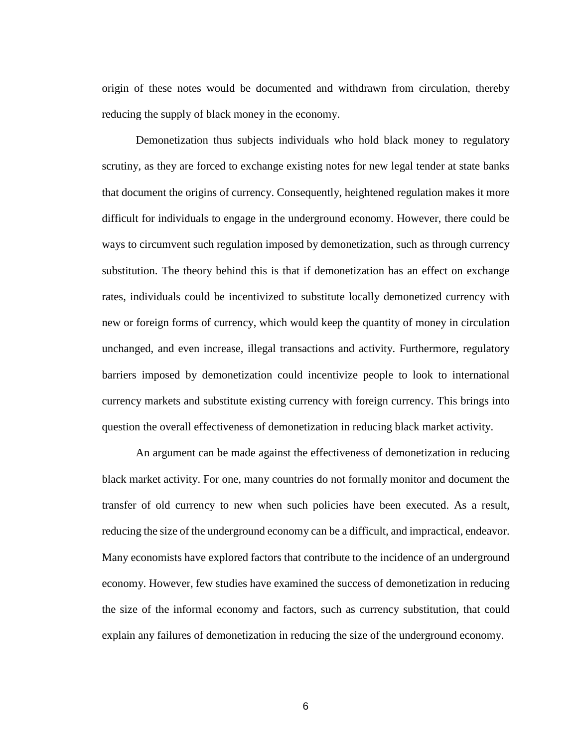origin of these notes would be documented and withdrawn from circulation, thereby reducing the supply of black money in the economy.

Demonetization thus subjects individuals who hold black money to regulatory scrutiny, as they are forced to exchange existing notes for new legal tender at state banks that document the origins of currency. Consequently, heightened regulation makes it more difficult for individuals to engage in the underground economy. However, there could be ways to circumvent such regulation imposed by demonetization, such as through currency substitution. The theory behind this is that if demonetization has an effect on exchange rates, individuals could be incentivized to substitute locally demonetized currency with new or foreign forms of currency, which would keep the quantity of money in circulation unchanged, and even increase, illegal transactions and activity. Furthermore, regulatory barriers imposed by demonetization could incentivize people to look to international currency markets and substitute existing currency with foreign currency. This brings into question the overall effectiveness of demonetization in reducing black market activity.

An argument can be made against the effectiveness of demonetization in reducing black market activity. For one, many countries do not formally monitor and document the transfer of old currency to new when such policies have been executed. As a result, reducing the size of the underground economy can be a difficult, and impractical, endeavor. Many economists have explored factors that contribute to the incidence of an underground economy. However, few studies have examined the success of demonetization in reducing the size of the informal economy and factors, such as currency substitution, that could explain any failures of demonetization in reducing the size of the underground economy.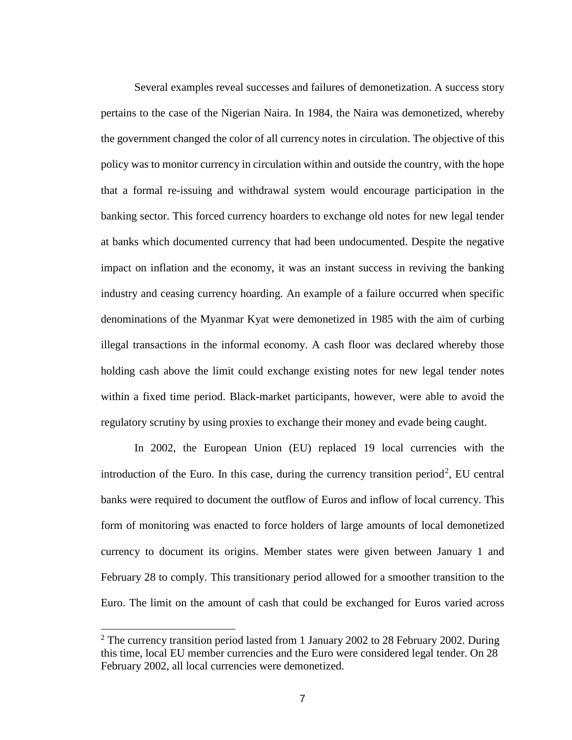Several examples reveal successes and failures of demonetization. A success story pertains to the case of the Nigerian Naira. In 1984, the Naira was demonetized, whereby the government changed the color of all currency notes in circulation. The objective of this policy was to monitor currency in circulation within and outside the country, with the hope that a formal re-issuing and withdrawal system would encourage participation in the banking sector. This forced currency hoarders to exchange old notes for new legal tender at banks which documented currency that had been undocumented. Despite the negative impact on inflation and the economy, it was an instant success in reviving the banking industry and ceasing currency hoarding. An example of a failure occurred when specific denominations of the Myanmar Kyat were demonetized in 1985 with the aim of curbing illegal transactions in the informal economy. A cash floor was declared whereby those holding cash above the limit could exchange existing notes for new legal tender notes within a fixed time period. Black-market participants, however, were able to avoid the regulatory scrutiny by using proxies to exchange their money and evade being caught.

In 2002, the European Union (EU) replaced 19 local currencies with the introduction of the Euro. In this case, during the currency transition period[2], EU central banks were required to document the outflow of Euros and inflow of local currency. This form of monitoring was enacted to force holders of large amounts of local demonetized currency to document its origins. Member states were given between January 1 and February 28 to comply. This transitionary period allowed for a smoother transition to the Euro. The limit on the amount of cash that could be exchanged for Euros varied across

---

[2] The currency transition period lasted from 1 January 2002 to 28 February 2002. During this time, local EU member currencies and the Euro were considered legal tender. On 28 February 2002, all local currencies were demonetized.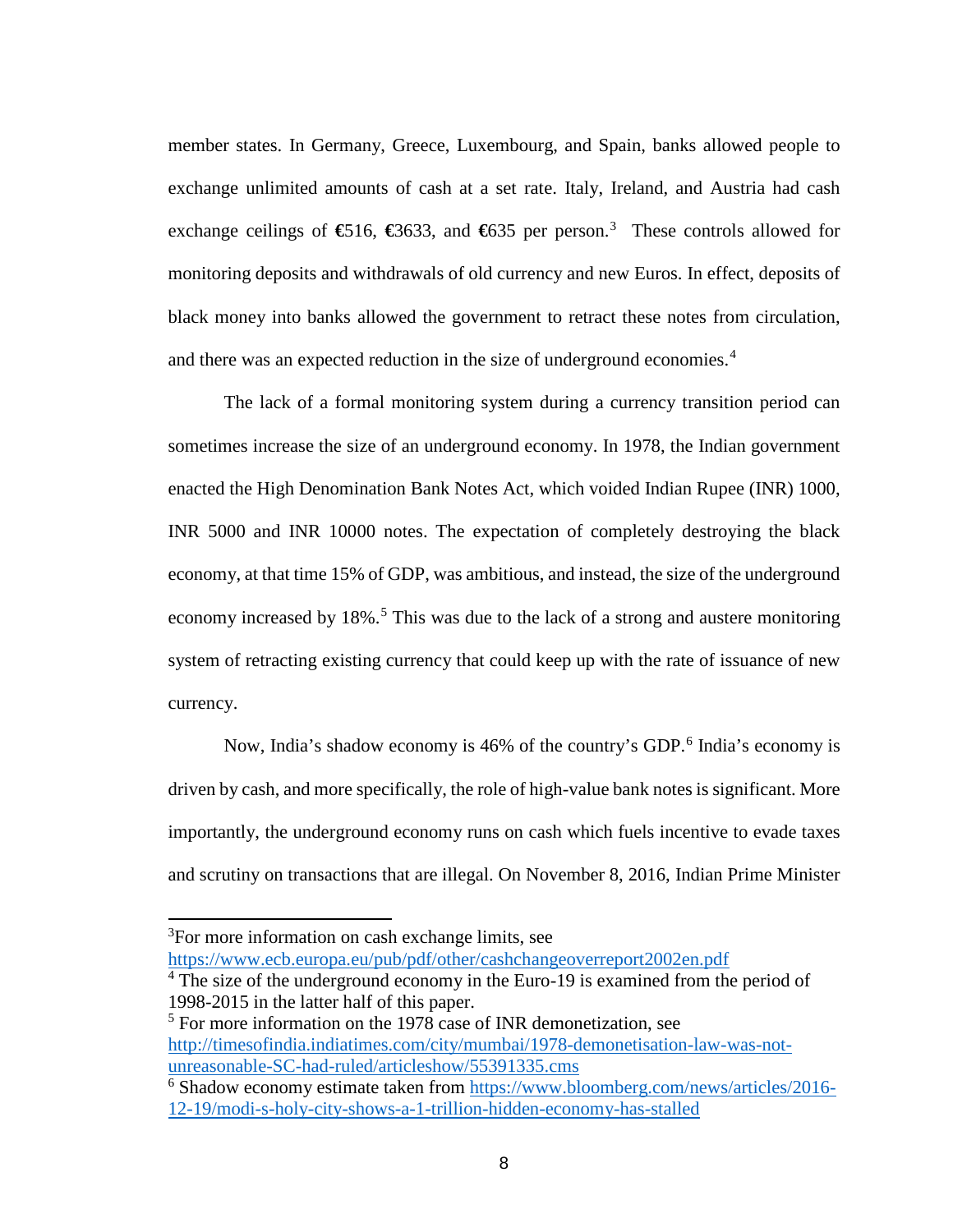member states. In Germany, Greece, Luxembourg, and Spain, banks allowed people to exchange unlimited amounts of cash at a set rate. Italy, Ireland, and Austria had cash exchange ceilings of €516, €3633, and €635 per person.[3] These controls allowed for monitoring deposits and withdrawals of old currency and new Euros. In effect, deposits of black money into banks allowed the government to retract these notes from circulation, and there was an expected reduction in the size of underground economies.[4]

The lack of a formal monitoring system during a currency transition period can sometimes increase the size of an underground economy. In 1978, the Indian government enacted the High Denomination Bank Notes Act, which voided Indian Rupee (INR) 1000, INR 5000 and INR 10000 notes. The expectation of completely destroying the black economy, at that time 15% of GDP, was ambitious, and instead, the size of the underground economy increased by 18%.[5] This was due to the lack of a strong and austere monitoring system of retracting existing currency that could keep up with the rate of issuance of new currency.

Now, India's shadow economy is 46% of the country's GDP.[6] India's economy is driven by cash, and more specifically, the role of high-value bank notes is significant. More importantly, the underground economy runs on cash which fuels incentive to evade taxes and scrutiny on transactions that are illegal. On November 8, 2016, Indian Prime Minister

---

[3] For more information on cash exchange limits, see https://www.ecb.europa.eu/pub/pdf/other/cashchangeoverreport2002en.pdf

[4] The size of the underground economy in the Euro-19 is examined from the period of 1998-2015 in the latter half of this paper.

[5] For more information on the 1978 case of INR demonetization, see http://timesofindia.indiatimes.com/city/mumbai/1978-demonetisation-law-was-not-unreasonable-SC-had-ruled/articleshow/55391335.cms

[6] Shadow economy estimate taken from https://www.bloomberg.com/news/articles/2016-12-19/modi-s-holy-city-shows-a-1-trillion-hidden-economy-has-stalled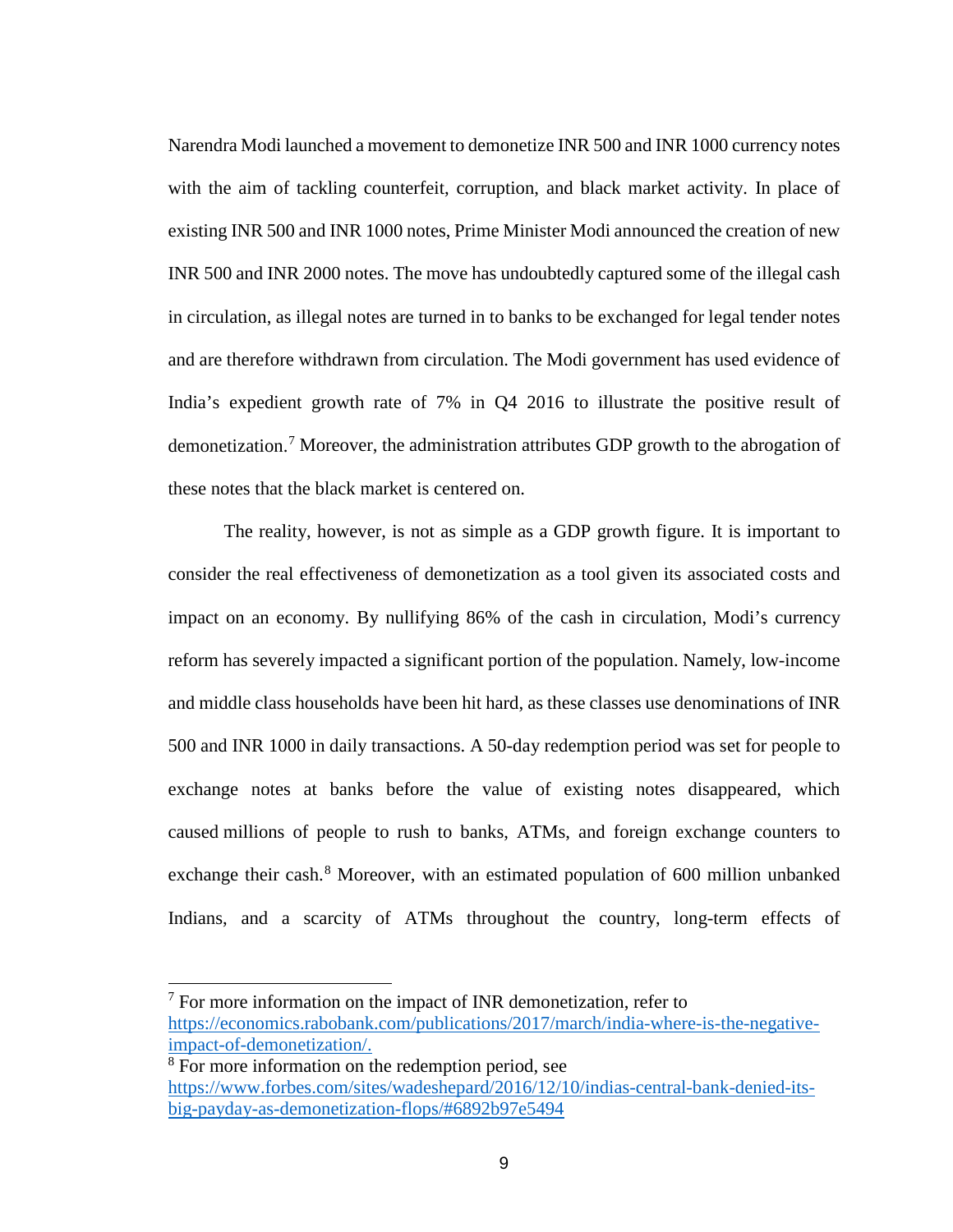Narendra Modi launched a movement to demonetize INR 500 and INR 1000 currency notes with the aim of tackling counterfeit, corruption, and black market activity. In place of existing INR 500 and INR 1000 notes, Prime Minister Modi announced the creation of new INR 500 and INR 2000 notes. The move has undoubtedly captured some of the illegal cash in circulation, as illegal notes are turned in to banks to be exchanged for legal tender notes and are therefore withdrawn from circulation. The Modi government has used evidence of India's expedient growth rate of 7% in Q4 2016 to illustrate the positive result of demonetization.[7] Moreover, the administration attributes GDP growth to the abrogation of these notes that the black market is centered on.

The reality, however, is not as simple as a GDP growth figure. It is important to consider the real effectiveness of demonetization as a tool given its associated costs and impact on an economy. By nullifying 86% of the cash in circulation, Modi's currency reform has severely impacted a significant portion of the population. Namely, low-income and middle class households have been hit hard, as these classes use denominations of INR 500 and INR 1000 in daily transactions. A 50-day redemption period was set for people to exchange notes at banks before the value of existing notes disappeared, which caused millions of people to rush to banks, ATMs, and foreign exchange counters to exchange their cash.[8] Moreover, with an estimated population of 600 million unbanked Indians, and a scarcity of ATMs throughout the country, long-term effects of

---

[7] For more information on the impact of INR demonetization, refer to https://economics.rabobank.com/publications/2017/march/india-where-is-the-negative-impact-of-demonetization/.

[8] For more information on the redemption period, see https://www.forbes.com/sites/wadeshepard/2016/12/10/indias-central-bank-denied-its-big-payday-as-demonetization-flops/#6892b97e5494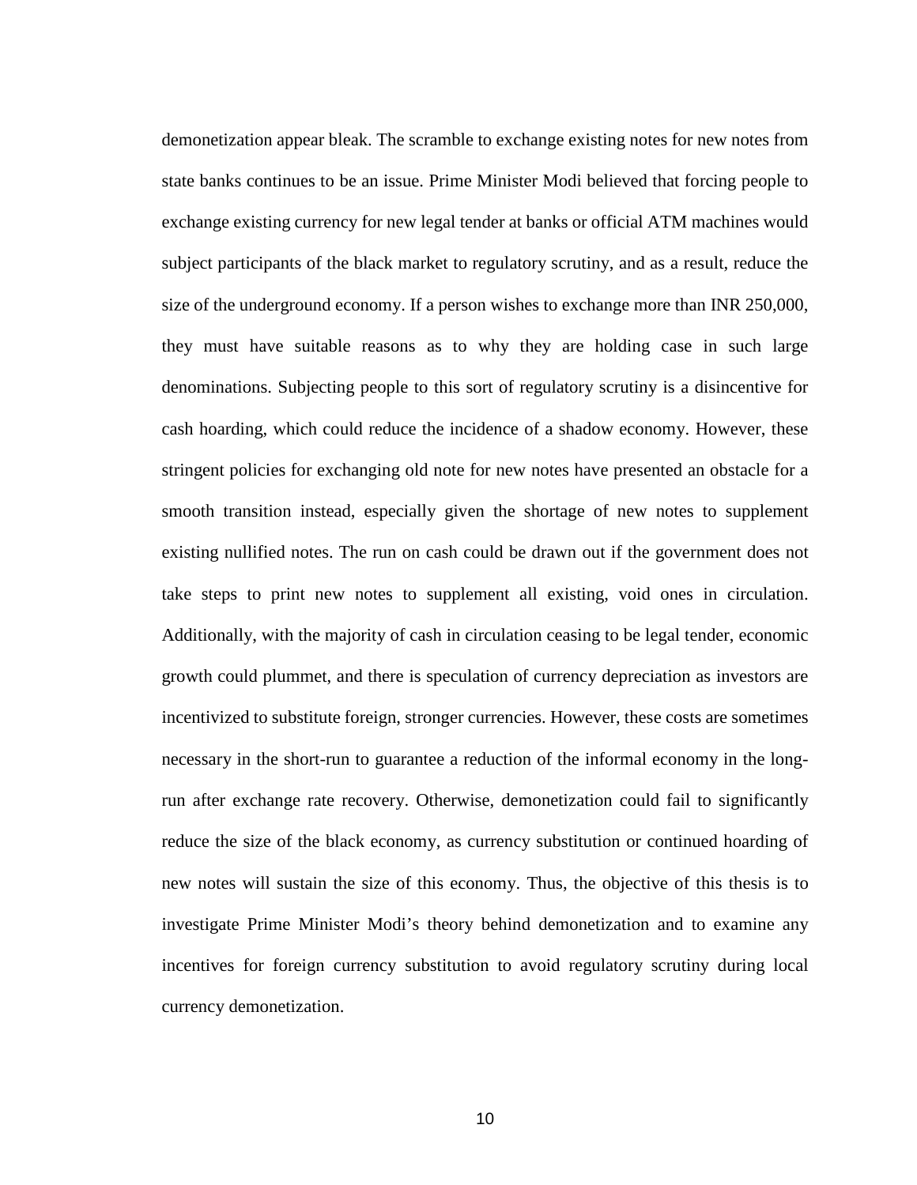demonetization appear bleak. The scramble to exchange existing notes for new notes from state banks continues to be an issue. Prime Minister Modi believed that forcing people to exchange existing currency for new legal tender at banks or official ATM machines would subject participants of the black market to regulatory scrutiny, and as a result, reduce the size of the underground economy. If a person wishes to exchange more than INR 250,000, they must have suitable reasons as to why they are holding case in such large denominations. Subjecting people to this sort of regulatory scrutiny is a disincentive for cash hoarding, which could reduce the incidence of a shadow economy. However, these stringent policies for exchanging old note for new notes have presented an obstacle for a smooth transition instead, especially given the shortage of new notes to supplement existing nullified notes. The run on cash could be drawn out if the government does not take steps to print new notes to supplement all existing, void ones in circulation. Additionally, with the majority of cash in circulation ceasing to be legal tender, economic growth could plummet, and there is speculation of currency depreciation as investors are incentivized to substitute foreign, stronger currencies. However, these costs are sometimes necessary in the short-run to guarantee a reduction of the informal economy in the long-run after exchange rate recovery. Otherwise, demonetization could fail to significantly reduce the size of the black economy, as currency substitution or continued hoarding of new notes will sustain the size of this economy. Thus, the objective of this thesis is to investigate Prime Minister Modi's theory behind demonetization and to examine any incentives for foreign currency substitution to avoid regulatory scrutiny during local currency demonetization.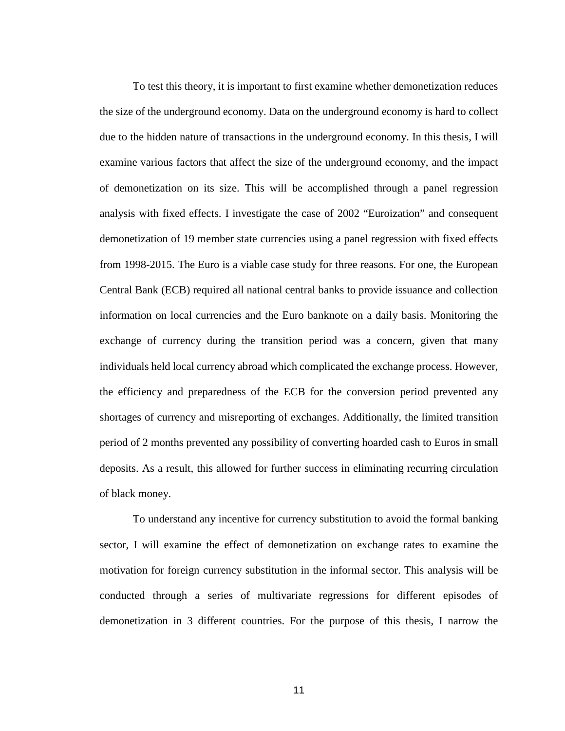To test this theory, it is important to first examine whether demonetization reduces the size of the underground economy. Data on the underground economy is hard to collect due to the hidden nature of transactions in the underground economy. In this thesis, I will examine various factors that affect the size of the underground economy, and the impact of demonetization on its size. This will be accomplished through a panel regression analysis with fixed effects. I investigate the case of 2002 "Euroization" and consequent demonetization of 19 member state currencies using a panel regression with fixed effects from 1998-2015. The Euro is a viable case study for three reasons. For one, the European Central Bank (ECB) required all national central banks to provide issuance and collection information on local currencies and the Euro banknote on a daily basis. Monitoring the exchange of currency during the transition period was a concern, given that many individuals held local currency abroad which complicated the exchange process. However, the efficiency and preparedness of the ECB for the conversion period prevented any shortages of currency and misreporting of exchanges. Additionally, the limited transition period of 2 months prevented any possibility of converting hoarded cash to Euros in small deposits. As a result, this allowed for further success in eliminating recurring circulation of black money.

To understand any incentive for currency substitution to avoid the formal banking sector, I will examine the effect of demonetization on exchange rates to examine the motivation for foreign currency substitution in the informal sector. This analysis will be conducted through a series of multivariate regressions for different episodes of demonetization in 3 different countries. For the purpose of this thesis, I narrow the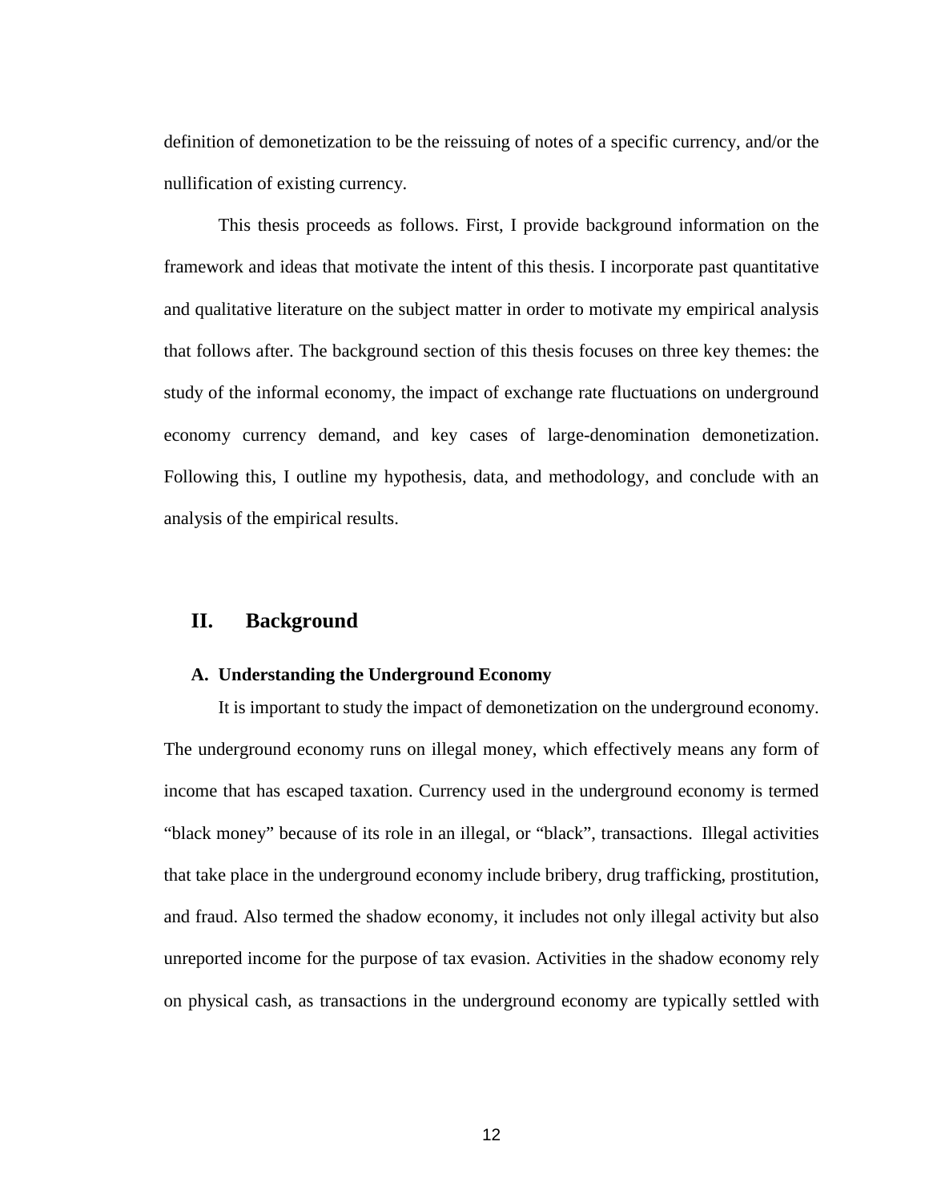definition of demonetization to be the reissuing of notes of a specific currency, and/or the nullification of existing currency.

This thesis proceeds as follows. First, I provide background information on the framework and ideas that motivate the intent of this thesis. I incorporate past quantitative and qualitative literature on the subject matter in order to motivate my empirical analysis that follows after. The background section of this thesis focuses on three key themes: the study of the informal economy, the impact of exchange rate fluctuations on underground economy currency demand, and key cases of large-denomination demonetization. Following this, I outline my hypothesis, data, and methodology, and conclude with an analysis of the empirical results.

## II. Background

### A. Understanding the Underground Economy

It is important to study the impact of demonetization on the underground economy. The underground economy runs on illegal money, which effectively means any form of income that has escaped taxation. Currency used in the underground economy is termed "black money" because of its role in an illegal, or "black", transactions. Illegal activities that take place in the underground economy include bribery, drug trafficking, prostitution, and fraud. Also termed the shadow economy, it includes not only illegal activity but also unreported income for the purpose of tax evasion. Activities in the shadow economy rely on physical cash, as transactions in the underground economy are typically settled with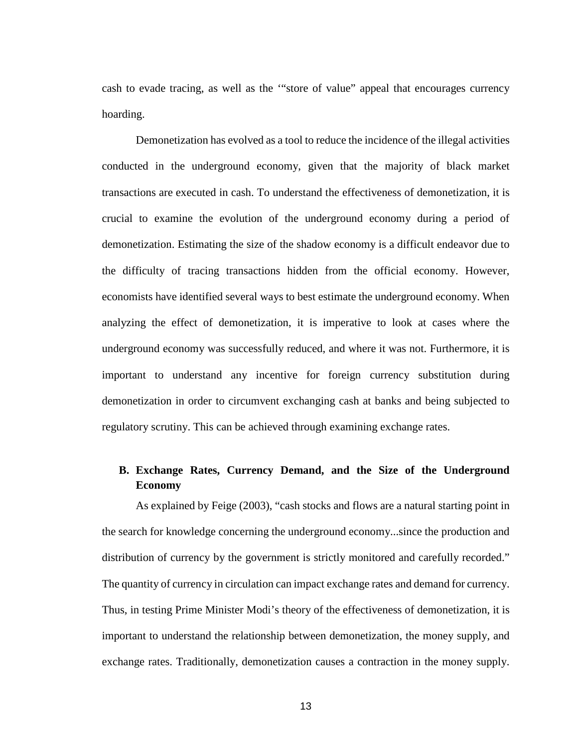cash to evade tracing, as well as the '"store of value" appeal that encourages currency hoarding.

Demonetization has evolved as a tool to reduce the incidence of the illegal activities conducted in the underground economy, given that the majority of black market transactions are executed in cash. To understand the effectiveness of demonetization, it is crucial to examine the evolution of the underground economy during a period of demonetization. Estimating the size of the shadow economy is a difficult endeavor due to the difficulty of tracing transactions hidden from the official economy. However, economists have identified several ways to best estimate the underground economy. When analyzing the effect of demonetization, it is imperative to look at cases where the underground economy was successfully reduced, and where it was not. Furthermore, it is important to understand any incentive for foreign currency substitution during demonetization in order to circumvent exchanging cash at banks and being subjected to regulatory scrutiny. This can be achieved through examining exchange rates.

### B. Exchange Rates, Currency Demand, and the Size of the Underground Economy

As explained by Feige (2003), "cash stocks and flows are a natural starting point in the search for knowledge concerning the underground economy...since the production and distribution of currency by the government is strictly monitored and carefully recorded." The quantity of currency in circulation can impact exchange rates and demand for currency. Thus, in testing Prime Minister Modi's theory of the effectiveness of demonetization, it is important to understand the relationship between demonetization, the money supply, and exchange rates. Traditionally, demonetization causes a contraction in the money supply.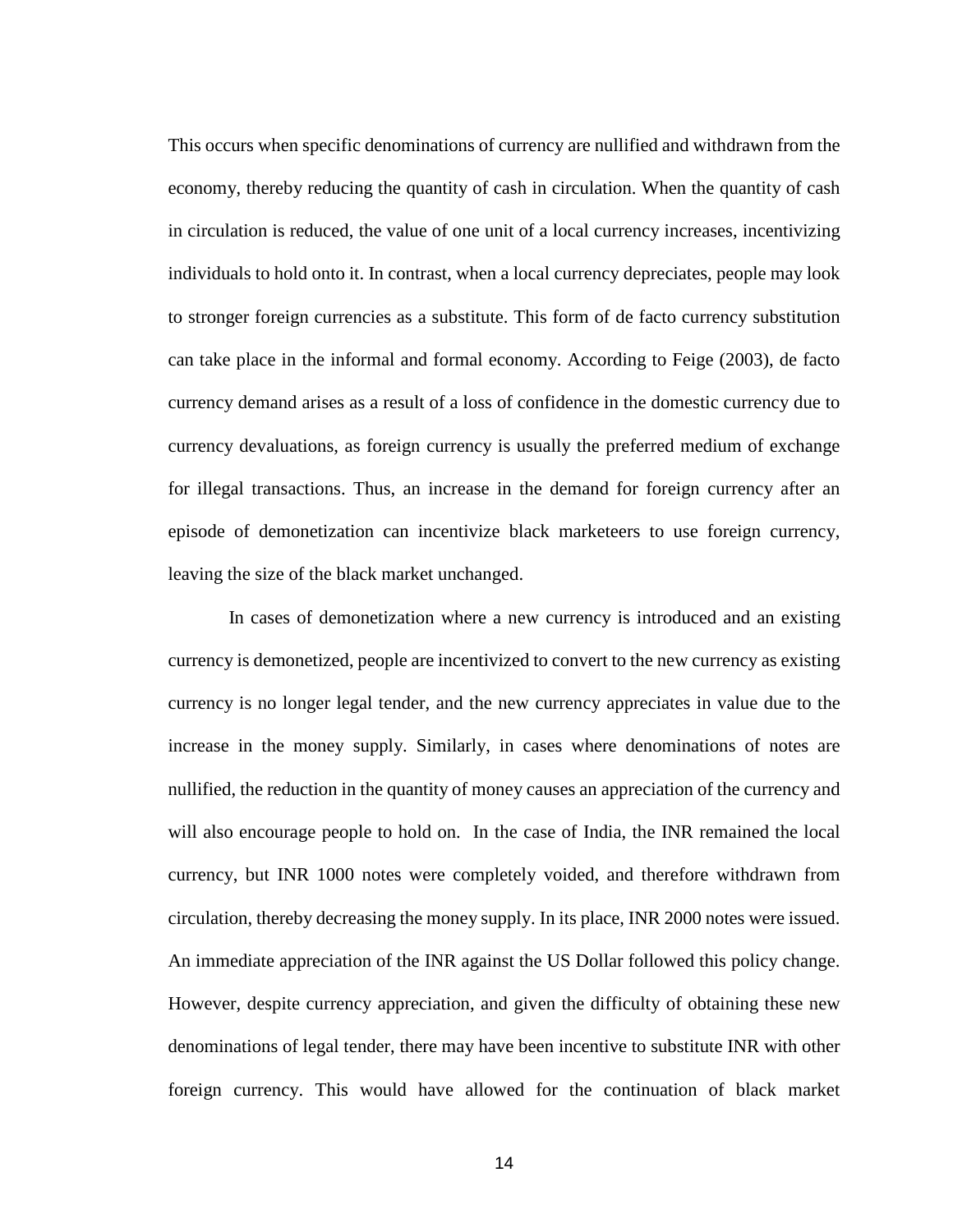This occurs when specific denominations of currency are nullified and withdrawn from the economy, thereby reducing the quantity of cash in circulation. When the quantity of cash in circulation is reduced, the value of one unit of a local currency increases, incentivizing individuals to hold onto it. In contrast, when a local currency depreciates, people may look to stronger foreign currencies as a substitute. This form of de facto currency substitution can take place in the informal and formal economy. According to Feige (2003), de facto currency demand arises as a result of a loss of confidence in the domestic currency due to currency devaluations, as foreign currency is usually the preferred medium of exchange for illegal transactions. Thus, an increase in the demand for foreign currency after an episode of demonetization can incentivize black marketeers to use foreign currency, leaving the size of the black market unchanged.

In cases of demonetization where a new currency is introduced and an existing currency is demonetized, people are incentivized to convert to the new currency as existing currency is no longer legal tender, and the new currency appreciates in value due to the increase in the money supply. Similarly, in cases where denominations of notes are nullified, the reduction in the quantity of money causes an appreciation of the currency and will also encourage people to hold on. In the case of India, the INR remained the local currency, but INR 1000 notes were completely voided, and therefore withdrawn from circulation, thereby decreasing the money supply. In its place, INR 2000 notes were issued. An immediate appreciation of the INR against the US Dollar followed this policy change. However, despite currency appreciation, and given the difficulty of obtaining these new denominations of legal tender, there may have been incentive to substitute INR with other foreign currency. This would have allowed for the continuation of black market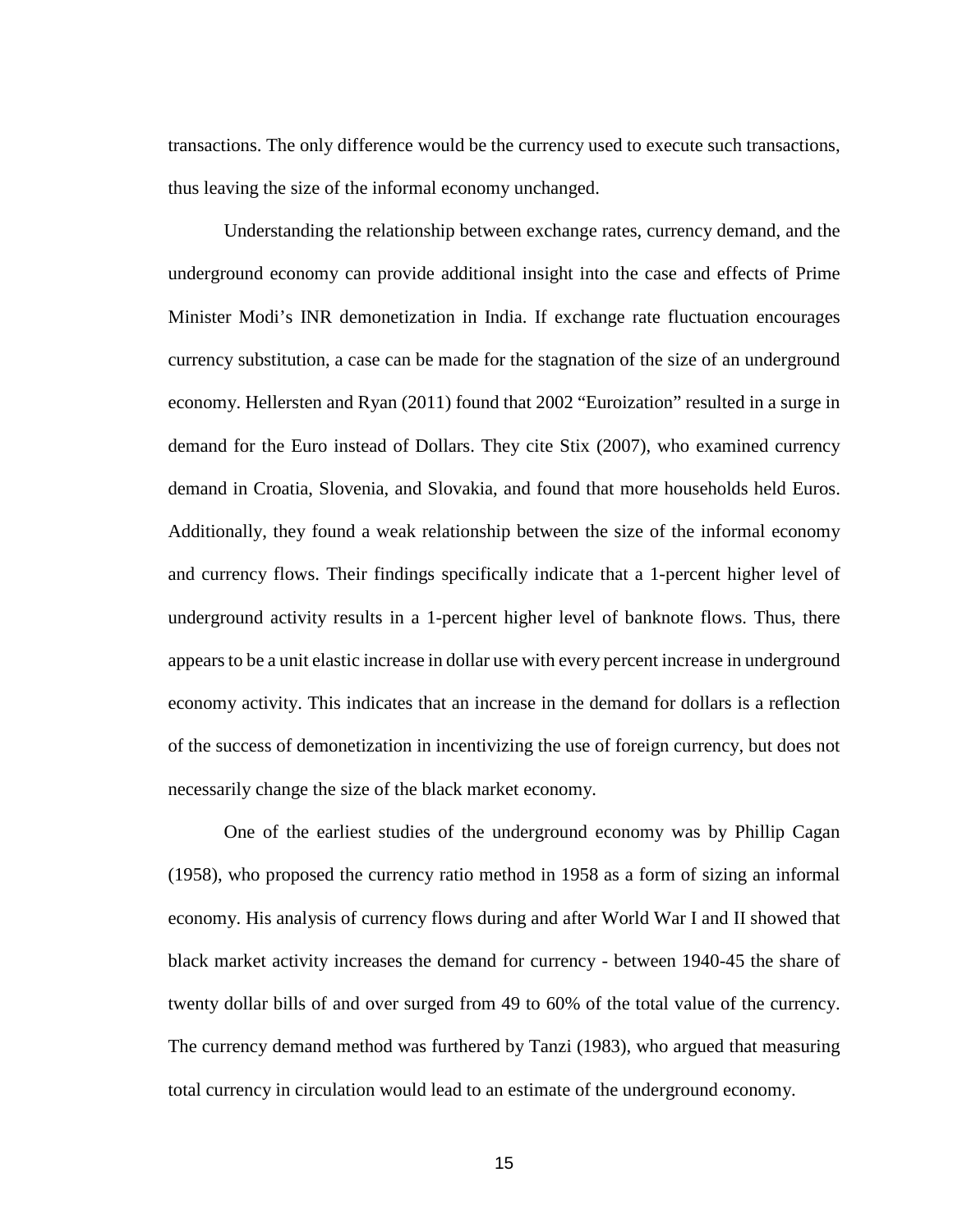transactions. The only difference would be the currency used to execute such transactions, thus leaving the size of the informal economy unchanged.

Understanding the relationship between exchange rates, currency demand, and the underground economy can provide additional insight into the case and effects of Prime Minister Modi's INR demonetization in India. If exchange rate fluctuation encourages currency substitution, a case can be made for the stagnation of the size of an underground economy. Hellersten and Ryan (2011) found that 2002 "Euroization" resulted in a surge in demand for the Euro instead of Dollars. They cite Stix (2007), who examined currency demand in Croatia, Slovenia, and Slovakia, and found that more households held Euros. Additionally, they found a weak relationship between the size of the informal economy and currency flows. Their findings specifically indicate that a 1-percent higher level of underground activity results in a 1-percent higher level of banknote flows. Thus, there appears to be a unit elastic increase in dollar use with every percent increase in underground economy activity. This indicates that an increase in the demand for dollars is a reflection of the success of demonetization in incentivizing the use of foreign currency, but does not necessarily change the size of the black market economy.

One of the earliest studies of the underground economy was by Phillip Cagan (1958), who proposed the currency ratio method in 1958 as a form of sizing an informal economy. His analysis of currency flows during and after World War I and II showed that black market activity increases the demand for currency - between 1940-45 the share of twenty dollar bills of and over surged from 49 to 60% of the total value of the currency. The currency demand method was furthered by Tanzi (1983), who argued that measuring total currency in circulation would lead to an estimate of the underground economy.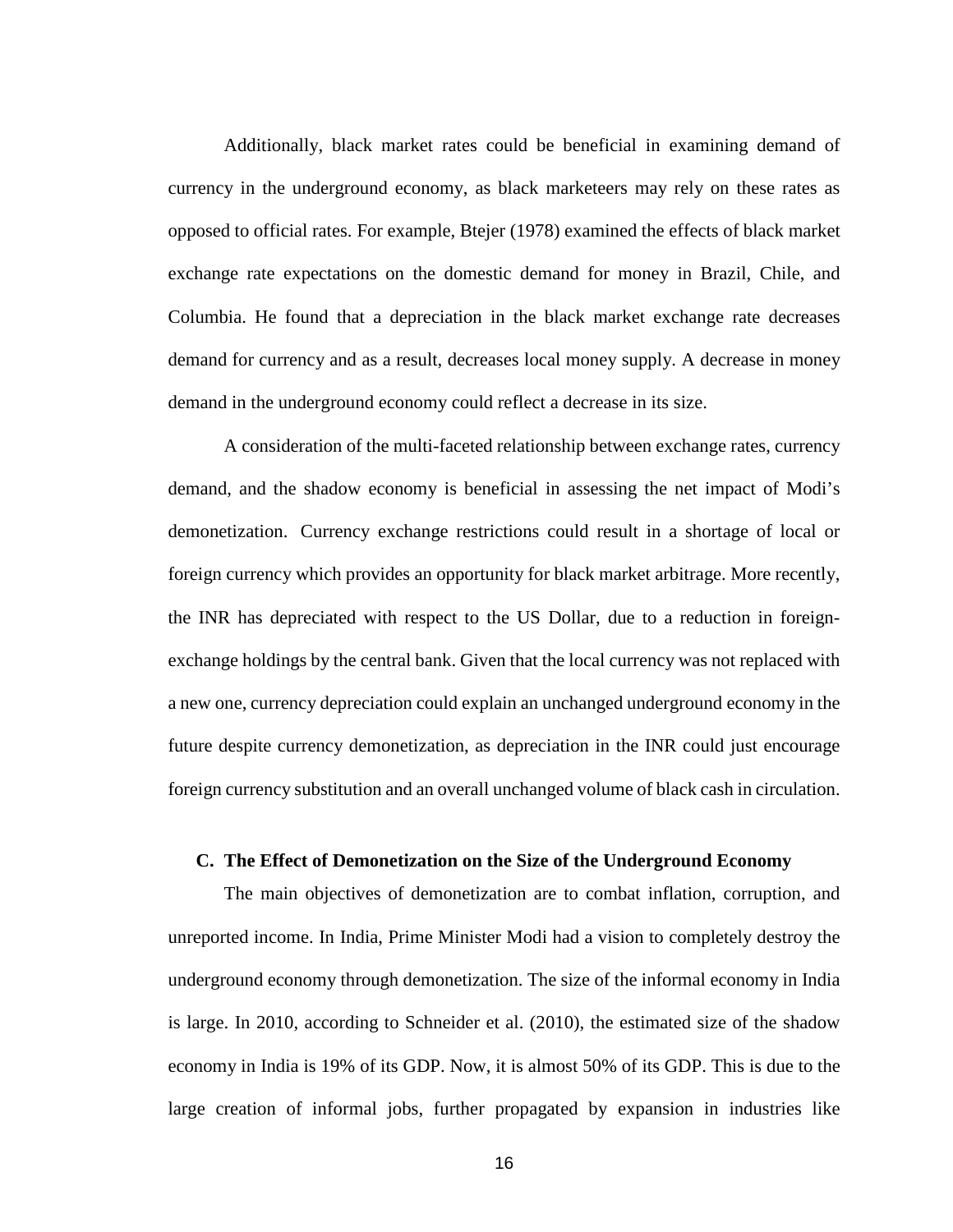Additionally, black market rates could be beneficial in examining demand of currency in the underground economy, as black marketeers may rely on these rates as opposed to official rates. For example, Btejer (1978) examined the effects of black market exchange rate expectations on the domestic demand for money in Brazil, Chile, and Columbia. He found that a depreciation in the black market exchange rate decreases demand for currency and as a result, decreases local money supply. A decrease in money demand in the underground economy could reflect a decrease in its size.

A consideration of the multi-faceted relationship between exchange rates, currency demand, and the shadow economy is beneficial in assessing the net impact of Modi's demonetization. Currency exchange restrictions could result in a shortage of local or foreign currency which provides an opportunity for black market arbitrage. More recently, the INR has depreciated with respect to the US Dollar, due to a reduction in foreign-exchange holdings by the central bank. Given that the local currency was not replaced with a new one, currency depreciation could explain an unchanged underground economy in the future despite currency demonetization, as depreciation in the INR could just encourage foreign currency substitution and an overall unchanged volume of black cash in circulation.

### C. The Effect of Demonetization on the Size of the Underground Economy

The main objectives of demonetization are to combat inflation, corruption, and unreported income. In India, Prime Minister Modi had a vision to completely destroy the underground economy through demonetization. The size of the informal economy in India is large. In 2010, according to Schneider et al. (2010), the estimated size of the shadow economy in India is 19% of its GDP. Now, it is almost 50% of its GDP. This is due to the large creation of informal jobs, further propagated by expansion in industries like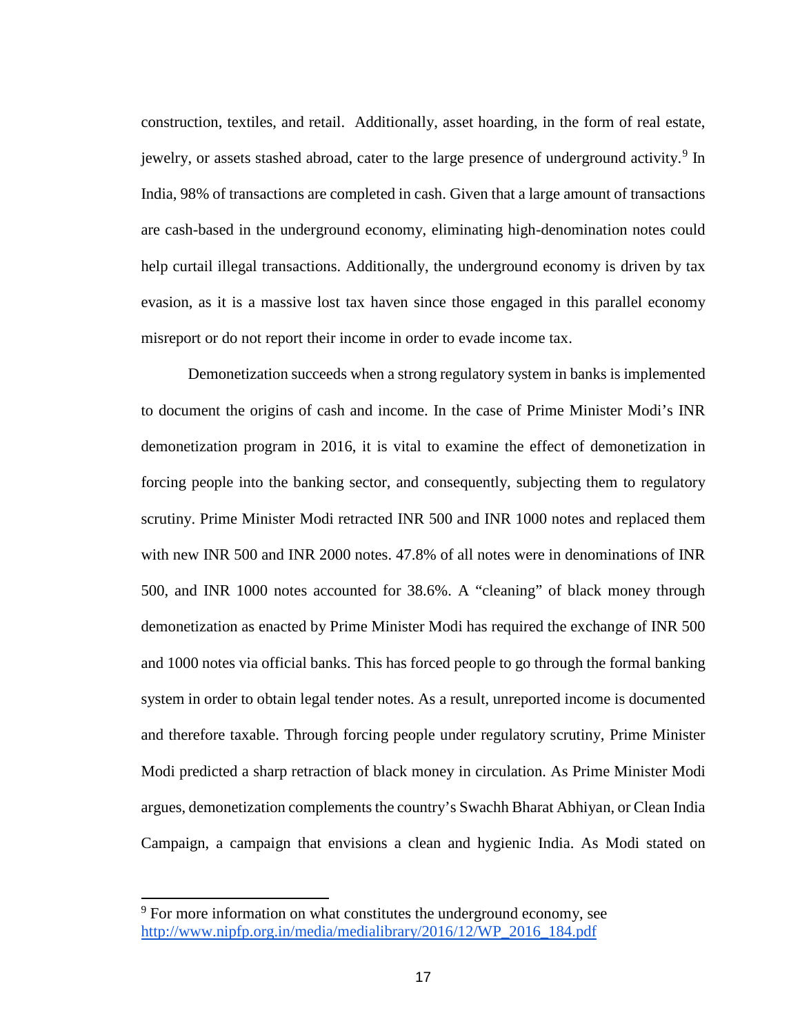construction, textiles, and retail. Additionally, asset hoarding, in the form of real estate, jewelry, or assets stashed abroad, cater to the large presence of underground activity.[9] In India, 98% of transactions are completed in cash. Given that a large amount of transactions are cash-based in the underground economy, eliminating high-denomination notes could help curtail illegal transactions. Additionally, the underground economy is driven by tax evasion, as it is a massive lost tax haven since those engaged in this parallel economy misreport or do not report their income in order to evade income tax.

Demonetization succeeds when a strong regulatory system in banks is implemented to document the origins of cash and income. In the case of Prime Minister Modi's INR demonetization program in 2016, it is vital to examine the effect of demonetization in forcing people into the banking sector, and consequently, subjecting them to regulatory scrutiny. Prime Minister Modi retracted INR 500 and INR 1000 notes and replaced them with new INR 500 and INR 2000 notes. 47.8% of all notes were in denominations of INR 500, and INR 1000 notes accounted for 38.6%. A "cleaning" of black money through demonetization as enacted by Prime Minister Modi has required the exchange of INR 500 and 1000 notes via official banks. This has forced people to go through the formal banking system in order to obtain legal tender notes. As a result, unreported income is documented and therefore taxable. Through forcing people under regulatory scrutiny, Prime Minister Modi predicted a sharp retraction of black money in circulation. As Prime Minister Modi argues, demonetization complements the country's Swachh Bharat Abhiyan, or Clean India Campaign, a campaign that envisions a clean and hygienic India. As Modi stated on

---

[9] For more information on what constitutes the underground economy, see http://www.nipfp.org.in/media/medialibrary/2016/12/WP_2016_184.pdf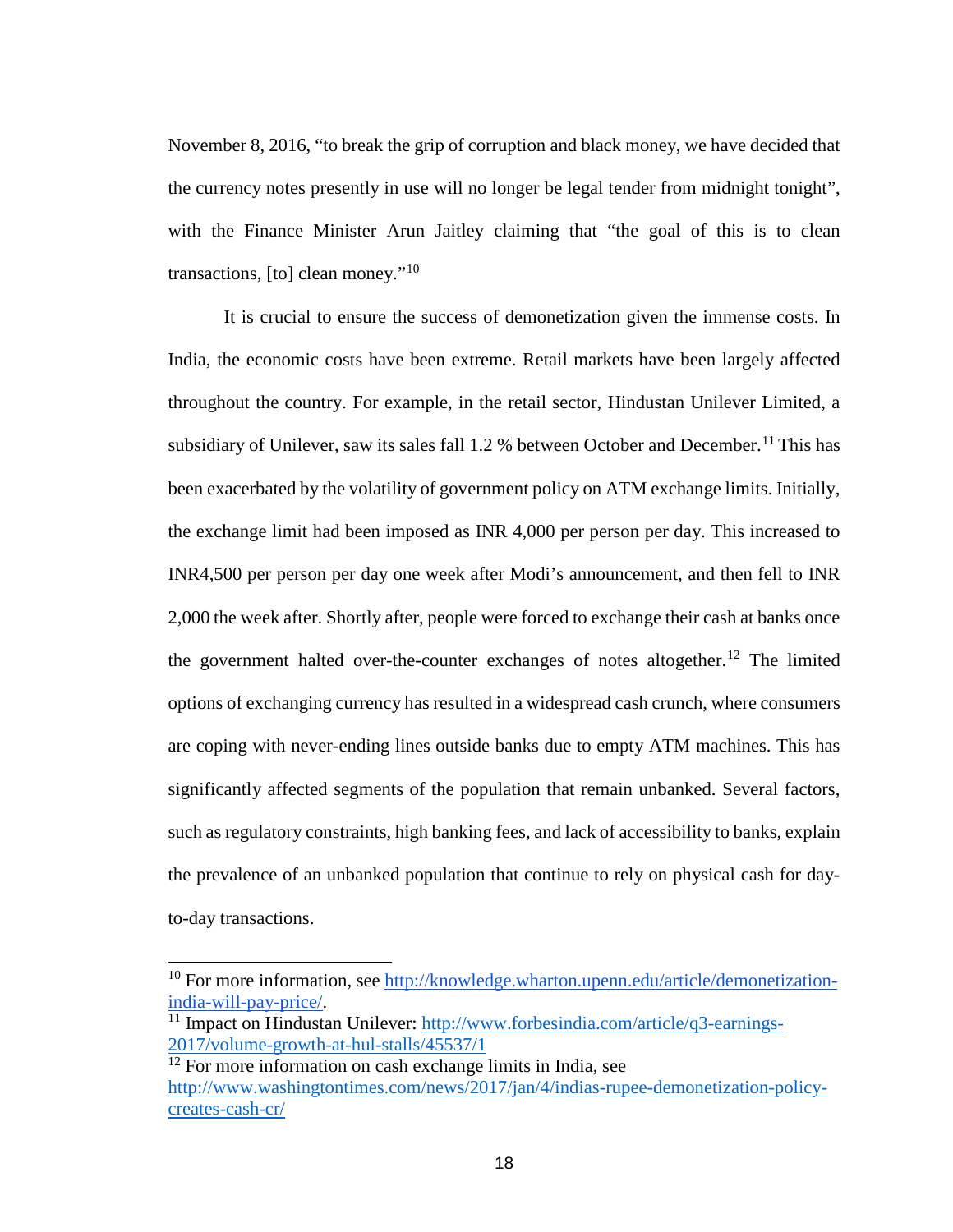November 8, 2016, "to break the grip of corruption and black money, we have decided that the currency notes presently in use will no longer be legal tender from midnight tonight", with the Finance Minister Arun Jaitley claiming that "the goal of this is to clean transactions, [to] clean money."[10]

It is crucial to ensure the success of demonetization given the immense costs. In India, the economic costs have been extreme. Retail markets have been largely affected throughout the country. For example, in the retail sector, Hindustan Unilever Limited, a subsidiary of Unilever, saw its sales fall 1.2 % between October and December.[11] This has been exacerbated by the volatility of government policy on ATM exchange limits. Initially, the exchange limit had been imposed as INR 4,000 per person per day. This increased to INR4,500 per person per day one week after Modi's announcement, and then fell to INR 2,000 the week after. Shortly after, people were forced to exchange their cash at banks once the government halted over-the-counter exchanges of notes altogether.[12] The limited options of exchanging currency has resulted in a widespread cash crunch, where consumers are coping with never-ending lines outside banks due to empty ATM machines. This has significantly affected segments of the population that remain unbanked. Several factors, such as regulatory constraints, high banking fees, and lack of accessibility to banks, explain the prevalence of an unbanked population that continue to rely on physical cash for day-to-day transactions.

---

[10] For more information, see http://knowledge.wharton.upenn.edu/article/demonetization-india-will-pay-price/.

[11] Impact on Hindustan Unilever: http://www.forbesindia.com/article/q3-earnings-2017/volume-growth-at-hul-stalls/45537/1

[12] For more information on cash exchange limits in India, see http://www.washingtontimes.com/news/2017/jan/4/indias-rupee-demonetization-policy-creates-cash-cr/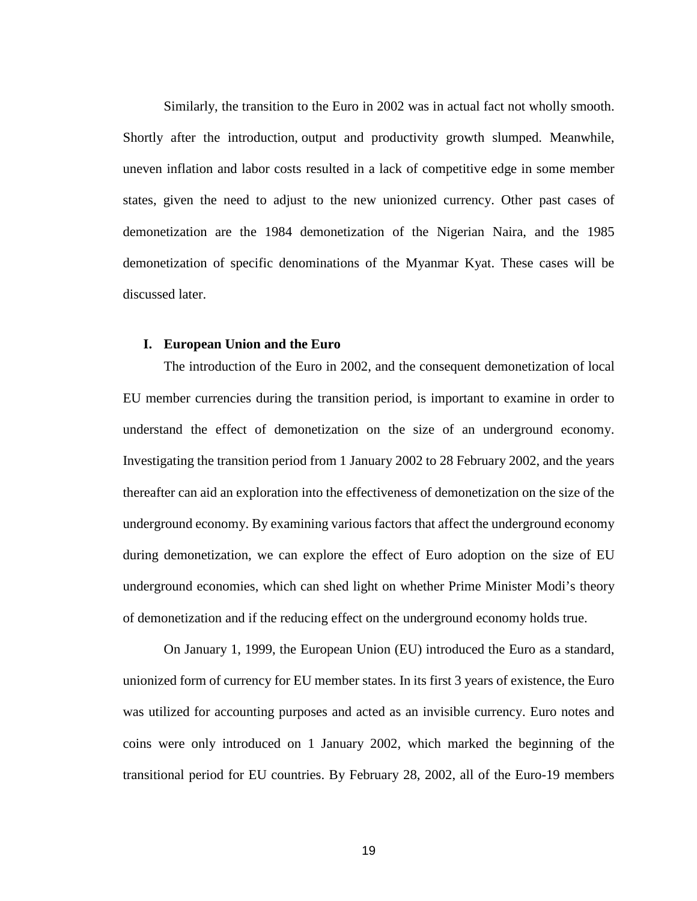Similarly, the transition to the Euro in 2002 was in actual fact not wholly smooth. Shortly after the introduction, output and productivity growth slumped. Meanwhile, uneven inflation and labor costs resulted in a lack of competitive edge in some member states, given the need to adjust to the new unionized currency. Other past cases of demonetization are the 1984 demonetization of the Nigerian Naira, and the 1985 demonetization of specific denominations of the Myanmar Kyat. These cases will be discussed later.

### I. European Union and the Euro

The introduction of the Euro in 2002, and the consequent demonetization of local EU member currencies during the transition period, is important to examine in order to understand the effect of demonetization on the size of an underground economy. Investigating the transition period from 1 January 2002 to 28 February 2002, and the years thereafter can aid an exploration into the effectiveness of demonetization on the size of the underground economy. By examining various factors that affect the underground economy during demonetization, we can explore the effect of Euro adoption on the size of EU underground economies, which can shed light on whether Prime Minister Modi's theory of demonetization and if the reducing effect on the underground economy holds true.

On January 1, 1999, the European Union (EU) introduced the Euro as a standard, unionized form of currency for EU member states. In its first 3 years of existence, the Euro was utilized for accounting purposes and acted as an invisible currency. Euro notes and coins were only introduced on 1 January 2002, which marked the beginning of the transitional period for EU countries. By February 28, 2002, all of the Euro-19 members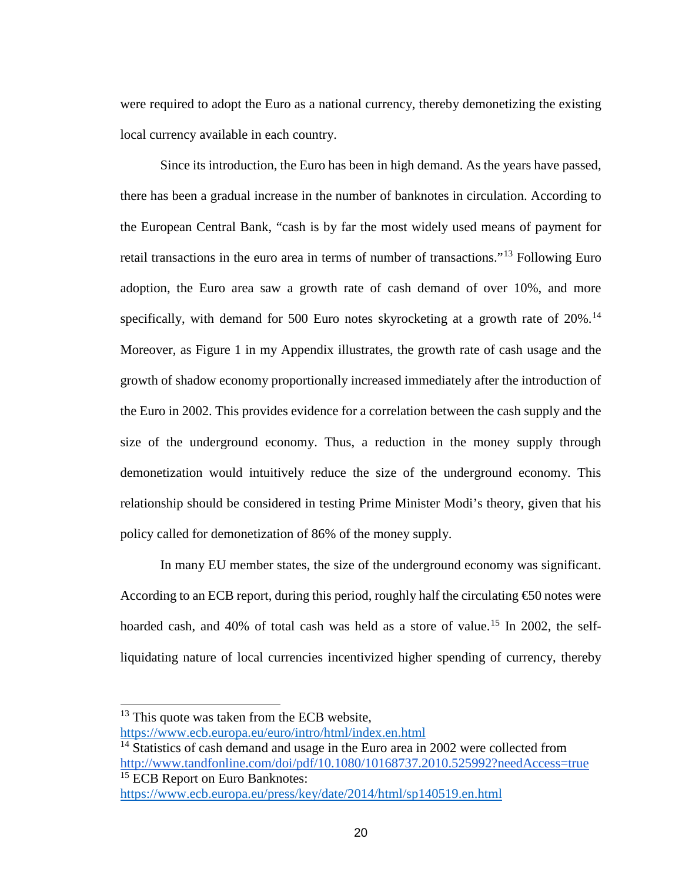were required to adopt the Euro as a national currency, thereby demonetizing the existing local currency available in each country.

Since its introduction, the Euro has been in high demand. As the years have passed, there has been a gradual increase in the number of banknotes in circulation. According to the European Central Bank, "cash is by far the most widely used means of payment for retail transactions in the euro area in terms of number of transactions."[13] Following Euro adoption, the Euro area saw a growth rate of cash demand of over 10%, and more specifically, with demand for 500 Euro notes skyrocketing at a growth rate of 20%.[14] Moreover, as Figure 1 in my Appendix illustrates, the growth rate of cash usage and the growth of shadow economy proportionally increased immediately after the introduction of the Euro in 2002. This provides evidence for a correlation between the cash supply and the size of the underground economy. Thus, a reduction in the money supply through demonetization would intuitively reduce the size of the underground economy. This relationship should be considered in testing Prime Minister Modi's theory, given that his policy called for demonetization of 86% of the money supply.

In many EU member states, the size of the underground economy was significant. According to an ECB report, during this period, roughly half the circulating €50 notes were hoarded cash, and 40% of total cash was held as a store of value.[15] In 2002, the self-liquidating nature of local currencies incentivized higher spending of currency, thereby

---

[13] This quote was taken from the ECB website, https://www.ecb.europa.eu/euro/intro/html/index.en.html

[14] Statistics of cash demand and usage in the Euro area in 2002 were collected from http://www.tandfonline.com/doi/pdf/10.1080/10168737.2010.525992?needAccess=true

[15] ECB Report on Euro Banknotes: https://www.ecb.europa.eu/press/key/date/2014/html/sp140519.en.html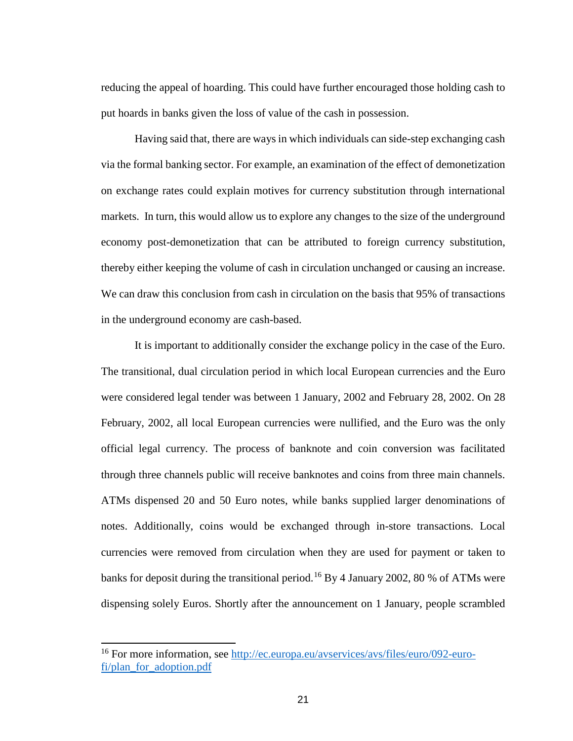reducing the appeal of hoarding. This could have further encouraged those holding cash to put hoards in banks given the loss of value of the cash in possession.

Having said that, there are ways in which individuals can side-step exchanging cash via the formal banking sector. For example, an examination of the effect of demonetization on exchange rates could explain motives for currency substitution through international markets. In turn, this would allow us to explore any changes to the size of the underground economy post-demonetization that can be attributed to foreign currency substitution, thereby either keeping the volume of cash in circulation unchanged or causing an increase. We can draw this conclusion from cash in circulation on the basis that 95% of transactions in the underground economy are cash-based.

It is important to additionally consider the exchange policy in the case of the Euro. The transitional, dual circulation period in which local European currencies and the Euro were considered legal tender was between 1 January, 2002 and February 28, 2002. On 28 February, 2002, all local European currencies were nullified, and the Euro was the only official legal currency. The process of banknote and coin conversion was facilitated through three channels public will receive banknotes and coins from three main channels. ATMs dispensed 20 and 50 Euro notes, while banks supplied larger denominations of notes. Additionally, coins would be exchanged through in-store transactions. Local currencies were removed from circulation when they are used for payment or taken to banks for deposit during the transitional period.[16] By 4 January 2002, 80 % of ATMs were dispensing solely Euros. Shortly after the announcement on 1 January, people scrambled

[16] For more information, see http://ec.europa.eu/avservices/avs/files/euro/092-euro-fi/plan_for_adoption.pdf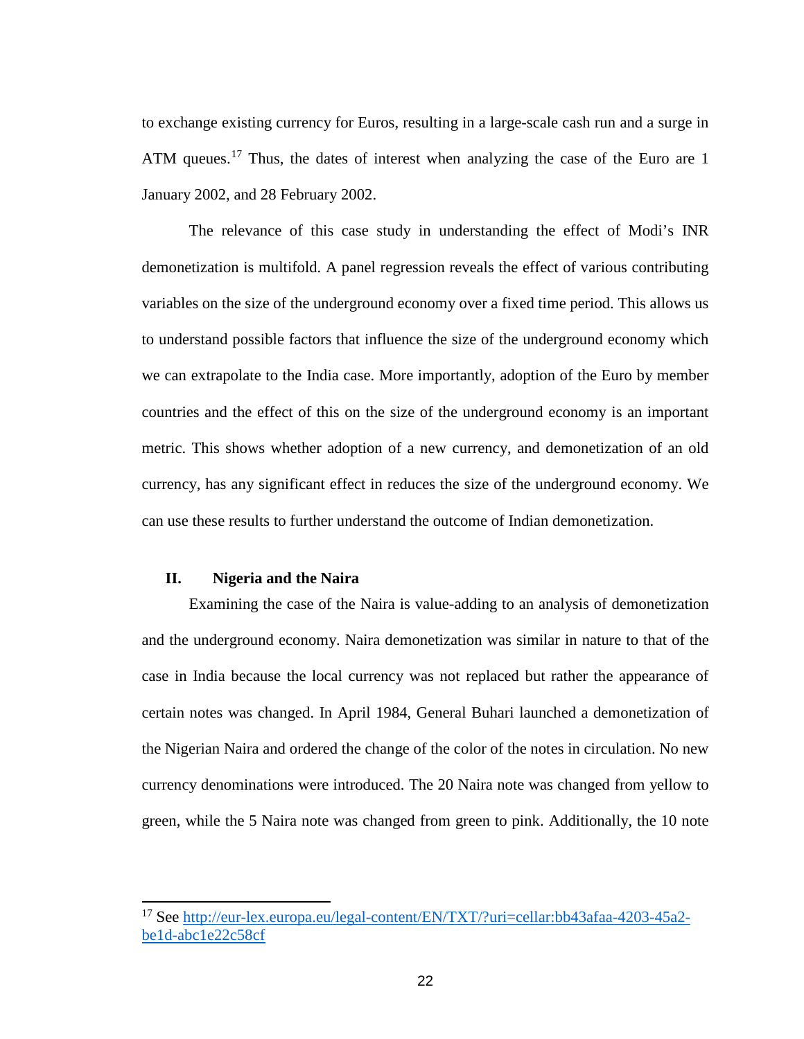to exchange existing currency for Euros, resulting in a large-scale cash run and a surge in ATM queues.[17] Thus, the dates of interest when analyzing the case of the Euro are 1 January 2002, and 28 February 2002.

The relevance of this case study in understanding the effect of Modi's INR demonetization is multifold. A panel regression reveals the effect of various contributing variables on the size of the underground economy over a fixed time period. This allows us to understand possible factors that influence the size of the underground economy which we can extrapolate to the India case. More importantly, adoption of the Euro by member countries and the effect of this on the size of the underground economy is an important metric. This shows whether adoption of a new currency, and demonetization of an old currency, has any significant effect in reduces the size of the underground economy. We can use these results to further understand the outcome of Indian demonetization.

## II. Nigeria and the Naira

Examining the case of the Naira is value-adding to an analysis of demonetization and the underground economy. Naira demonetization was similar in nature to that of the case in India because the local currency was not replaced but rather the appearance of certain notes was changed. In April 1984, General Buhari launched a demonetization of the Nigerian Naira and ordered the change of the color of the notes in circulation. No new currency denominations were introduced. The 20 Naira note was changed from yellow to green, while the 5 Naira note was changed from green to pink. Additionally, the 10 note

---

[17] See [http://eur-lex.europa.eu/legal-content/EN/TXT/?uri=cellar:bb43afaa-4203-45a2-be1d-abc1e22c58cf](http://eur-lex.europa.eu/legal-content/EN/TXT/?uri=cellar:bb43afaa-4203-45a2-be1d-abc1e22c58cf)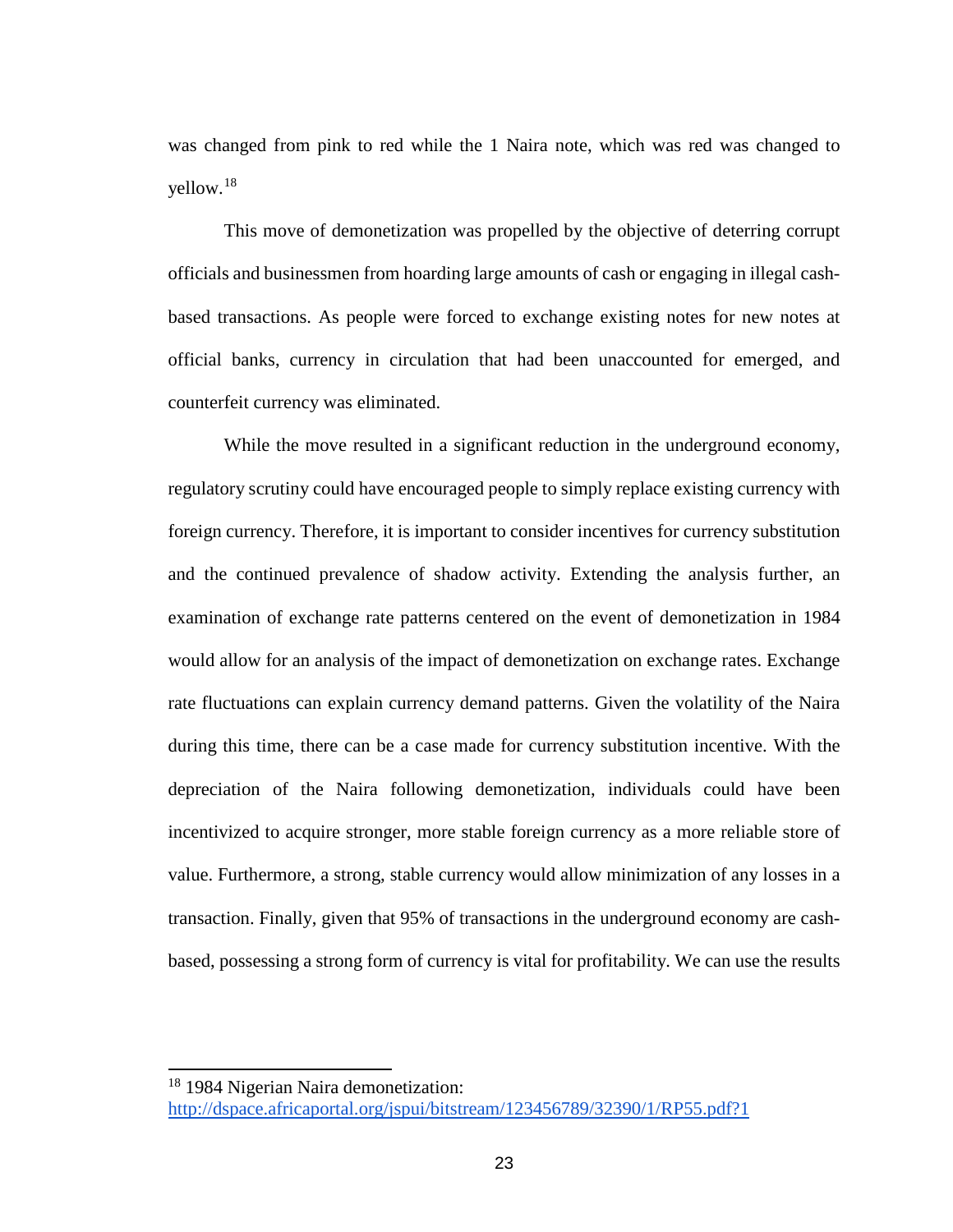was changed from pink to red while the 1 Naira note, which was red was changed to yellow.[18]

This move of demonetization was propelled by the objective of deterring corrupt officials and businessmen from hoarding large amounts of cash or engaging in illegal cash-based transactions. As people were forced to exchange existing notes for new notes at official banks, currency in circulation that had been unaccounted for emerged, and counterfeit currency was eliminated.

While the move resulted in a significant reduction in the underground economy, regulatory scrutiny could have encouraged people to simply replace existing currency with foreign currency. Therefore, it is important to consider incentives for currency substitution and the continued prevalence of shadow activity. Extending the analysis further, an examination of exchange rate patterns centered on the event of demonetization in 1984 would allow for an analysis of the impact of demonetization on exchange rates. Exchange rate fluctuations can explain currency demand patterns. Given the volatility of the Naira during this time, there can be a case made for currency substitution incentive. With the depreciation of the Naira following demonetization, individuals could have been incentivized to acquire stronger, more stable foreign currency as a more reliable store of value. Furthermore, a strong, stable currency would allow minimization of any losses in a transaction. Finally, given that 95% of transactions in the underground economy are cash-based, possessing a strong form of currency is vital for profitability. We can use the results

---

[18] 1984 Nigerian Naira demonetization: http://dspace.africaportal.org/jspui/bitstream/123456789/32390/1/RP55.pdf?1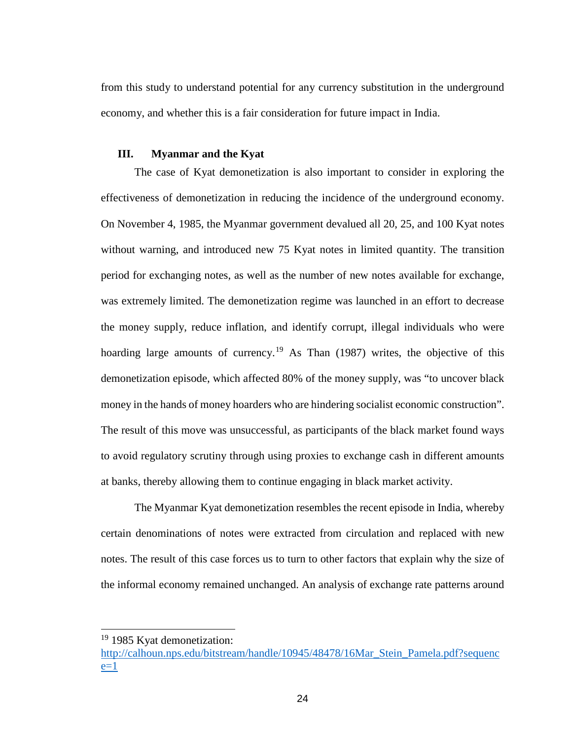from this study to understand potential for any currency substitution in the underground economy, and whether this is a fair consideration for future impact in India.

### III. Myanmar and the Kyat

The case of Kyat demonetization is also important to consider in exploring the effectiveness of demonetization in reducing the incidence of the underground economy. On November 4, 1985, the Myanmar government devalued all 20, 25, and 100 Kyat notes without warning, and introduced new 75 Kyat notes in limited quantity. The transition period for exchanging notes, as well as the number of new notes available for exchange, was extremely limited. The demonetization regime was launched in an effort to decrease the money supply, reduce inflation, and identify corrupt, illegal individuals who were hoarding large amounts of currency.[19] As Than (1987) writes, the objective of this demonetization episode, which affected 80% of the money supply, was "to uncover black money in the hands of money hoarders who are hindering socialist economic construction". The result of this move was unsuccessful, as participants of the black market found ways to avoid regulatory scrutiny through using proxies to exchange cash in different amounts at banks, thereby allowing them to continue engaging in black market activity.

The Myanmar Kyat demonetization resembles the recent episode in India, whereby certain denominations of notes were extracted from circulation and replaced with new notes. The result of this case forces us to turn to other factors that explain why the size of the informal economy remained unchanged. An analysis of exchange rate patterns around

---

[19] 1985 Kyat demonetization: http://calhoun.nps.edu/bitstream/handle/10945/48478/16Mar_Stein_Pamela.pdf?sequence=1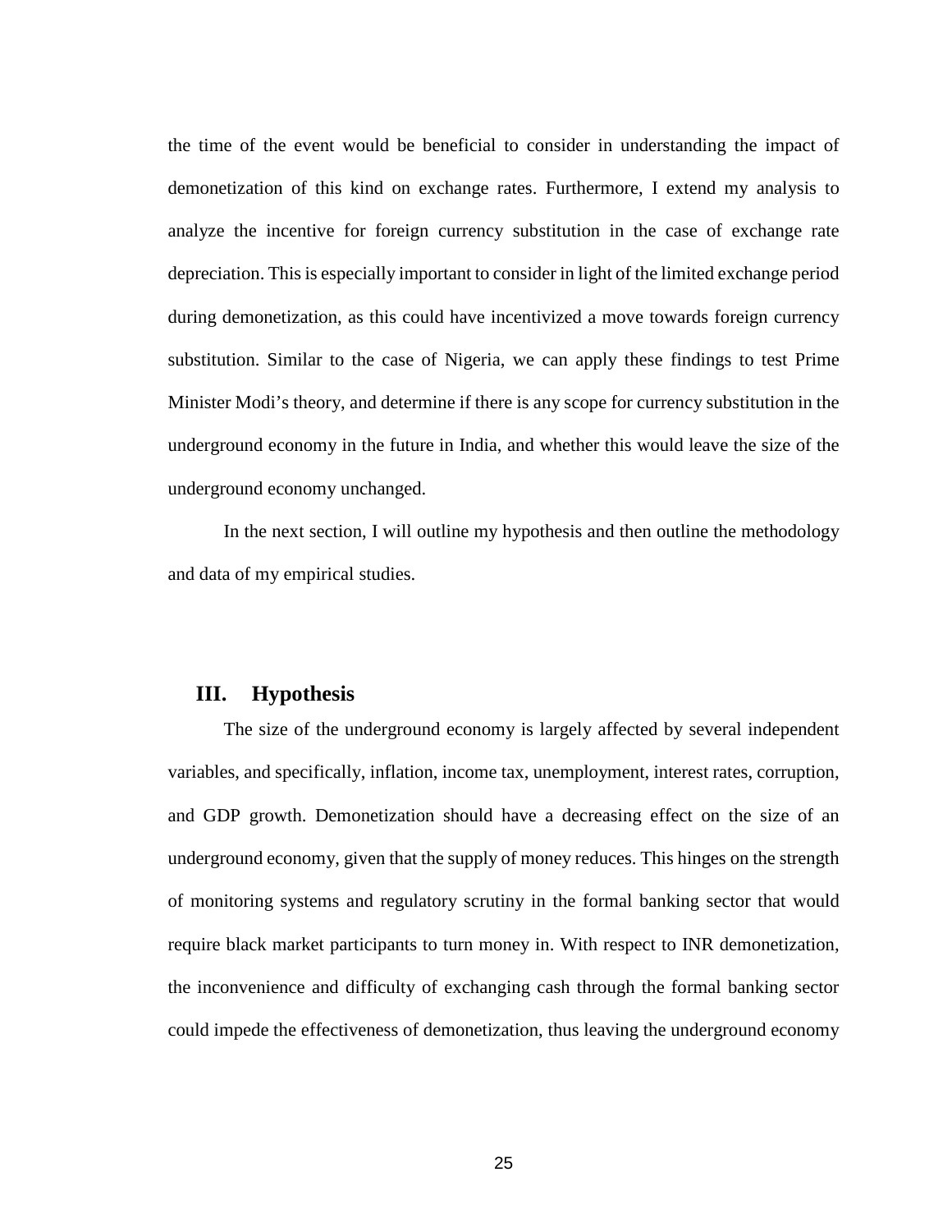the time of the event would be beneficial to consider in understanding the impact of demonetization of this kind on exchange rates. Furthermore, I extend my analysis to analyze the incentive for foreign currency substitution in the case of exchange rate depreciation. This is especially important to consider in light of the limited exchange period during demonetization, as this could have incentivized a move towards foreign currency substitution. Similar to the case of Nigeria, we can apply these findings to test Prime Minister Modi's theory, and determine if there is any scope for currency substitution in the underground economy in the future in India, and whether this would leave the size of the underground economy unchanged.

In the next section, I will outline my hypothesis and then outline the methodology and data of my empirical studies.

## III. Hypothesis

The size of the underground economy is largely affected by several independent variables, and specifically, inflation, income tax, unemployment, interest rates, corruption, and GDP growth. Demonetization should have a decreasing effect on the size of an underground economy, given that the supply of money reduces. This hinges on the strength of monitoring systems and regulatory scrutiny in the formal banking sector that would require black market participants to turn money in. With respect to INR demonetization, the inconvenience and difficulty of exchanging cash through the formal banking sector could impede the effectiveness of demonetization, thus leaving the underground economy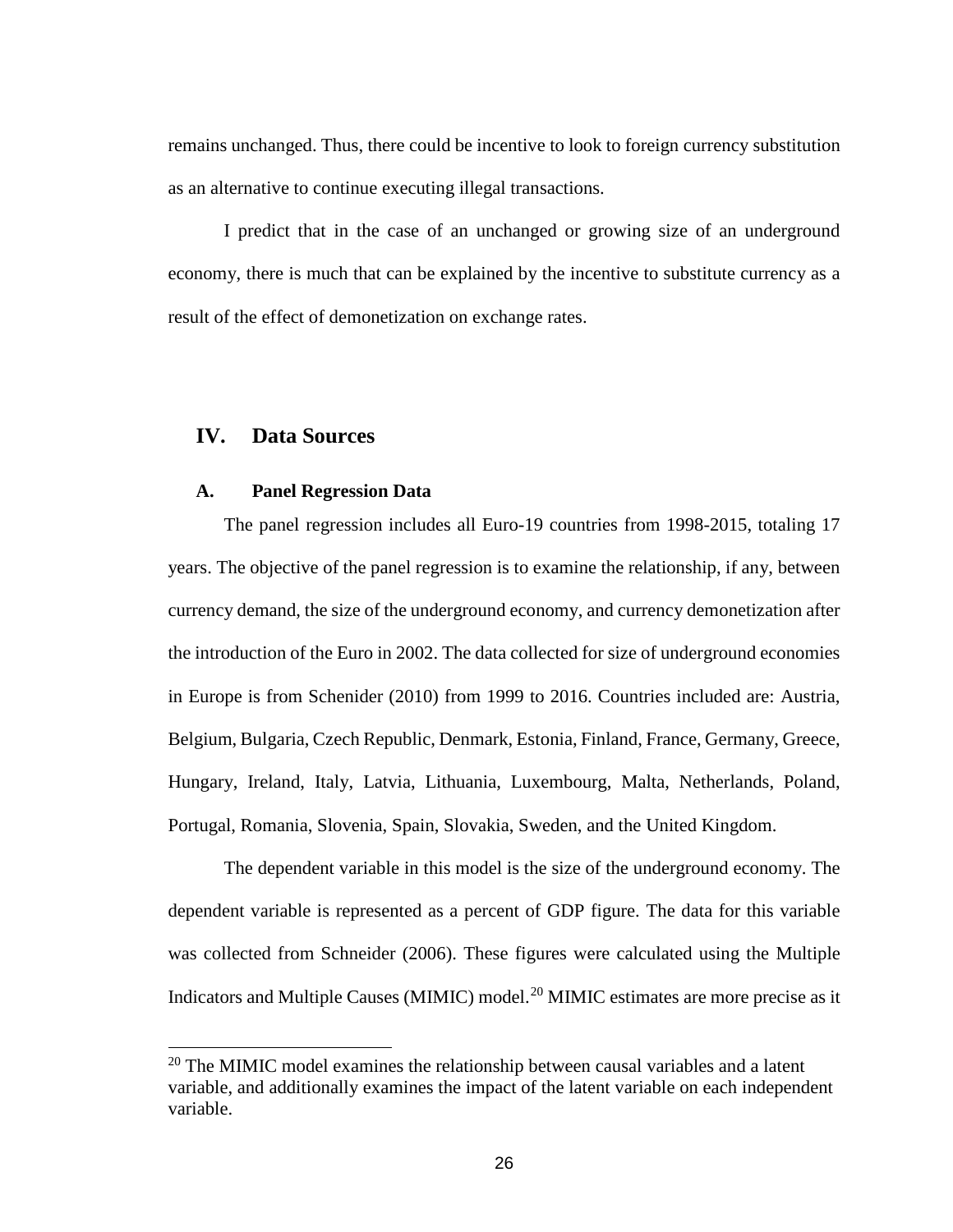remains unchanged. Thus, there could be incentive to look to foreign currency substitution as an alternative to continue executing illegal transactions.

I predict that in the case of an unchanged or growing size of an underground economy, there is much that can be explained by the incentive to substitute currency as a result of the effect of demonetization on exchange rates.

## IV. Data Sources

### A. Panel Regression Data

The panel regression includes all Euro-19 countries from 1998-2015, totaling 17 years. The objective of the panel regression is to examine the relationship, if any, between currency demand, the size of the underground economy, and currency demonetization after the introduction of the Euro in 2002. The data collected for size of underground economies in Europe is from Schenider (2010) from 1999 to 2016. Countries included are: Austria, Belgium, Bulgaria, Czech Republic, Denmark, Estonia, Finland, France, Germany, Greece, Hungary, Ireland, Italy, Latvia, Lithuania, Luxembourg, Malta, Netherlands, Poland, Portugal, Romania, Slovenia, Spain, Slovakia, Sweden, and the United Kingdom.

The dependent variable in this model is the size of the underground economy. The dependent variable is represented as a percent of GDP figure. The data for this variable was collected from Schneider (2006). These figures were calculated using the Multiple Indicators and Multiple Causes (MIMIC) model.[20] MIMIC estimates are more precise as it

---

[20] The MIMIC model examines the relationship between causal variables and a latent variable, and additionally examines the impact of the latent variable on each independent variable.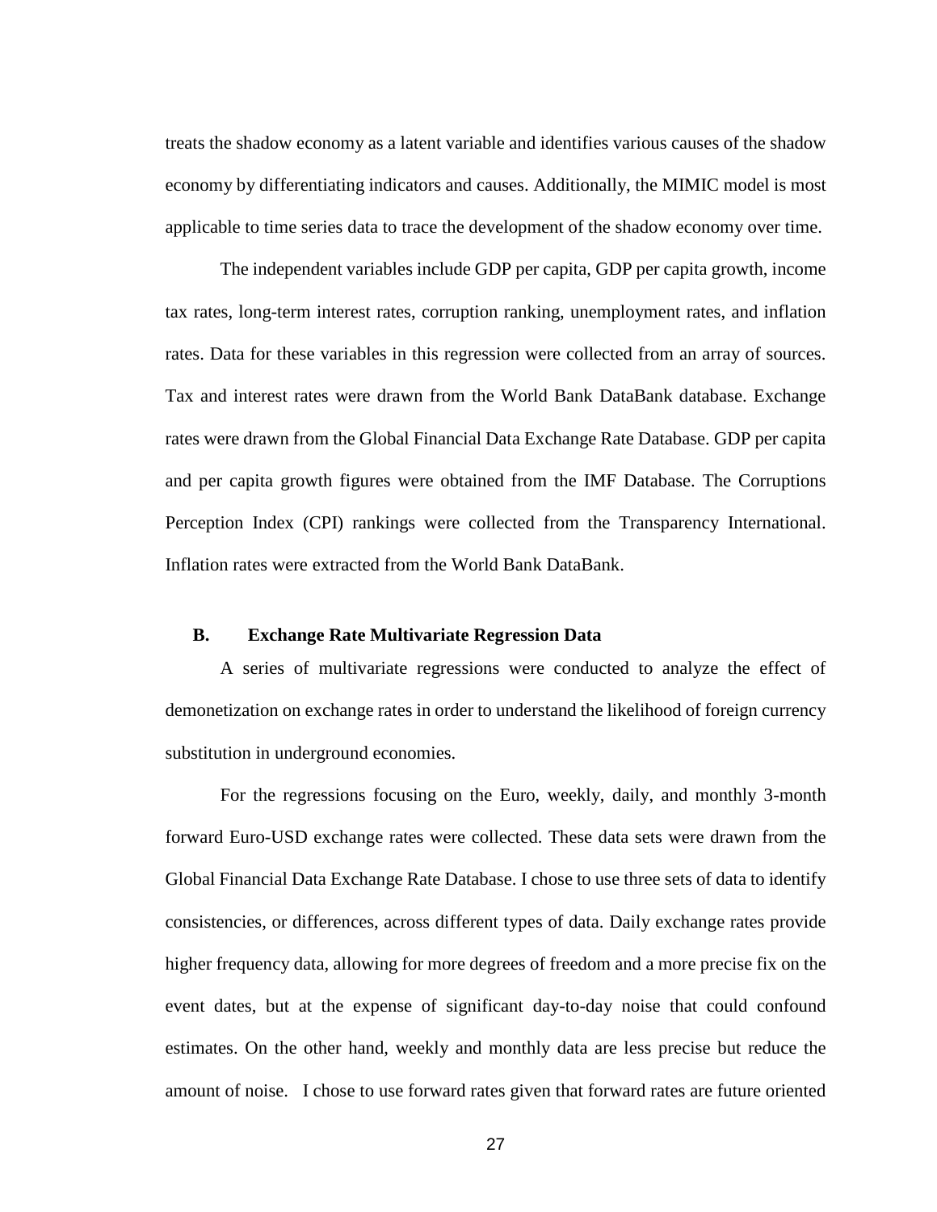treats the shadow economy as a latent variable and identifies various causes of the shadow economy by differentiating indicators and causes. Additionally, the MIMIC model is most applicable to time series data to trace the development of the shadow economy over time.

The independent variables include GDP per capita, GDP per capita growth, income tax rates, long-term interest rates, corruption ranking, unemployment rates, and inflation rates. Data for these variables in this regression were collected from an array of sources. Tax and interest rates were drawn from the World Bank DataBank database. Exchange rates were drawn from the Global Financial Data Exchange Rate Database. GDP per capita and per capita growth figures were obtained from the IMF Database. The Corruptions Perception Index (CPI) rankings were collected from the Transparency International. Inflation rates were extracted from the World Bank DataBank.

### B. Exchange Rate Multivariate Regression Data

A series of multivariate regressions were conducted to analyze the effect of demonetization on exchange rates in order to understand the likelihood of foreign currency substitution in underground economies.

For the regressions focusing on the Euro, weekly, daily, and monthly 3-month forward Euro-USD exchange rates were collected. These data sets were drawn from the Global Financial Data Exchange Rate Database. I chose to use three sets of data to identify consistencies, or differences, across different types of data. Daily exchange rates provide higher frequency data, allowing for more degrees of freedom and a more precise fix on the event dates, but at the expense of significant day-to-day noise that could confound estimates. On the other hand, weekly and monthly data are less precise but reduce the amount of noise. I chose to use forward rates given that forward rates are future oriented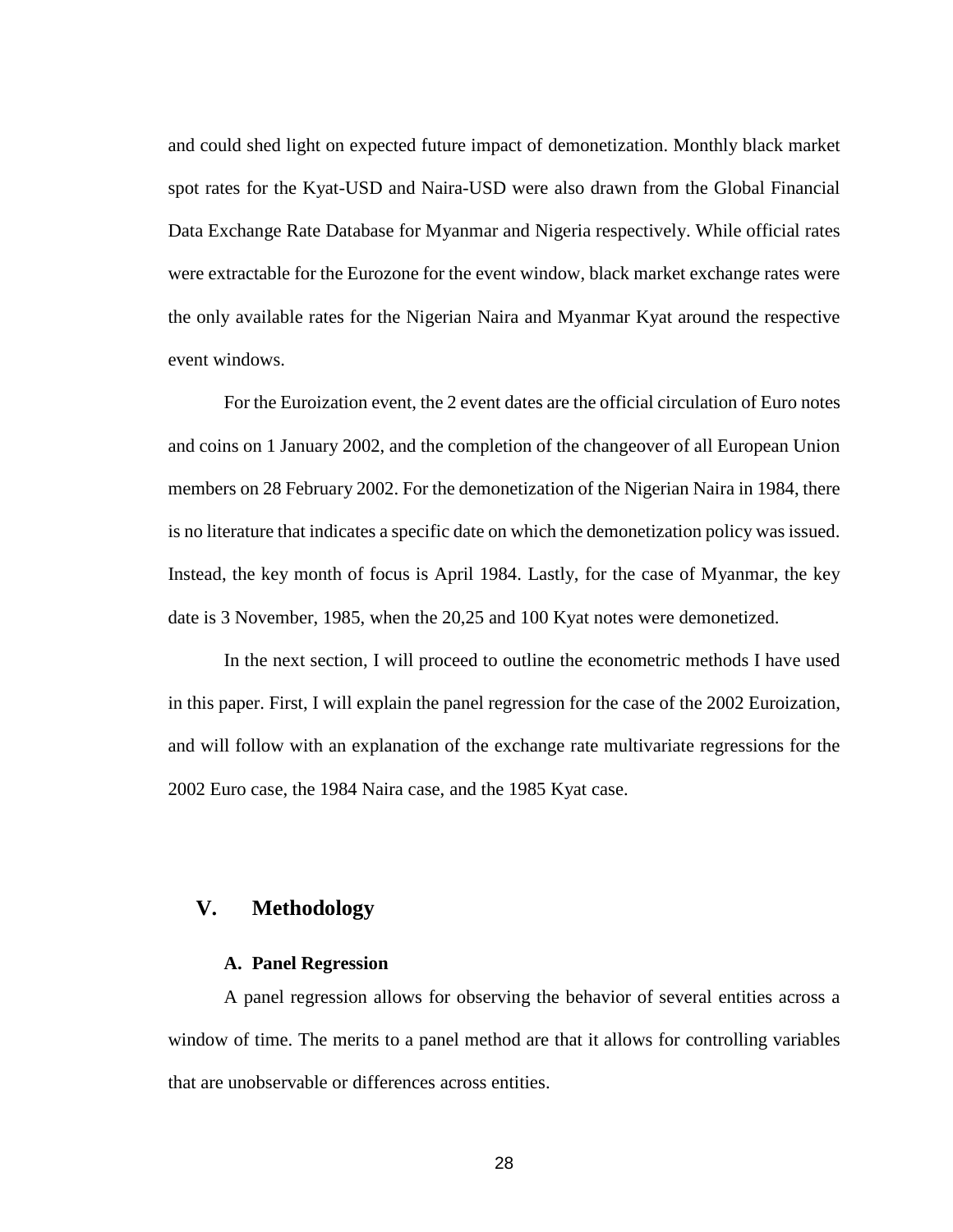and could shed light on expected future impact of demonetization. Monthly black market spot rates for the Kyat-USD and Naira-USD were also drawn from the Global Financial Data Exchange Rate Database for Myanmar and Nigeria respectively. While official rates were extractable for the Eurozone for the event window, black market exchange rates were the only available rates for the Nigerian Naira and Myanmar Kyat around the respective event windows.

For the Euroization event, the 2 event dates are the official circulation of Euro notes and coins on 1 January 2002, and the completion of the changeover of all European Union members on 28 February 2002. For the demonetization of the Nigerian Naira in 1984, there is no literature that indicates a specific date on which the demonetization policy was issued. Instead, the key month of focus is April 1984. Lastly, for the case of Myanmar, the key date is 3 November, 1985, when the 20,25 and 100 Kyat notes were demonetized.

In the next section, I will proceed to outline the econometric methods I have used in this paper. First, I will explain the panel regression for the case of the 2002 Euroization, and will follow with an explanation of the exchange rate multivariate regressions for the 2002 Euro case, the 1984 Naira case, and the 1985 Kyat case.

## V. Methodology

### A. Panel Regression

A panel regression allows for observing the behavior of several entities across a window of time. The merits to a panel method are that it allows for controlling variables that are unobservable or differences across entities.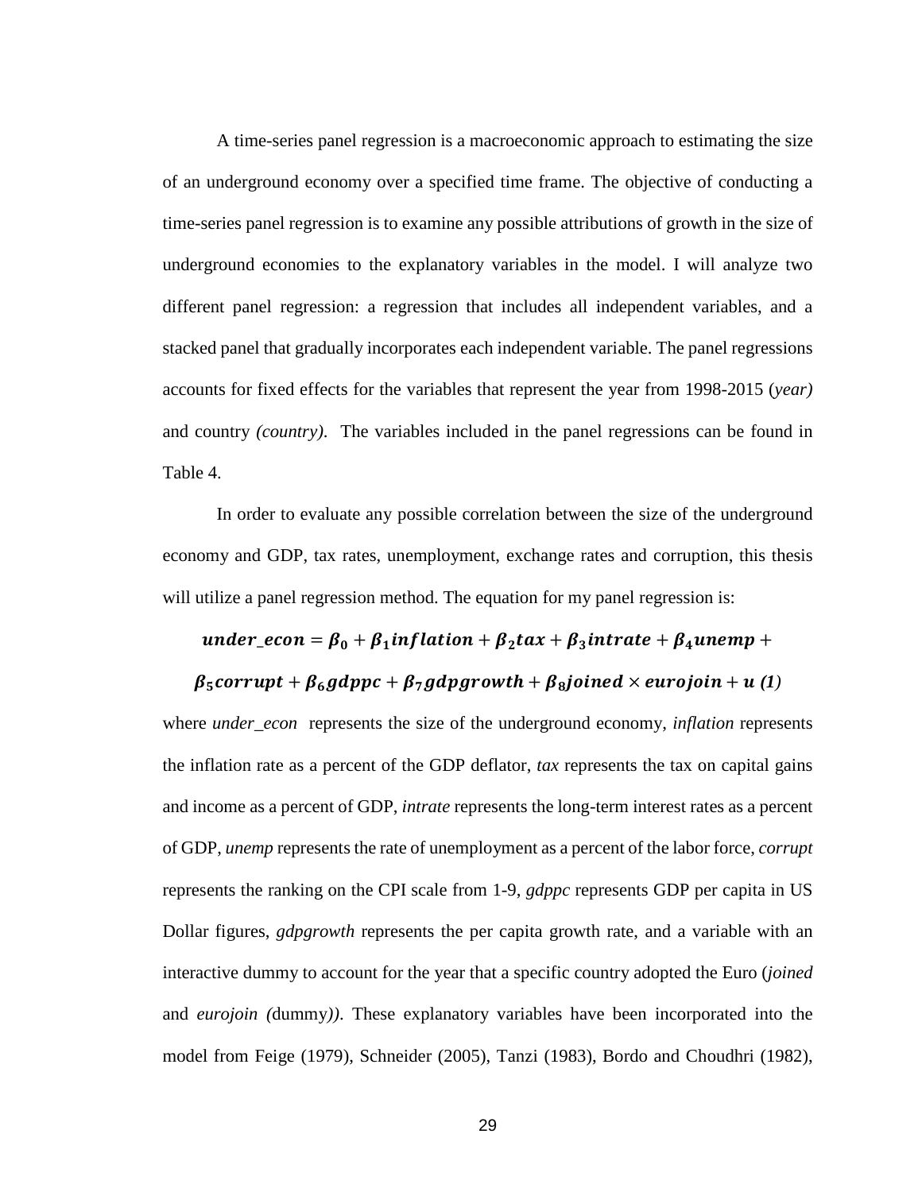A time-series panel regression is a macroeconomic approach to estimating the size of an underground economy over a specified time frame. The objective of conducting a time-series panel regression is to examine any possible attributions of growth in the size of underground economies to the explanatory variables in the model. I will analyze two different panel regression: a regression that includes all independent variables, and a stacked panel that gradually incorporates each independent variable. The panel regressions accounts for fixed effects for the variables that represent the year from 1998-2015 (*year)* and country *(country)*. The variables included in the panel regressions can be found in Table 4.

In order to evaluate any possible correlation between the size of the underground economy and GDP, tax rates, unemployment, exchange rates and corruption, this thesis will utilize a panel regression method. The equation for my panel regression is:

$$\boldsymbol{under\_econ = \beta_0 + \beta_1 inflation + \beta_2 tax + \beta_3 intrate + \beta_4 unemp +}$$
$$\boldsymbol{\beta_5 corrupt + \beta_6 gdppc + \beta_7 gdpgrowth + \beta_8 joined \times eurojoin + u} \text{ (1)}$$

where *under_econ* represents the size of the underground economy, *inflation* represents the inflation rate as a percent of the GDP deflator, *tax* represents the tax on capital gains and income as a percent of GDP, *intrate* represents the long-term interest rates as a percent of GDP, *unemp* represents the rate of unemployment as a percent of the labor force, *corrupt* represents the ranking on the CPI scale from 1-9, *gdppc* represents GDP per capita in US Dollar figures, *gdpgrowth* represents the per capita growth rate, and a variable with an interactive dummy to account for the year that a specific country adopted the Euro (*joined* and *eurojoin (*dummy*))*. These explanatory variables have been incorporated into the model from Feige (1979), Schneider (2005), Tanzi (1983), Bordo and Choudhri (1982),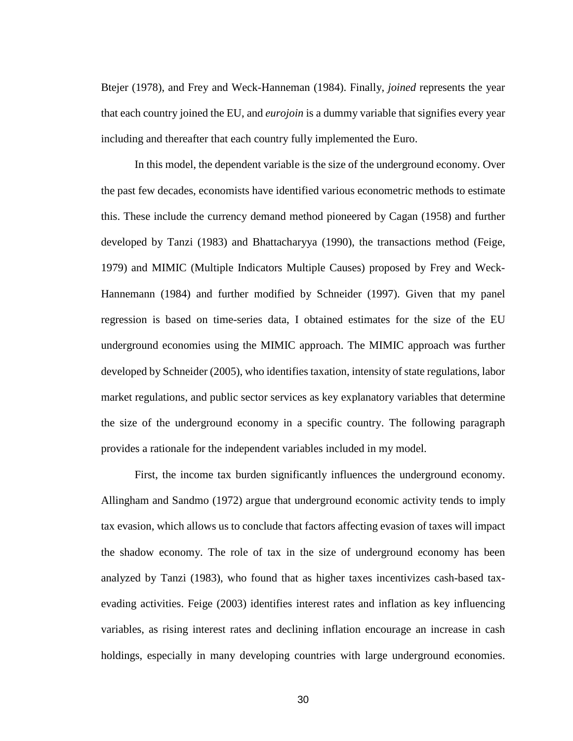Btejer (1978), and Frey and Weck-Hanneman (1984). Finally, *joined* represents the year that each country joined the EU, and *eurojoin* is a dummy variable that signifies every year including and thereafter that each country fully implemented the Euro.

In this model, the dependent variable is the size of the underground economy. Over the past few decades, economists have identified various econometric methods to estimate this. These include the currency demand method pioneered by Cagan (1958) and further developed by Tanzi (1983) and Bhattacharyya (1990), the transactions method (Feige, 1979) and MIMIC (Multiple Indicators Multiple Causes) proposed by Frey and Weck-Hannemann (1984) and further modified by Schneider (1997). Given that my panel regression is based on time-series data, I obtained estimates for the size of the EU underground economies using the MIMIC approach. The MIMIC approach was further developed by Schneider (2005), who identifies taxation, intensity of state regulations, labor market regulations, and public sector services as key explanatory variables that determine the size of the underground economy in a specific country. The following paragraph provides a rationale for the independent variables included in my model.

First, the income tax burden significantly influences the underground economy. Allingham and Sandmo (1972) argue that underground economic activity tends to imply tax evasion, which allows us to conclude that factors affecting evasion of taxes will impact the shadow economy. The role of tax in the size of underground economy has been analyzed by Tanzi (1983), who found that as higher taxes incentivizes cash-based tax-evading activities. Feige (2003) identifies interest rates and inflation as key influencing variables, as rising interest rates and declining inflation encourage an increase in cash holdings, especially in many developing countries with large underground economies.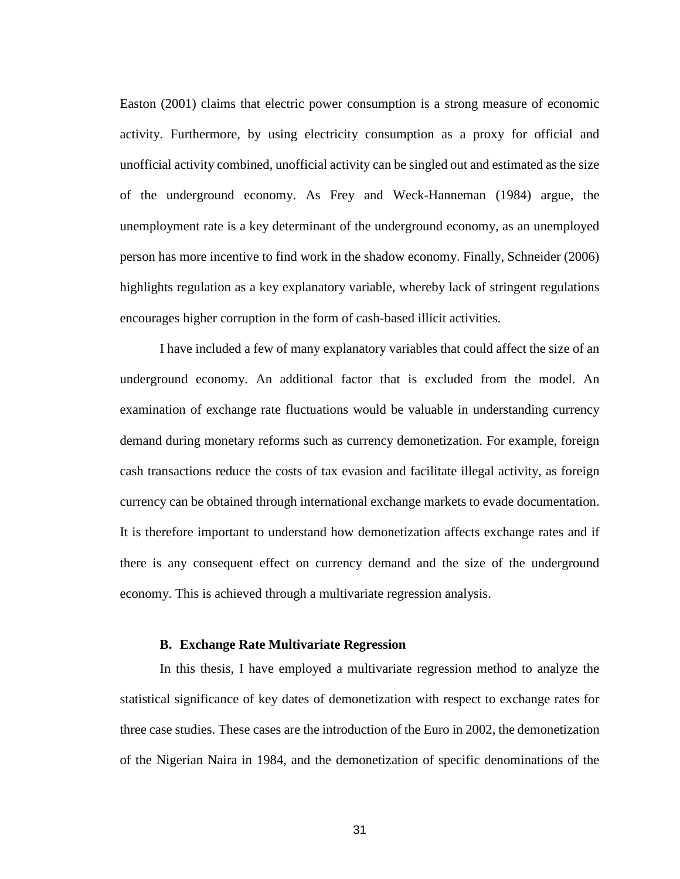Easton (2001) claims that electric power consumption is a strong measure of economic activity. Furthermore, by using electricity consumption as a proxy for official and unofficial activity combined, unofficial activity can be singled out and estimated as the size of the underground economy. As Frey and Weck-Hanneman (1984) argue, the unemployment rate is a key determinant of the underground economy, as an unemployed person has more incentive to find work in the shadow economy. Finally, Schneider (2006) highlights regulation as a key explanatory variable, whereby lack of stringent regulations encourages higher corruption in the form of cash-based illicit activities.

I have included a few of many explanatory variables that could affect the size of an underground economy. An additional factor that is excluded from the model. An examination of exchange rate fluctuations would be valuable in understanding currency demand during monetary reforms such as currency demonetization. For example, foreign cash transactions reduce the costs of tax evasion and facilitate illegal activity, as foreign currency can be obtained through international exchange markets to evade documentation. It is therefore important to understand how demonetization affects exchange rates and if there is any consequent effect on currency demand and the size of the underground economy. This is achieved through a multivariate regression analysis.

### B. Exchange Rate Multivariate Regression

In this thesis, I have employed a multivariate regression method to analyze the statistical significance of key dates of demonetization with respect to exchange rates for three case studies. These cases are the introduction of the Euro in 2002, the demonetization of the Nigerian Naira in 1984, and the demonetization of specific denominations of the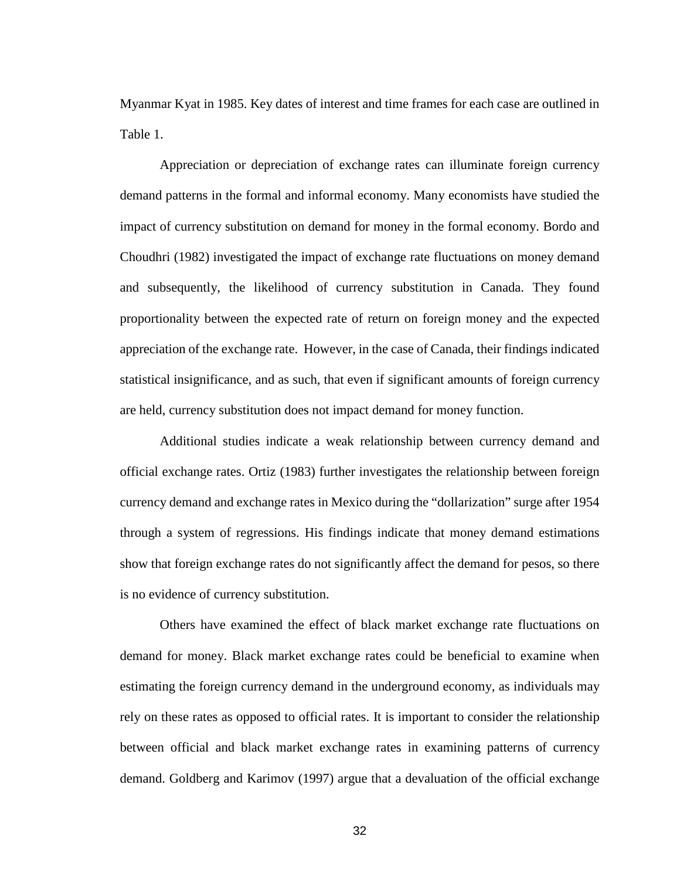Myanmar Kyat in 1985. Key dates of interest and time frames for each case are outlined in Table 1.

Appreciation or depreciation of exchange rates can illuminate foreign currency demand patterns in the formal and informal economy. Many economists have studied the impact of currency substitution on demand for money in the formal economy. Bordo and Choudhri (1982) investigated the impact of exchange rate fluctuations on money demand and subsequently, the likelihood of currency substitution in Canada. They found proportionality between the expected rate of return on foreign money and the expected appreciation of the exchange rate. However, in the case of Canada, their findings indicated statistical insignificance, and as such, that even if significant amounts of foreign currency are held, currency substitution does not impact demand for money function.

Additional studies indicate a weak relationship between currency demand and official exchange rates. Ortiz (1983) further investigates the relationship between foreign currency demand and exchange rates in Mexico during the "dollarization" surge after 1954 through a system of regressions. His findings indicate that money demand estimations show that foreign exchange rates do not significantly affect the demand for pesos, so there is no evidence of currency substitution.

Others have examined the effect of black market exchange rate fluctuations on demand for money. Black market exchange rates could be beneficial to examine when estimating the foreign currency demand in the underground economy, as individuals may rely on these rates as opposed to official rates. It is important to consider the relationship between official and black market exchange rates in examining patterns of currency demand. Goldberg and Karimov (1997) argue that a devaluation of the official exchange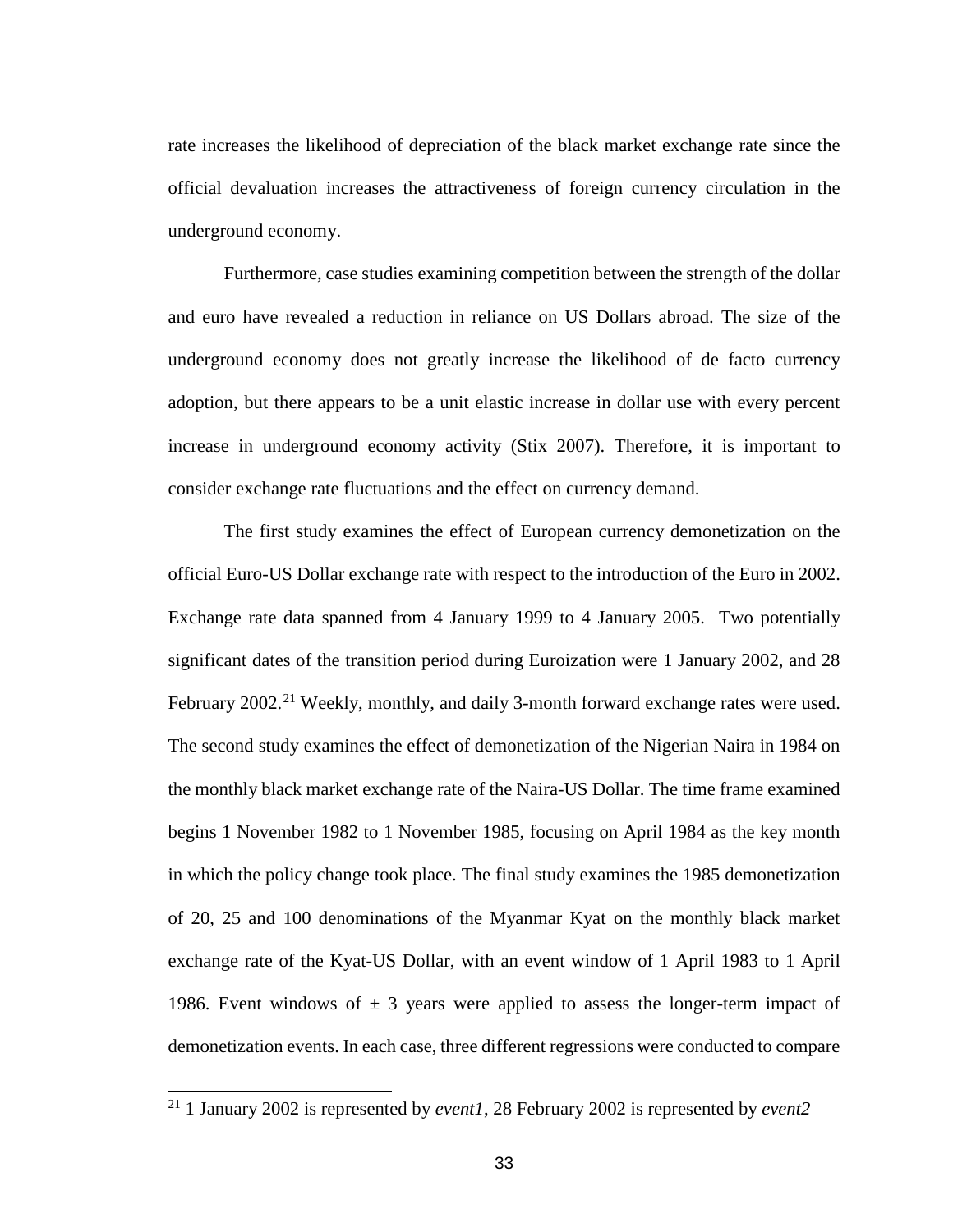rate increases the likelihood of depreciation of the black market exchange rate since the official devaluation increases the attractiveness of foreign currency circulation in the underground economy.

Furthermore, case studies examining competition between the strength of the dollar and euro have revealed a reduction in reliance on US Dollars abroad. The size of the underground economy does not greatly increase the likelihood of de facto currency adoption, but there appears to be a unit elastic increase in dollar use with every percent increase in underground economy activity (Stix 2007). Therefore, it is important to consider exchange rate fluctuations and the effect on currency demand.

The first study examines the effect of European currency demonetization on the official Euro-US Dollar exchange rate with respect to the introduction of the Euro in 2002. Exchange rate data spanned from 4 January 1999 to 4 January 2005. Two potentially significant dates of the transition period during Euroization were 1 January 2002, and 28 February 2002.[21] Weekly, monthly, and daily 3-month forward exchange rates were used. The second study examines the effect of demonetization of the Nigerian Naira in 1984 on the monthly black market exchange rate of the Naira-US Dollar. The time frame examined begins 1 November 1982 to 1 November 1985, focusing on April 1984 as the key month in which the policy change took place. The final study examines the 1985 demonetization of 20, 25 and 100 denominations of the Myanmar Kyat on the monthly black market exchange rate of the Kyat-US Dollar, with an event window of 1 April 1983 to 1 April 1986. Event windows of $\pm$ 3 years were applied to assess the longer-term impact of demonetization events. In each case, three different regressions were conducted to compare

[21] 1 January 2002 is represented by *event1*, 28 February 2002 is represented by *event2*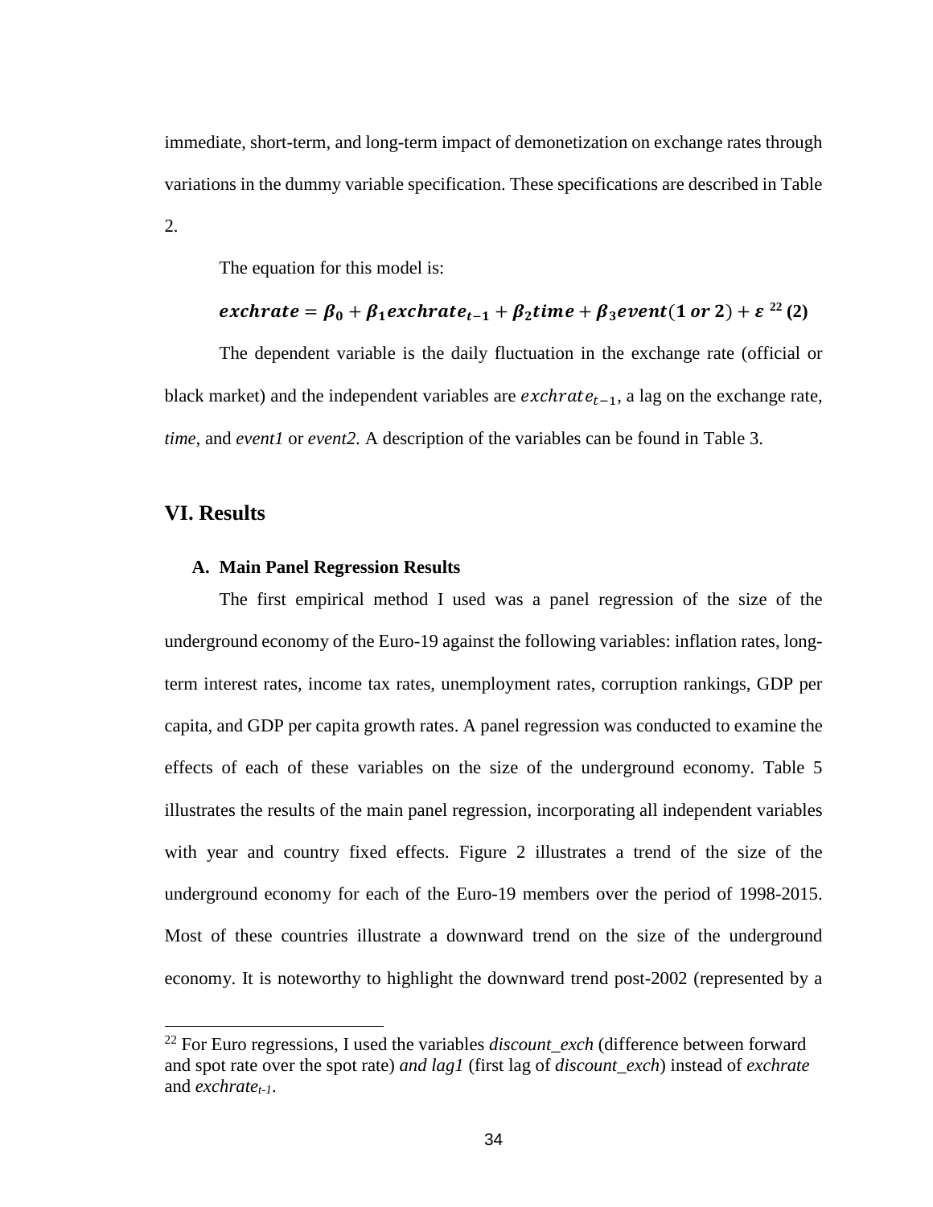immediate, short-term, and long-term impact of demonetization on exchange rates through variations in the dummy variable specification. These specifications are described in Table 2.

The equation for this model is:

$$\boldsymbol{exchrate = \beta_0 + \beta_1 exchrate_{t-1} + \beta_2 time + \beta_3 event(1\ or\ 2) + \varepsilon}\ ^{22}\ \textbf{(2)}$$

The dependent variable is the daily fluctuation in the exchange rate (official or black market) and the independent variables are $exchrate_{t-1}$, a lag on the exchange rate, *time,* and *event1* or *event2.* A description of the variables can be found in Table 3.

## VI. Results

### A. Main Panel Regression Results

The first empirical method I used was a panel regression of the size of the underground economy of the Euro-19 against the following variables: inflation rates, long-term interest rates, income tax rates, unemployment rates, corruption rankings, GDP per capita, and GDP per capita growth rates. A panel regression was conducted to examine the effects of each of these variables on the size of the underground economy. Table 5 illustrates the results of the main panel regression, incorporating all independent variables with year and country fixed effects. Figure 2 illustrates a trend of the size of the underground economy for each of the Euro-19 members over the period of 1998-2015. Most of these countries illustrate a downward trend on the size of the underground economy. It is noteworthy to highlight the downward trend post-2002 (represented by a

---

[22] For Euro regressions, I used the variables *discount_exch* (difference between forward and spot rate over the spot rate) *and lag1* (first lag of *discount_exch*) instead of *exchrate* and $exchrate_{t-1}$.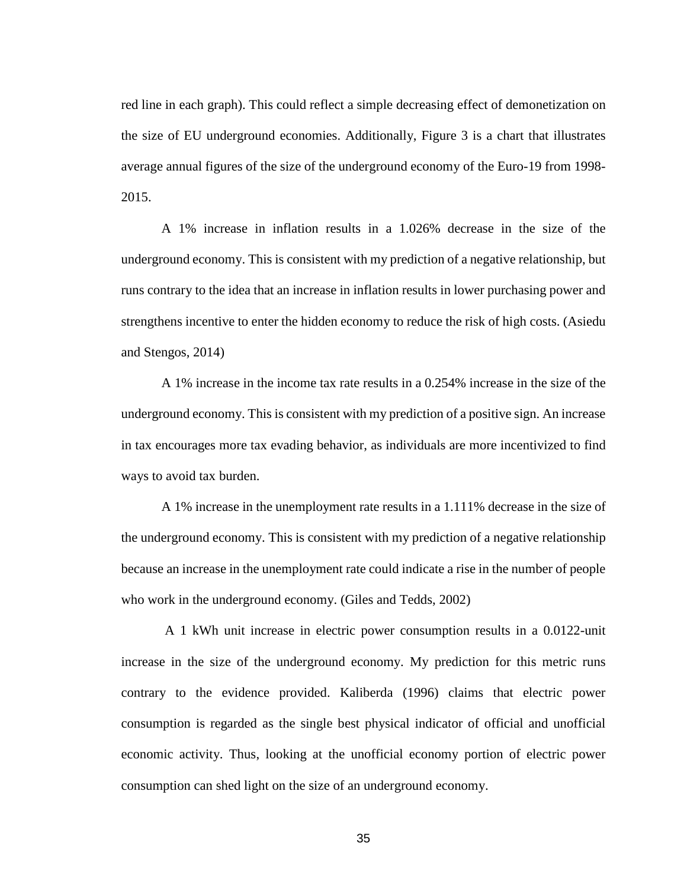red line in each graph). This could reflect a simple decreasing effect of demonetization on the size of EU underground economies. Additionally, Figure 3 is a chart that illustrates average annual figures of the size of the underground economy of the Euro-19 from 1998-2015.

A 1% increase in inflation results in a 1.026% decrease in the size of the underground economy. This is consistent with my prediction of a negative relationship, but runs contrary to the idea that an increase in inflation results in lower purchasing power and strengthens incentive to enter the hidden economy to reduce the risk of high costs. (Asiedu and Stengos, 2014)

A 1% increase in the income tax rate results in a 0.254% increase in the size of the underground economy. This is consistent with my prediction of a positive sign. An increase in tax encourages more tax evading behavior, as individuals are more incentivized to find ways to avoid tax burden.

A 1% increase in the unemployment rate results in a 1.111% decrease in the size of the underground economy. This is consistent with my prediction of a negative relationship because an increase in the unemployment rate could indicate a rise in the number of people who work in the underground economy. (Giles and Tedds, 2002)

A 1 kWh unit increase in electric power consumption results in a 0.0122-unit increase in the size of the underground economy. My prediction for this metric runs contrary to the evidence provided. Kaliberda (1996) claims that electric power consumption is regarded as the single best physical indicator of official and unofficial economic activity. Thus, looking at the unofficial economy portion of electric power consumption can shed light on the size of an underground economy.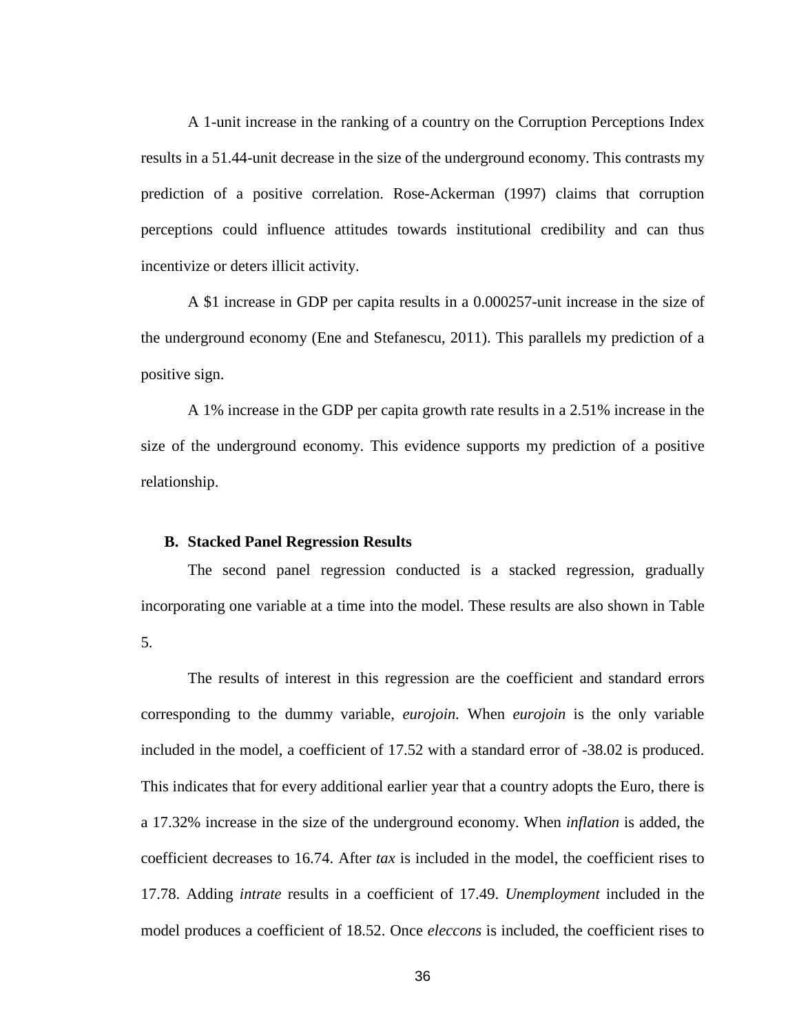A 1-unit increase in the ranking of a country on the Corruption Perceptions Index results in a 51.44-unit decrease in the size of the underground economy. This contrasts my prediction of a positive correlation. Rose-Ackerman (1997) claims that corruption perceptions could influence attitudes towards institutional credibility and can thus incentivize or deters illicit activity.

A $1 increase in GDP per capita results in a 0.000257-unit increase in the size of the underground economy (Ene and Stefanescu, 2011). This parallels my prediction of a positive sign.

A 1% increase in the GDP per capita growth rate results in a 2.51% increase in the size of the underground economy. This evidence supports my prediction of a positive relationship.

### B. Stacked Panel Regression Results

The second panel regression conducted is a stacked regression, gradually incorporating one variable at a time into the model. These results are also shown in Table 5.

The results of interest in this regression are the coefficient and standard errors corresponding to the dummy variable, *eurojoin.* When *eurojoin* is the only variable included in the model, a coefficient of 17.52 with a standard error of -38.02 is produced. This indicates that for every additional earlier year that a country adopts the Euro, there is a 17.32% increase in the size of the underground economy. When *inflation* is added, the coefficient decreases to 16.74. After *tax* is included in the model, the coefficient rises to 17.78. Adding *intrate* results in a coefficient of 17.49. *Unemployment* included in the model produces a coefficient of 18.52. Once *eleccons* is included, the coefficient rises to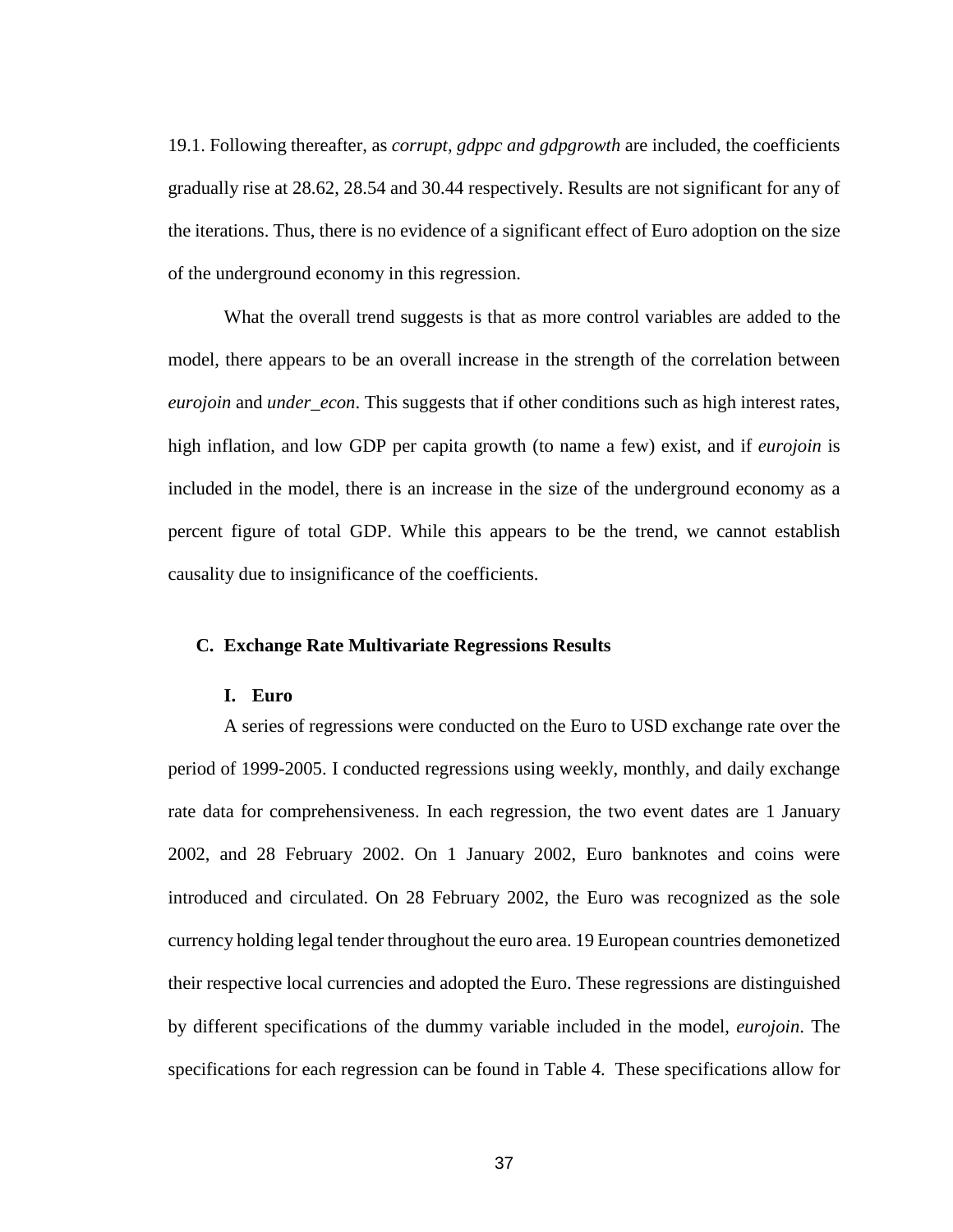19.1. Following thereafter, as *corrupt, gdppc and gdpgrowth* are included, the coefficients gradually rise at 28.62, 28.54 and 30.44 respectively. Results are not significant for any of the iterations. Thus, there is no evidence of a significant effect of Euro adoption on the size of the underground economy in this regression.

What the overall trend suggests is that as more control variables are added to the model, there appears to be an overall increase in the strength of the correlation between *eurojoin* and *under_econ*. This suggests that if other conditions such as high interest rates, high inflation, and low GDP per capita growth (to name a few) exist, and if *eurojoin* is included in the model, there is an increase in the size of the underground economy as a percent figure of total GDP. While this appears to be the trend, we cannot establish causality due to insignificance of the coefficients.

### C. Exchange Rate Multivariate Regressions Results

#### I. Euro

A series of regressions were conducted on the Euro to USD exchange rate over the period of 1999-2005. I conducted regressions using weekly, monthly, and daily exchange rate data for comprehensiveness. In each regression, the two event dates are 1 January 2002, and 28 February 2002. On 1 January 2002, Euro banknotes and coins were introduced and circulated. On 28 February 2002, the Euro was recognized as the sole currency holding legal tender throughout the euro area. 19 European countries demonetized their respective local currencies and adopted the Euro. These regressions are distinguished by different specifications of the dummy variable included in the model, *eurojoin*. The specifications for each regression can be found in Table 4. These specifications allow for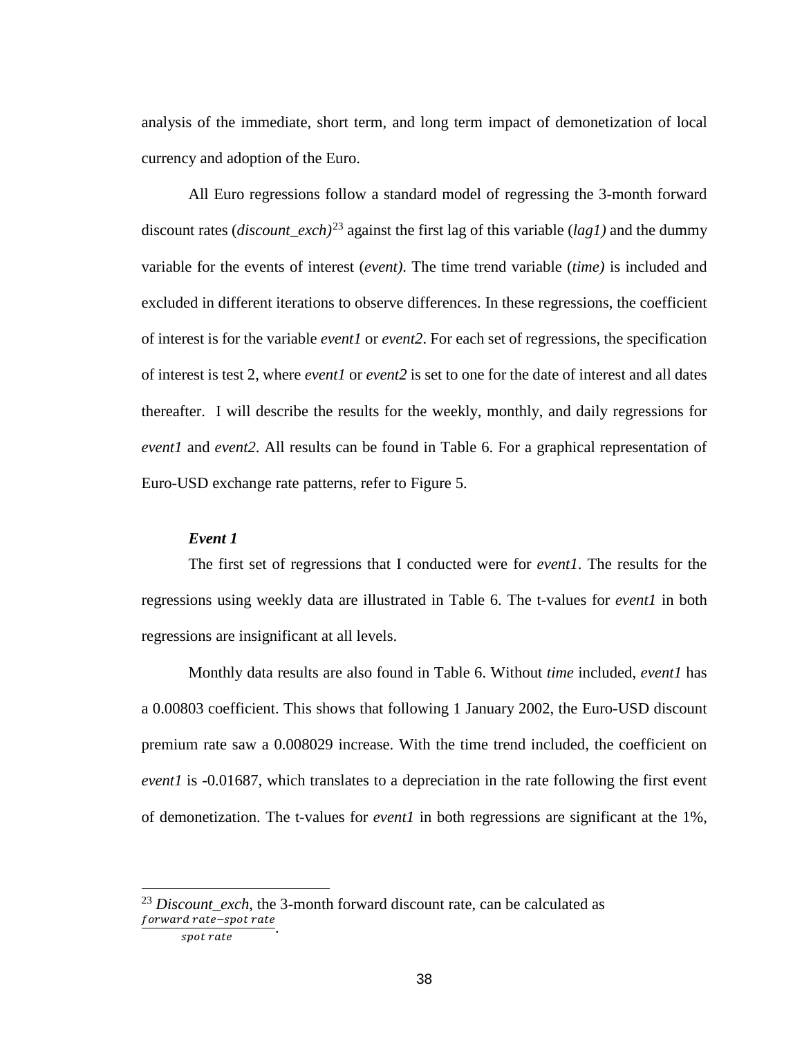analysis of the immediate, short term, and long term impact of demonetization of local currency and adoption of the Euro.

All Euro regressions follow a standard model of regressing the 3-month forward discount rates (*discount_exch)*[23] against the first lag of this variable (*lag1)* and the dummy variable for the events of interest (*event)*. The time trend variable (*time)* is included and excluded in different iterations to observe differences. In these regressions, the coefficient of interest is for the variable *event1* or *event2*. For each set of regressions, the specification of interest is test 2, where *event1* or *event2* is set to one for the date of interest and all dates thereafter. I will describe the results for the weekly, monthly, and daily regressions for *event1* and *event2*. All results can be found in Table 6. For a graphical representation of Euro-USD exchange rate patterns, refer to Figure 5.

***Event 1***

The first set of regressions that I conducted were for *event1*. The results for the regressions using weekly data are illustrated in Table 6. The t-values for *event1* in both regressions are insignificant at all levels.

Monthly data results are also found in Table 6. Without *time* included, *event1* has a 0.00803 coefficient. This shows that following 1 January 2002, the Euro-USD discount premium rate saw a 0.008029 increase. With the time trend included, the coefficient on *event1* is -0.01687, which translates to a depreciation in the rate following the first event of demonetization. The t-values for *event1* in both regressions are significant at the 1%,

---

[23] *Discount_exch*, the 3-month forward discount rate, can be calculated as $\frac{forward\ rate - spot\ rate}{spot\ rate}$.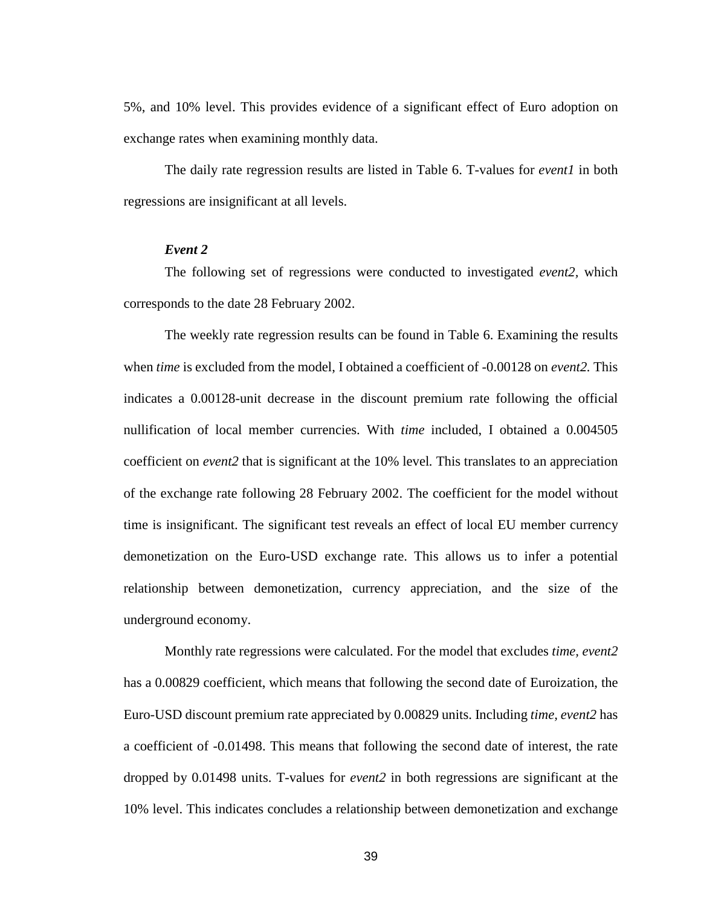5%, and 10% level. This provides evidence of a significant effect of Euro adoption on exchange rates when examining monthly data.

The daily rate regression results are listed in Table 6. T-values for *event1* in both regressions are insignificant at all levels.

#### *Event 2*

The following set of regressions were conducted to investigated *event2*, which corresponds to the date 28 February 2002.

The weekly rate regression results can be found in Table 6. Examining the results when *time* is excluded from the model, I obtained a coefficient of -0.00128 on *event2.* This indicates a 0.00128-unit decrease in the discount premium rate following the official nullification of local member currencies. With *time* included, I obtained a 0.004505 coefficient on *event2* that is significant at the 10% level. This translates to an appreciation of the exchange rate following 28 February 2002. The coefficient for the model without time is insignificant. The significant test reveals an effect of local EU member currency demonetization on the Euro-USD exchange rate. This allows us to infer a potential relationship between demonetization, currency appreciation, and the size of the underground economy.

Monthly rate regressions were calculated. For the model that excludes *time, event2* has a 0.00829 coefficient, which means that following the second date of Euroization, the Euro-USD discount premium rate appreciated by 0.00829 units. Including *time, event2* has a coefficient of -0.01498. This means that following the second date of interest, the rate dropped by 0.01498 units. T-values for *event2* in both regressions are significant at the 10% level. This indicates concludes a relationship between demonetization and exchange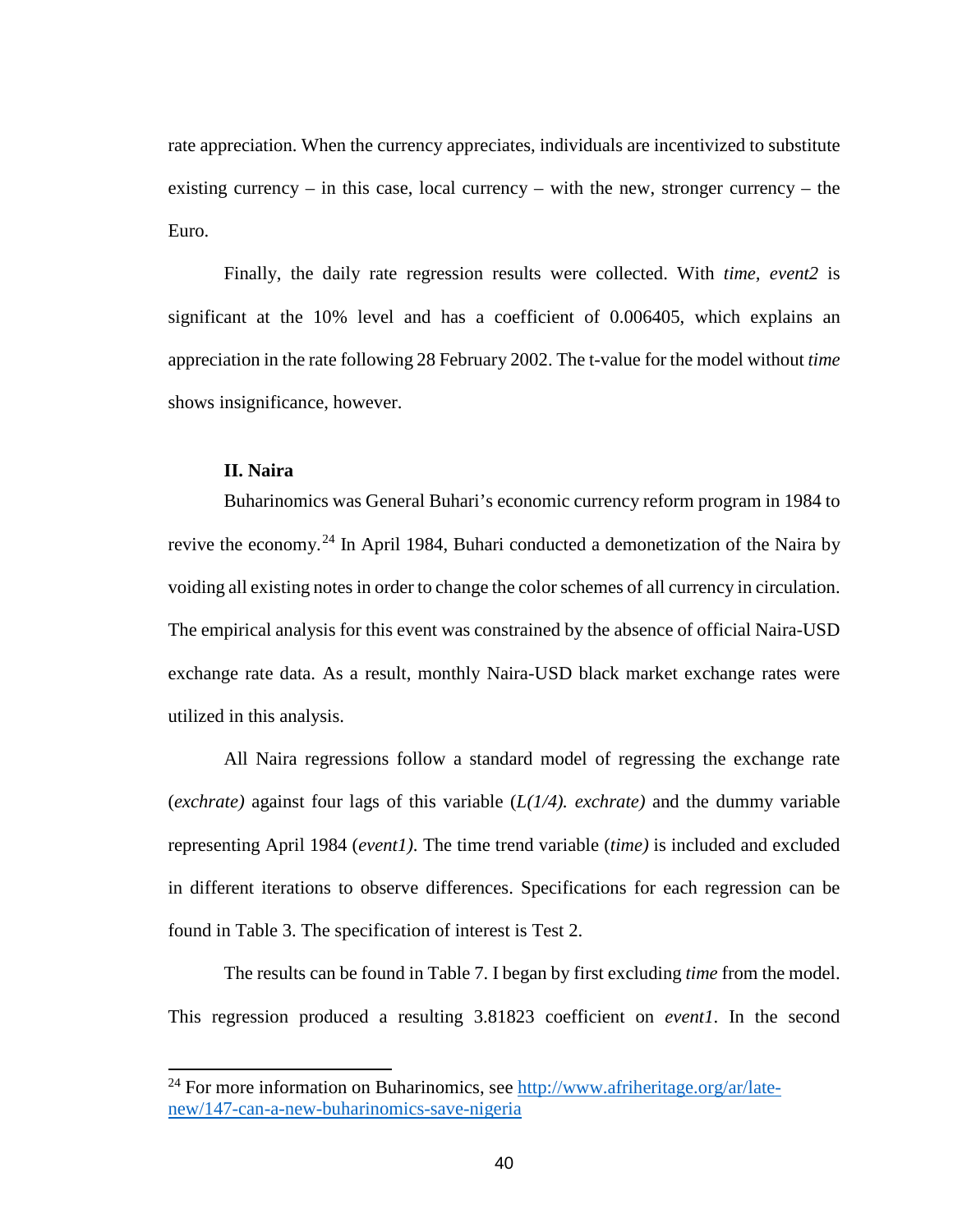rate appreciation. When the currency appreciates, individuals are incentivized to substitute existing currency – in this case, local currency – with the new, stronger currency – the Euro.

Finally, the daily rate regression results were collected. With *time, event2* is significant at the 10% level and has a coefficient of 0.006405, which explains an appreciation in the rate following 28 February 2002. The t-value for the model without *time* shows insignificance, however.

### II. Naira

Buharinomics was General Buhari's economic currency reform program in 1984 to revive the economy.[24] In April 1984, Buhari conducted a demonetization of the Naira by voiding all existing notes in order to change the color schemes of all currency in circulation. The empirical analysis for this event was constrained by the absence of official Naira-USD exchange rate data. As a result, monthly Naira-USD black market exchange rates were utilized in this analysis.

All Naira regressions follow a standard model of regressing the exchange rate (*exchrate)* against four lags of this variable (*L(1/4). exchrate)* and the dummy variable representing April 1984 (*event1)*. The time trend variable (*time)* is included and excluded in different iterations to observe differences. Specifications for each regression can be found in Table 3. The specification of interest is Test 2.

The results can be found in Table 7. I began by first excluding *time* from the model. This regression produced a resulting 3.81823 coefficient on *event1*. In the second

---

[24] For more information on Buharinomics, see http://www.afriheritage.org/ar/late-new/147-can-a-new-buharinomics-save-nigeria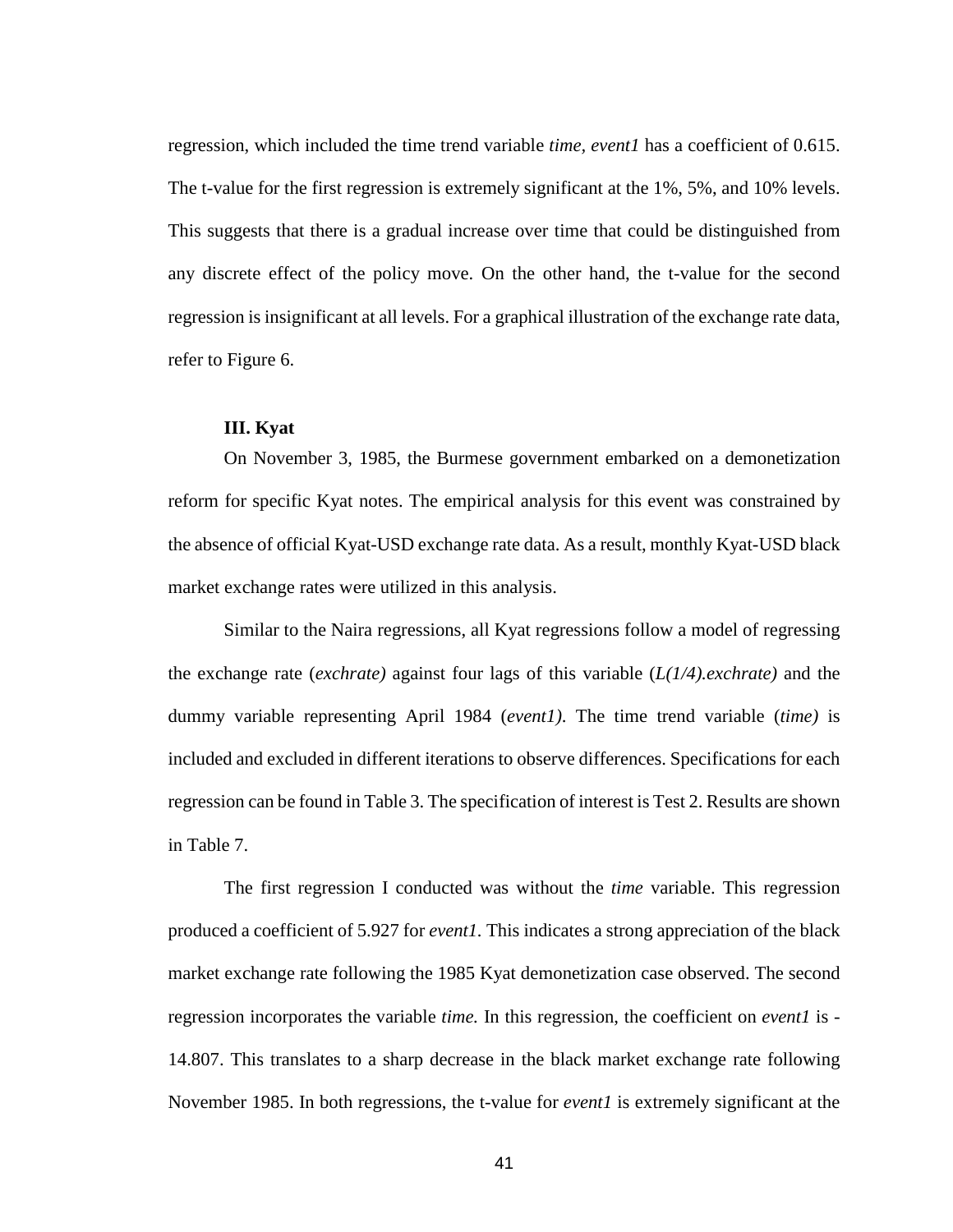regression, which included the time trend variable *time, event1* has a coefficient of 0.615. The t-value for the first regression is extremely significant at the 1%, 5%, and 10% levels. This suggests that there is a gradual increase over time that could be distinguished from any discrete effect of the policy move. On the other hand, the t-value for the second regression is insignificant at all levels. For a graphical illustration of the exchange rate data, refer to Figure 6.

### III. Kyat

On November 3, 1985, the Burmese government embarked on a demonetization reform for specific Kyat notes. The empirical analysis for this event was constrained by the absence of official Kyat-USD exchange rate data. As a result, monthly Kyat-USD black market exchange rates were utilized in this analysis.

Similar to the Naira regressions, all Kyat regressions follow a model of regressing the exchange rate (*exchrate)* against four lags of this variable (*L(1/4).exchrate)* and the dummy variable representing April 1984 (*event1)*. The time trend variable (*time)* is included and excluded in different iterations to observe differences. Specifications for each regression can be found in Table 3. The specification of interest is Test 2. Results are shown in Table 7.

The first regression I conducted was without the *time* variable. This regression produced a coefficient of 5.927 for *event1*. This indicates a strong appreciation of the black market exchange rate following the 1985 Kyat demonetization case observed. The second regression incorporates the variable *time.* In this regression, the coefficient on *event1* is -14.807. This translates to a sharp decrease in the black market exchange rate following November 1985. In both regressions, the t-value for *event1* is extremely significant at the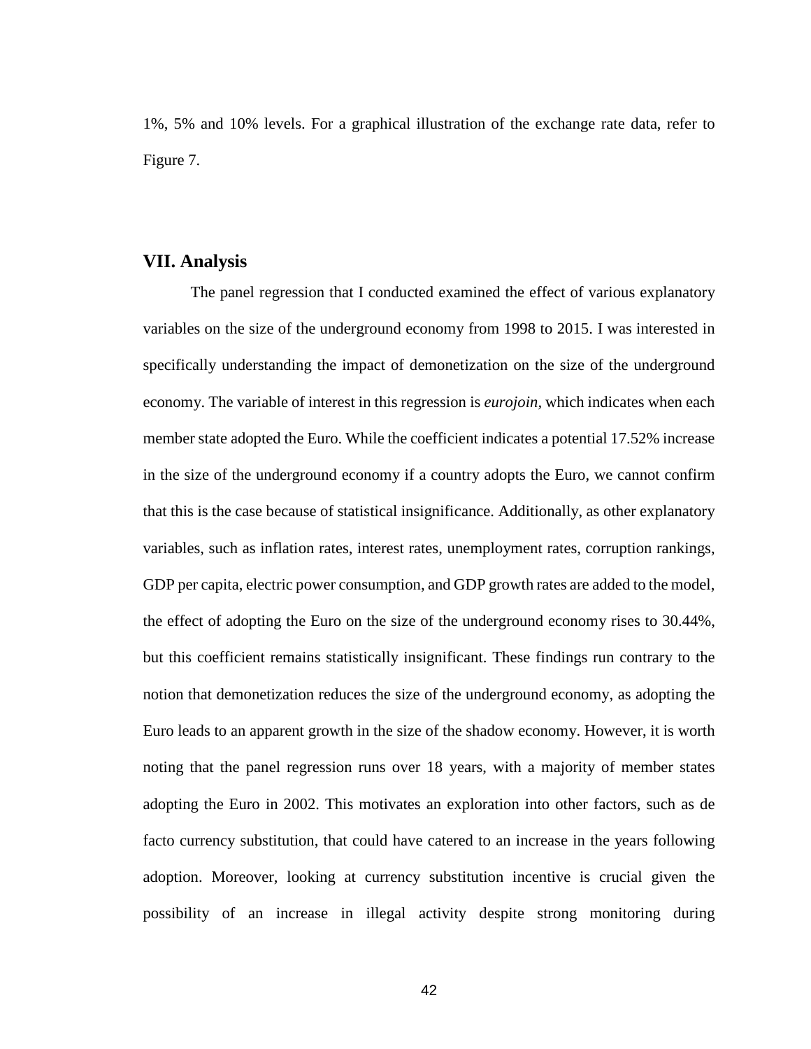1%, 5% and 10% levels. For a graphical illustration of the exchange rate data, refer to Figure 7.

## VII. Analysis

The panel regression that I conducted examined the effect of various explanatory variables on the size of the underground economy from 1998 to 2015. I was interested in specifically understanding the impact of demonetization on the size of the underground economy. The variable of interest in this regression is *eurojoin,* which indicates when each member state adopted the Euro. While the coefficient indicates a potential 17.52% increase in the size of the underground economy if a country adopts the Euro, we cannot confirm that this is the case because of statistical insignificance. Additionally, as other explanatory variables, such as inflation rates, interest rates, unemployment rates, corruption rankings, GDP per capita, electric power consumption, and GDP growth rates are added to the model, the effect of adopting the Euro on the size of the underground economy rises to 30.44%, but this coefficient remains statistically insignificant. These findings run contrary to the notion that demonetization reduces the size of the underground economy, as adopting the Euro leads to an apparent growth in the size of the shadow economy. However, it is worth noting that the panel regression runs over 18 years, with a majority of member states adopting the Euro in 2002. This motivates an exploration into other factors, such as de facto currency substitution, that could have catered to an increase in the years following adoption. Moreover, looking at currency substitution incentive is crucial given the possibility of an increase in illegal activity despite strong monitoring during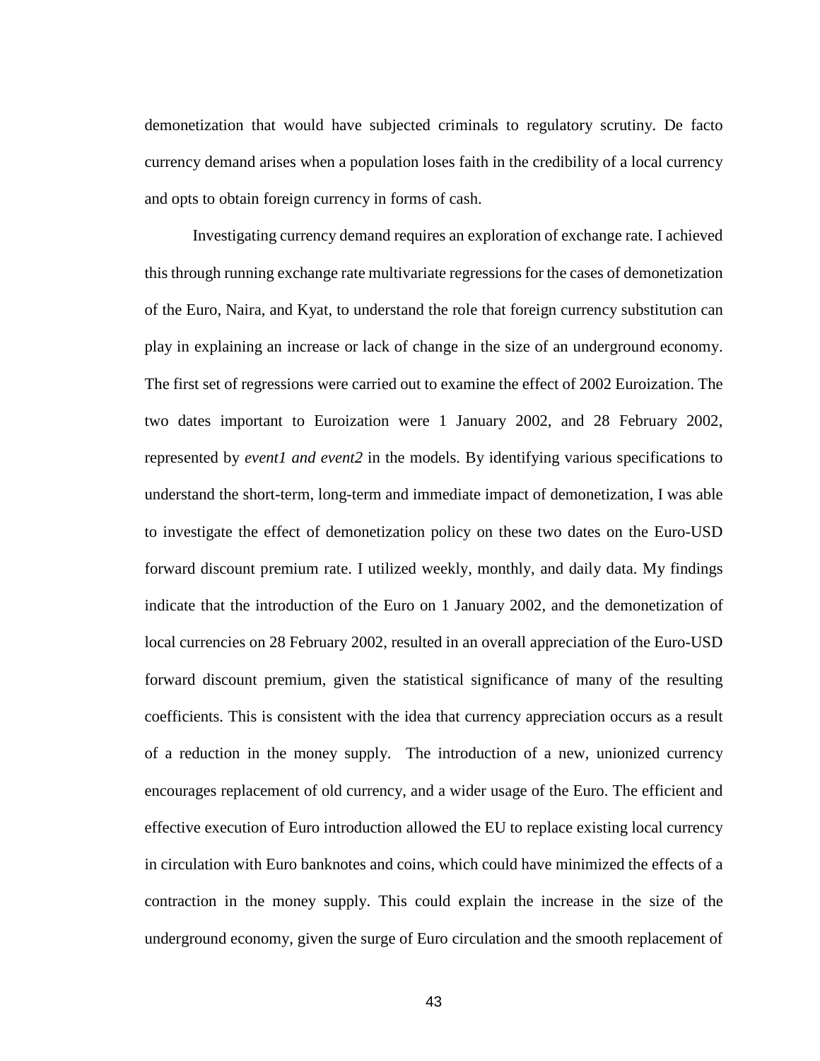demonetization that would have subjected criminals to regulatory scrutiny. De facto currency demand arises when a population loses faith in the credibility of a local currency and opts to obtain foreign currency in forms of cash.

Investigating currency demand requires an exploration of exchange rate. I achieved this through running exchange rate multivariate regressions for the cases of demonetization of the Euro, Naira, and Kyat, to understand the role that foreign currency substitution can play in explaining an increase or lack of change in the size of an underground economy. The first set of regressions were carried out to examine the effect of 2002 Euroization. The two dates important to Euroization were 1 January 2002, and 28 February 2002, represented by *event1 and event2* in the models. By identifying various specifications to understand the short-term, long-term and immediate impact of demonetization, I was able to investigate the effect of demonetization policy on these two dates on the Euro-USD forward discount premium rate. I utilized weekly, monthly, and daily data. My findings indicate that the introduction of the Euro on 1 January 2002, and the demonetization of local currencies on 28 February 2002, resulted in an overall appreciation of the Euro-USD forward discount premium, given the statistical significance of many of the resulting coefficients. This is consistent with the idea that currency appreciation occurs as a result of a reduction in the money supply. The introduction of a new, unionized currency encourages replacement of old currency, and a wider usage of the Euro. The efficient and effective execution of Euro introduction allowed the EU to replace existing local currency in circulation with Euro banknotes and coins, which could have minimized the effects of a contraction in the money supply. This could explain the increase in the size of the underground economy, given the surge of Euro circulation and the smooth replacement of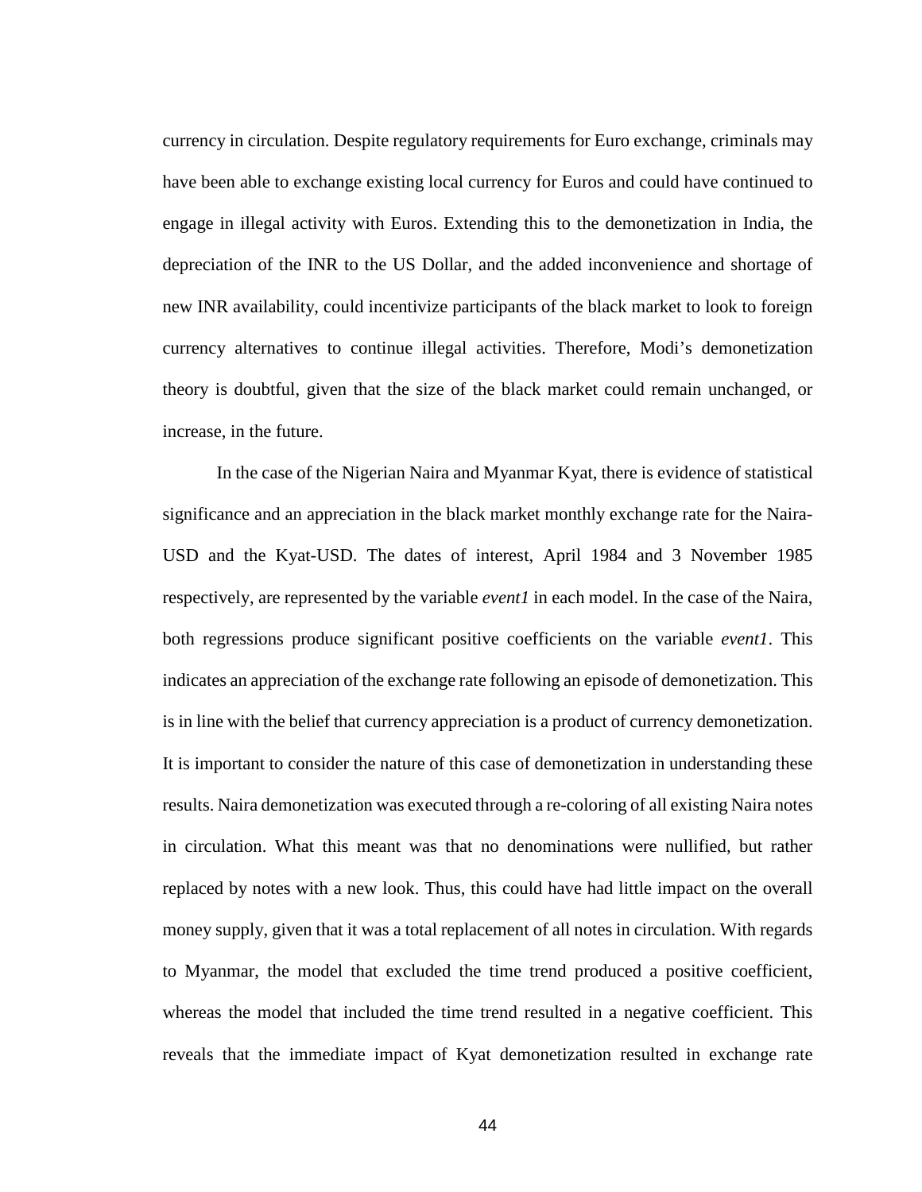currency in circulation. Despite regulatory requirements for Euro exchange, criminals may have been able to exchange existing local currency for Euros and could have continued to engage in illegal activity with Euros. Extending this to the demonetization in India, the depreciation of the INR to the US Dollar, and the added inconvenience and shortage of new INR availability, could incentivize participants of the black market to look to foreign currency alternatives to continue illegal activities. Therefore, Modi's demonetization theory is doubtful, given that the size of the black market could remain unchanged, or increase, in the future.

In the case of the Nigerian Naira and Myanmar Kyat, there is evidence of statistical significance and an appreciation in the black market monthly exchange rate for the Naira-USD and the Kyat-USD. The dates of interest, April 1984 and 3 November 1985 respectively, are represented by the variable *event1* in each model. In the case of the Naira, both regressions produce significant positive coefficients on the variable *event1*. This indicates an appreciation of the exchange rate following an episode of demonetization. This is in line with the belief that currency appreciation is a product of currency demonetization. It is important to consider the nature of this case of demonetization in understanding these results. Naira demonetization was executed through a re-coloring of all existing Naira notes in circulation. What this meant was that no denominations were nullified, but rather replaced by notes with a new look. Thus, this could have had little impact on the overall money supply, given that it was a total replacement of all notes in circulation. With regards to Myanmar, the model that excluded the time trend produced a positive coefficient, whereas the model that included the time trend resulted in a negative coefficient. This reveals that the immediate impact of Kyat demonetization resulted in exchange rate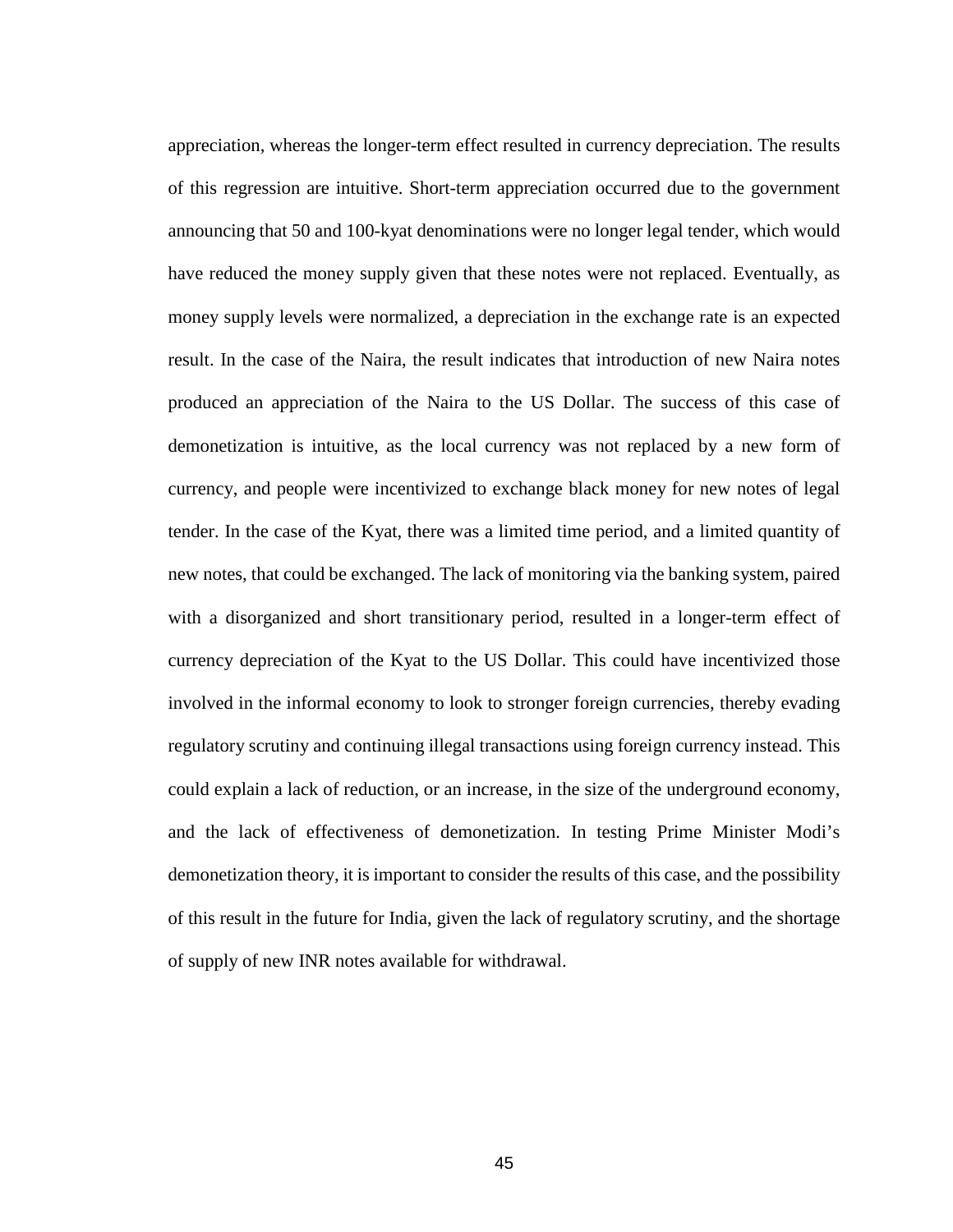appreciation, whereas the longer-term effect resulted in currency depreciation. The results of this regression are intuitive. Short-term appreciation occurred due to the government announcing that 50 and 100-kyat denominations were no longer legal tender, which would have reduced the money supply given that these notes were not replaced. Eventually, as money supply levels were normalized, a depreciation in the exchange rate is an expected result. In the case of the Naira, the result indicates that introduction of new Naira notes produced an appreciation of the Naira to the US Dollar. The success of this case of demonetization is intuitive, as the local currency was not replaced by a new form of currency, and people were incentivized to exchange black money for new notes of legal tender. In the case of the Kyat, there was a limited time period, and a limited quantity of new notes, that could be exchanged. The lack of monitoring via the banking system, paired with a disorganized and short transitionary period, resulted in a longer-term effect of currency depreciation of the Kyat to the US Dollar. This could have incentivized those involved in the informal economy to look to stronger foreign currencies, thereby evading regulatory scrutiny and continuing illegal transactions using foreign currency instead. This could explain a lack of reduction, or an increase, in the size of the underground economy, and the lack of effectiveness of demonetization. In testing Prime Minister Modi's demonetization theory, it is important to consider the results of this case, and the possibility of this result in the future for India, given the lack of regulatory scrutiny, and the shortage of supply of new INR notes available for withdrawal.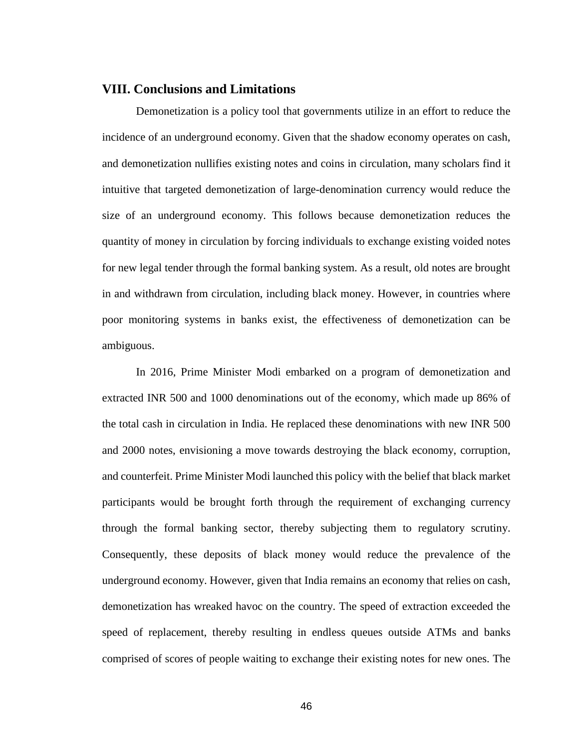## VIII. Conclusions and Limitations

Demonetization is a policy tool that governments utilize in an effort to reduce the incidence of an underground economy. Given that the shadow economy operates on cash, and demonetization nullifies existing notes and coins in circulation, many scholars find it intuitive that targeted demonetization of large-denomination currency would reduce the size of an underground economy. This follows because demonetization reduces the quantity of money in circulation by forcing individuals to exchange existing voided notes for new legal tender through the formal banking system. As a result, old notes are brought in and withdrawn from circulation, including black money. However, in countries where poor monitoring systems in banks exist, the effectiveness of demonetization can be ambiguous.

In 2016, Prime Minister Modi embarked on a program of demonetization and extracted INR 500 and 1000 denominations out of the economy, which made up 86% of the total cash in circulation in India. He replaced these denominations with new INR 500 and 2000 notes, envisioning a move towards destroying the black economy, corruption, and counterfeit. Prime Minister Modi launched this policy with the belief that black market participants would be brought forth through the requirement of exchanging currency through the formal banking sector, thereby subjecting them to regulatory scrutiny. Consequently, these deposits of black money would reduce the prevalence of the underground economy. However, given that India remains an economy that relies on cash, demonetization has wreaked havoc on the country. The speed of extraction exceeded the speed of replacement, thereby resulting in endless queues outside ATMs and banks comprised of scores of people waiting to exchange their existing notes for new ones. The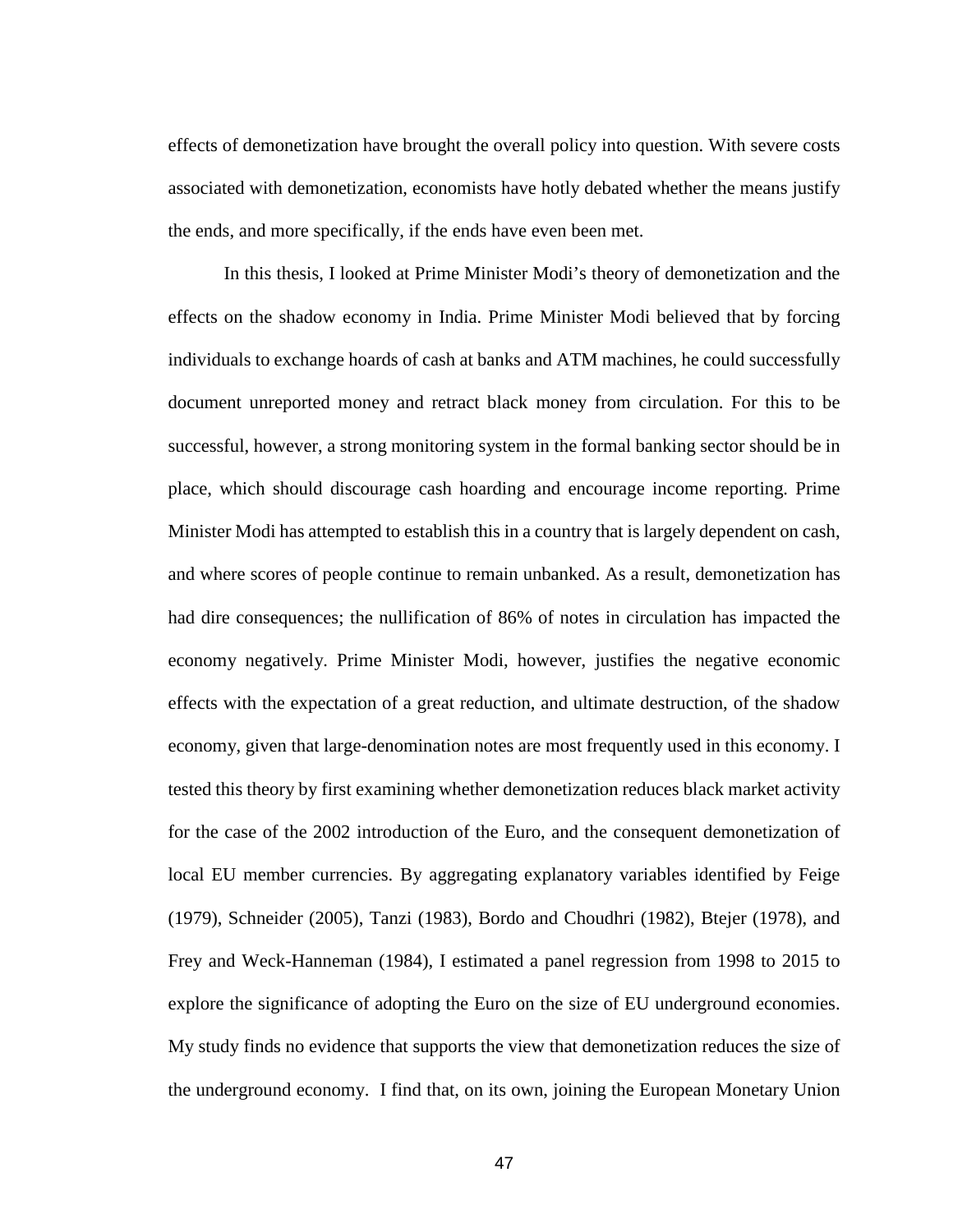effects of demonetization have brought the overall policy into question. With severe costs associated with demonetization, economists have hotly debated whether the means justify the ends, and more specifically, if the ends have even been met.

In this thesis, I looked at Prime Minister Modi's theory of demonetization and the effects on the shadow economy in India. Prime Minister Modi believed that by forcing individuals to exchange hoards of cash at banks and ATM machines, he could successfully document unreported money and retract black money from circulation. For this to be successful, however, a strong monitoring system in the formal banking sector should be in place, which should discourage cash hoarding and encourage income reporting. Prime Minister Modi has attempted to establish this in a country that is largely dependent on cash, and where scores of people continue to remain unbanked. As a result, demonetization has had dire consequences; the nullification of 86% of notes in circulation has impacted the economy negatively. Prime Minister Modi, however, justifies the negative economic effects with the expectation of a great reduction, and ultimate destruction, of the shadow economy, given that large-denomination notes are most frequently used in this economy. I tested this theory by first examining whether demonetization reduces black market activity for the case of the 2002 introduction of the Euro, and the consequent demonetization of local EU member currencies. By aggregating explanatory variables identified by Feige (1979), Schneider (2005), Tanzi (1983), Bordo and Choudhri (1982), Btejer (1978), and Frey and Weck-Hanneman (1984), I estimated a panel regression from 1998 to 2015 to explore the significance of adopting the Euro on the size of EU underground economies. My study finds no evidence that supports the view that demonetization reduces the size of the underground economy. I find that, on its own, joining the European Monetary Union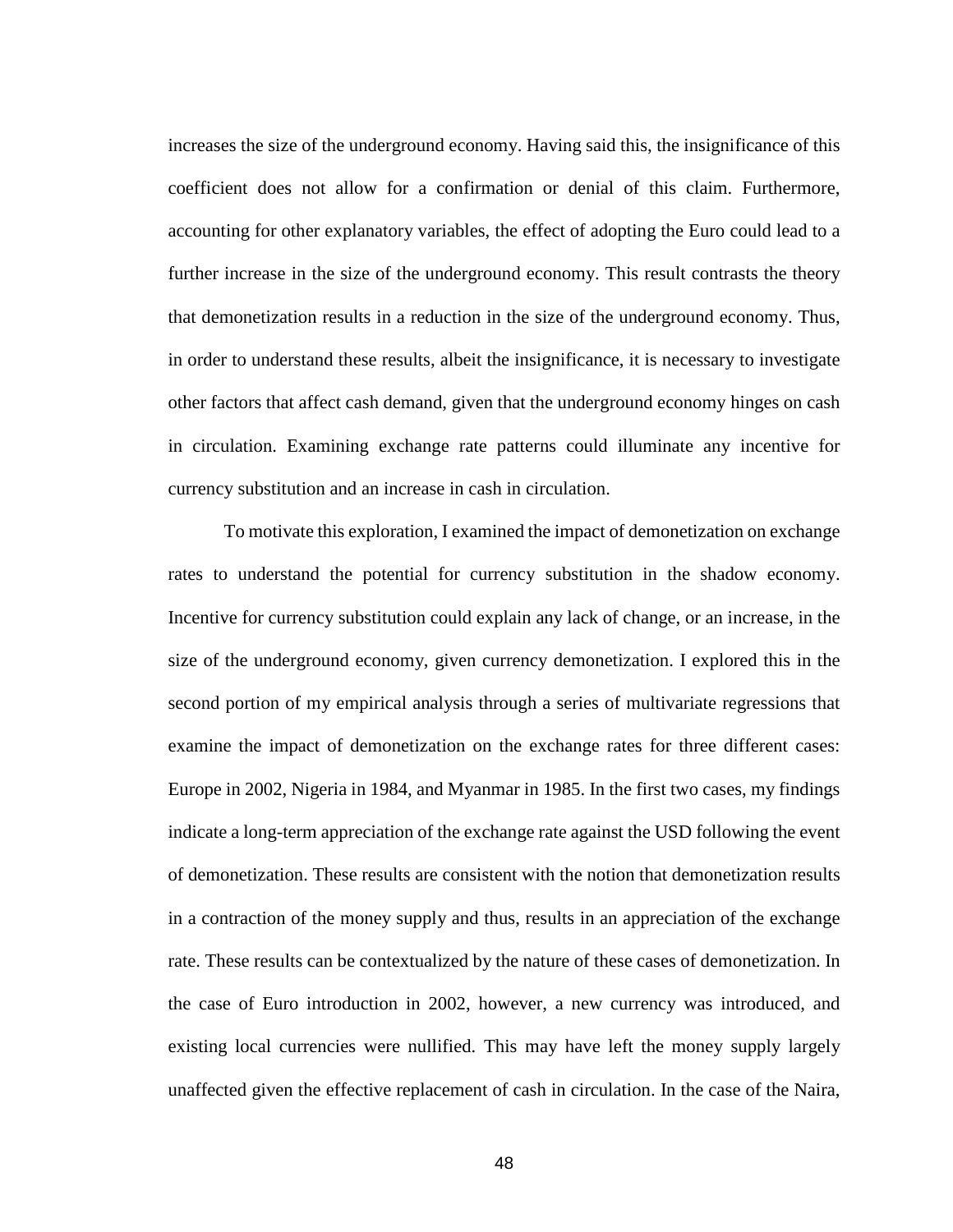increases the size of the underground economy. Having said this, the insignificance of this coefficient does not allow for a confirmation or denial of this claim. Furthermore, accounting for other explanatory variables, the effect of adopting the Euro could lead to a further increase in the size of the underground economy. This result contrasts the theory that demonetization results in a reduction in the size of the underground economy. Thus, in order to understand these results, albeit the insignificance, it is necessary to investigate other factors that affect cash demand, given that the underground economy hinges on cash in circulation. Examining exchange rate patterns could illuminate any incentive for currency substitution and an increase in cash in circulation.

To motivate this exploration, I examined the impact of demonetization on exchange rates to understand the potential for currency substitution in the shadow economy. Incentive for currency substitution could explain any lack of change, or an increase, in the size of the underground economy, given currency demonetization. I explored this in the second portion of my empirical analysis through a series of multivariate regressions that examine the impact of demonetization on the exchange rates for three different cases: Europe in 2002, Nigeria in 1984, and Myanmar in 1985. In the first two cases, my findings indicate a long-term appreciation of the exchange rate against the USD following the event of demonetization. These results are consistent with the notion that demonetization results in a contraction of the money supply and thus, results in an appreciation of the exchange rate. These results can be contextualized by the nature of these cases of demonetization. In the case of Euro introduction in 2002, however, a new currency was introduced, and existing local currencies were nullified. This may have left the money supply largely unaffected given the effective replacement of cash in circulation. In the case of the Naira,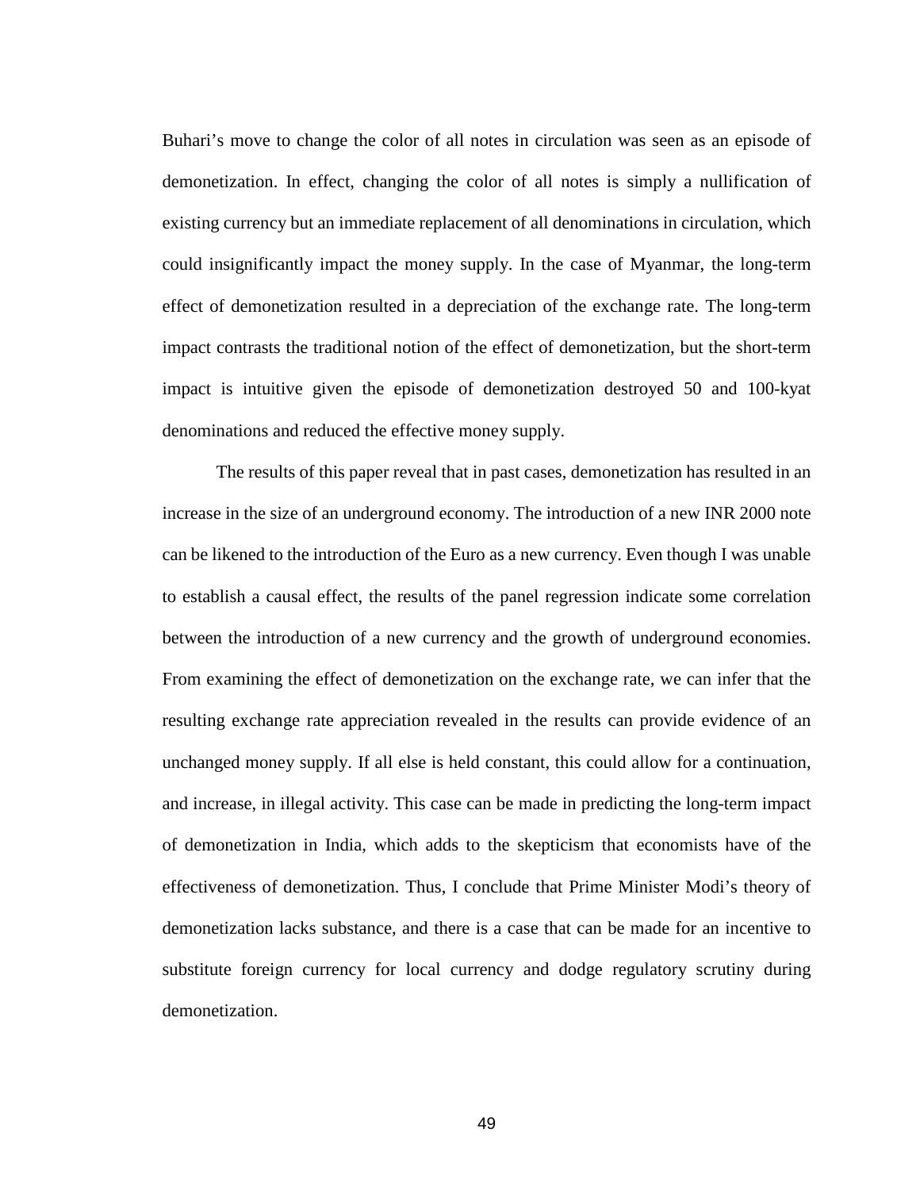Buhari's move to change the color of all notes in circulation was seen as an episode of demonetization. In effect, changing the color of all notes is simply a nullification of existing currency but an immediate replacement of all denominations in circulation, which could insignificantly impact the money supply. In the case of Myanmar, the long-term effect of demonetization resulted in a depreciation of the exchange rate. The long-term impact contrasts the traditional notion of the effect of demonetization, but the short-term impact is intuitive given the episode of demonetization destroyed 50 and 100-kyat denominations and reduced the effective money supply.

The results of this paper reveal that in past cases, demonetization has resulted in an increase in the size of an underground economy. The introduction of a new INR 2000 note can be likened to the introduction of the Euro as a new currency. Even though I was unable to establish a causal effect, the results of the panel regression indicate some correlation between the introduction of a new currency and the growth of underground economies. From examining the effect of demonetization on the exchange rate, we can infer that the resulting exchange rate appreciation revealed in the results can provide evidence of an unchanged money supply. If all else is held constant, this could allow for a continuation, and increase, in illegal activity. This case can be made in predicting the long-term impact of demonetization in India, which adds to the skepticism that economists have of the effectiveness of demonetization. Thus, I conclude that Prime Minister Modi's theory of demonetization lacks substance, and there is a case that can be made for an incentive to substitute foreign currency for local currency and dodge regulatory scrutiny during demonetization.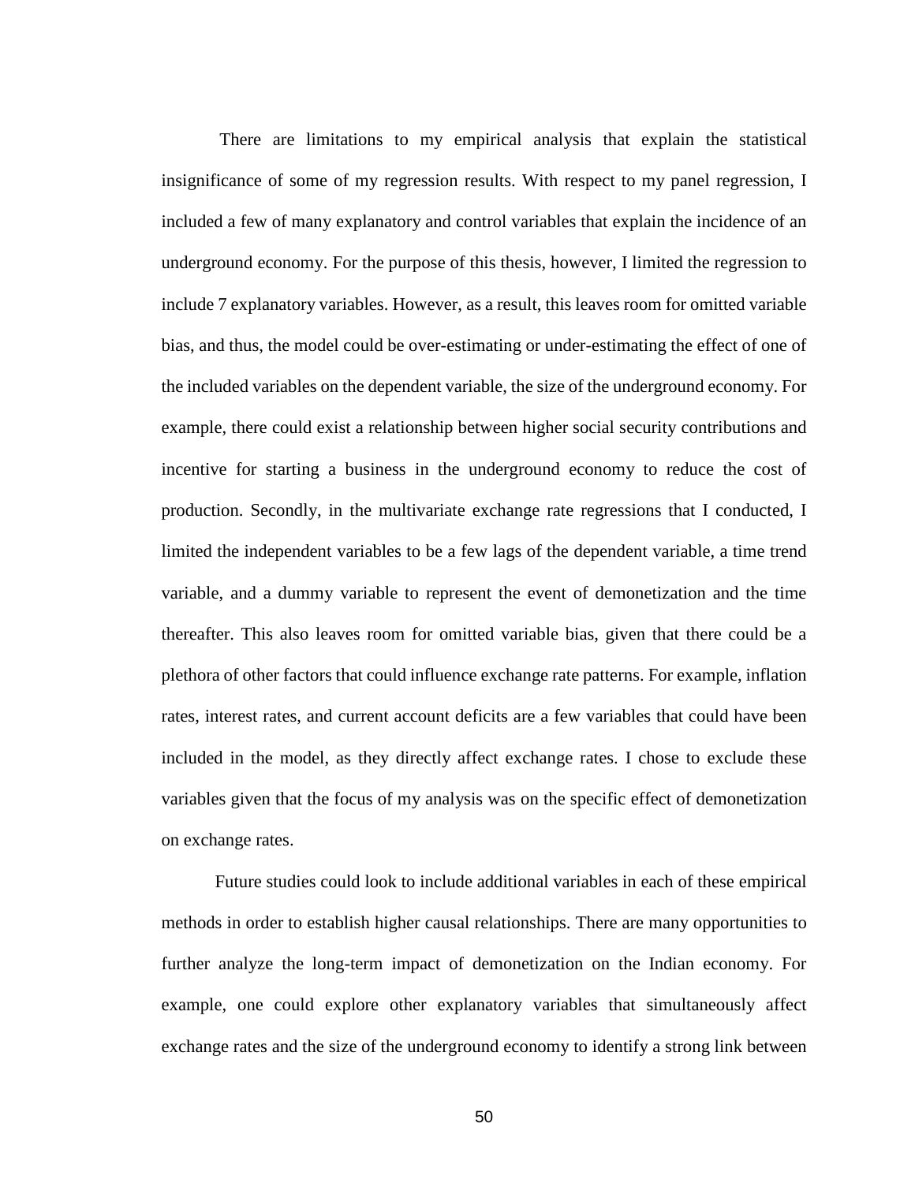There are limitations to my empirical analysis that explain the statistical insignificance of some of my regression results. With respect to my panel regression, I included a few of many explanatory and control variables that explain the incidence of an underground economy. For the purpose of this thesis, however, I limited the regression to include 7 explanatory variables. However, as a result, this leaves room for omitted variable bias, and thus, the model could be over-estimating or under-estimating the effect of one of the included variables on the dependent variable, the size of the underground economy. For example, there could exist a relationship between higher social security contributions and incentive for starting a business in the underground economy to reduce the cost of production. Secondly, in the multivariate exchange rate regressions that I conducted, I limited the independent variables to be a few lags of the dependent variable, a time trend variable, and a dummy variable to represent the event of demonetization and the time thereafter. This also leaves room for omitted variable bias, given that there could be a plethora of other factors that could influence exchange rate patterns. For example, inflation rates, interest rates, and current account deficits are a few variables that could have been included in the model, as they directly affect exchange rates. I chose to exclude these variables given that the focus of my analysis was on the specific effect of demonetization on exchange rates.

Future studies could look to include additional variables in each of these empirical methods in order to establish higher causal relationships. There are many opportunities to further analyze the long-term impact of demonetization on the Indian economy. For example, one could explore other explanatory variables that simultaneously affect exchange rates and the size of the underground economy to identify a strong link between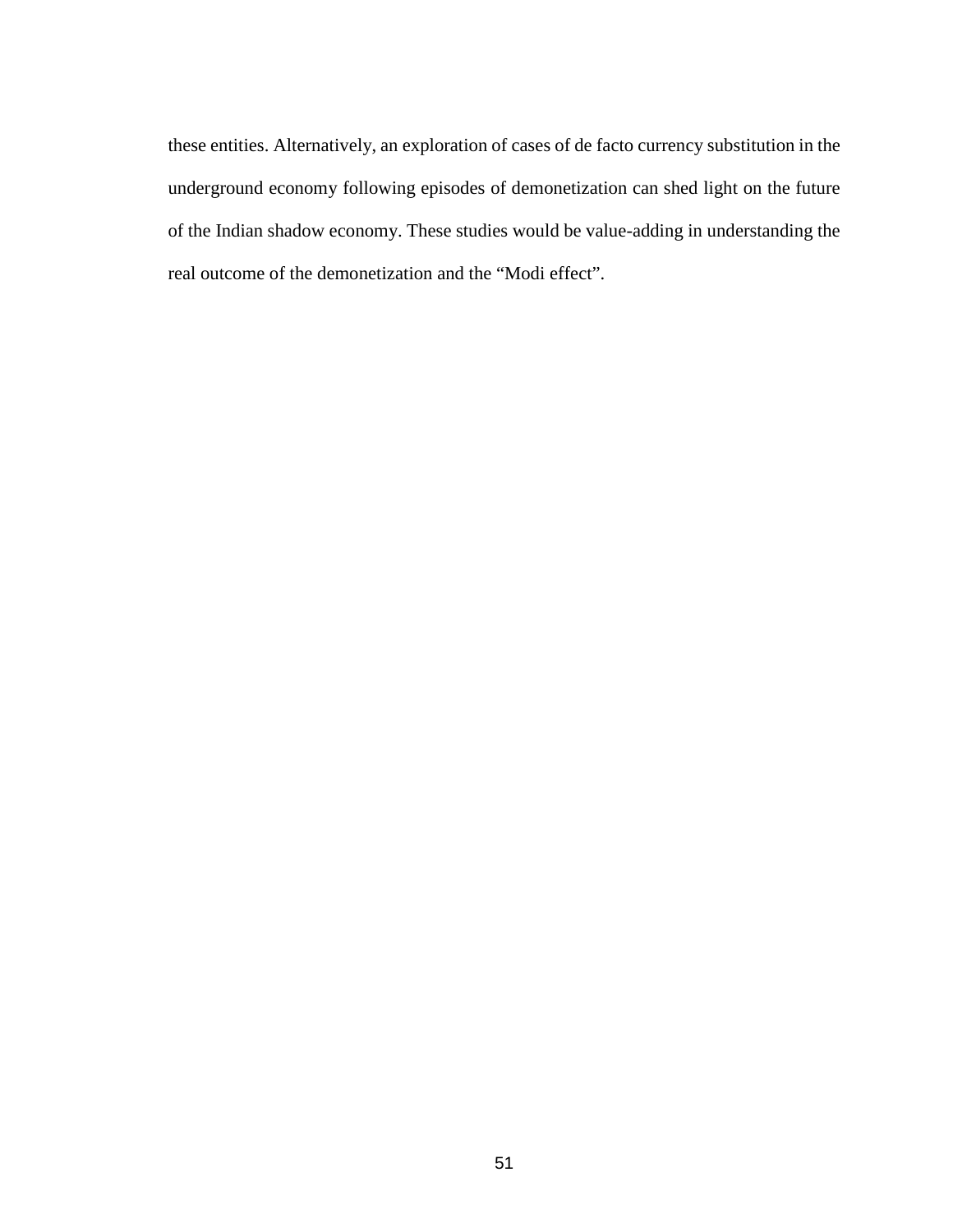these entities. Alternatively, an exploration of cases of de facto currency substitution in the underground economy following episodes of demonetization can shed light on the future of the Indian shadow economy. These studies would be value-adding in understanding the real outcome of the demonetization and the "Modi effect".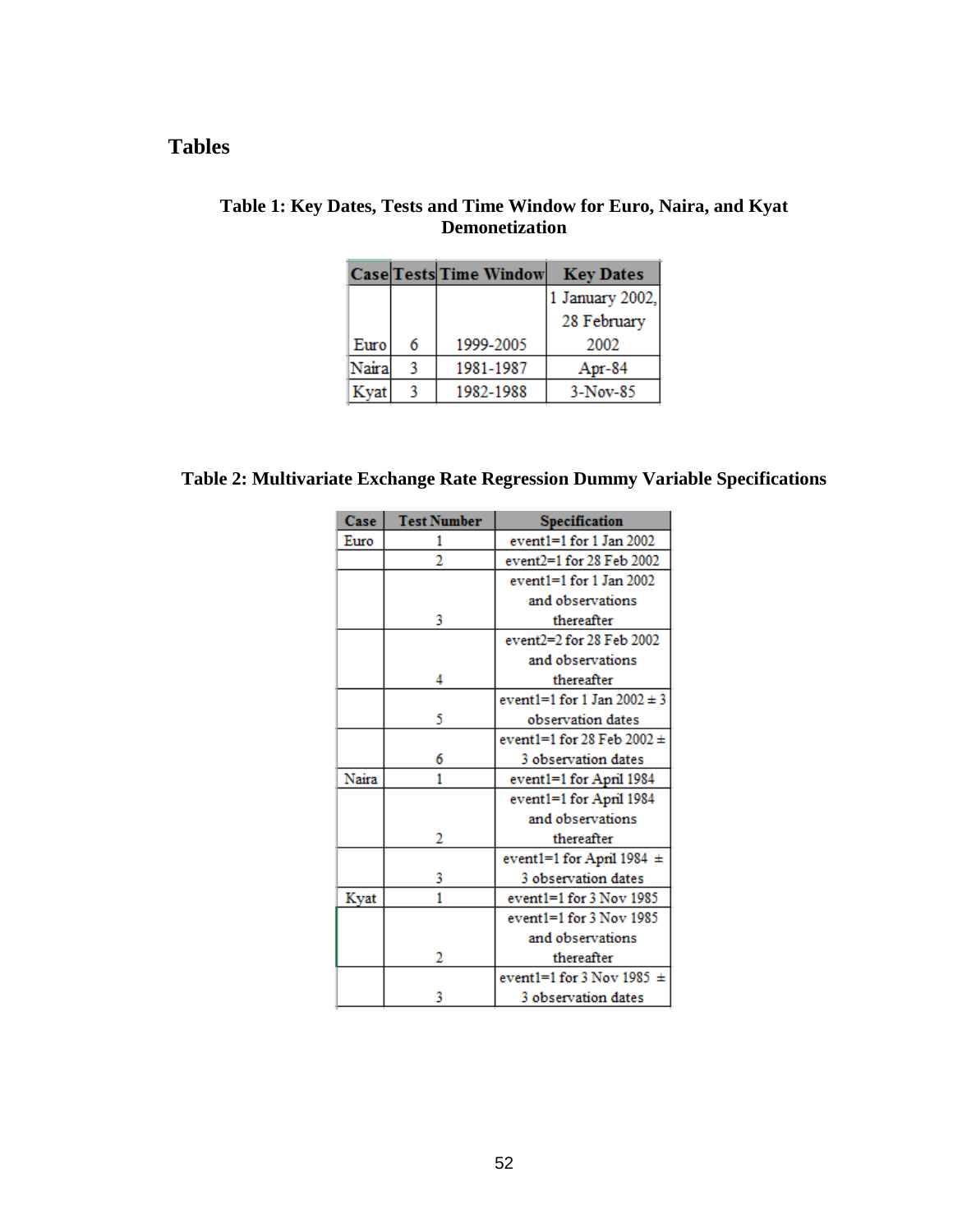# Tables

**Table 1: Key Dates, Tests and Time Window for Euro, Naira, and Kyat Demonetization**

| Case | Tests | Time Window | Key Dates |
|---|---|---|---|
| Euro | 6 | 1999-2005 | 1 January 2002, 28 February 2002 |
| Naira | 3 | 1981-1987 | Apr-84 |
| Kyat | 3 | 1982-1988 | 3-Nov-85 |

**Table 2: Multivariate Exchange Rate Regression Dummy Variable Specifications**

| Case | Test Number | Specification |
|---|---|---|
| Euro | 1 | event1=1 for 1 Jan 2002 |
| | 2 | event2=1 for 28 Feb 2002 |
| | 3 | event1=1 for 1 Jan 2002 and observations thereafter |
| | 4 | event2=2 for 28 Feb 2002 and observations thereafter |
| | 5 | event1=1 for 1 Jan 2002 ± 3 observation dates |
| | 6 | event1=1 for 28 Feb 2002 ± 3 observation dates |
| Naira | 1 | event1=1 for April 1984 |
| | 2 | event1=1 for April 1984 and observations thereafter |
| | 3 | event1=1 for April 1984 ± 3 observation dates |
| Kyat | 1 | event1=1 for 3 Nov 1985 |
| | 2 | event1=1 for 3 Nov 1985 and observations thereafter |
| | 3 | event1=1 for 3 Nov 1985 ± 3 observation dates |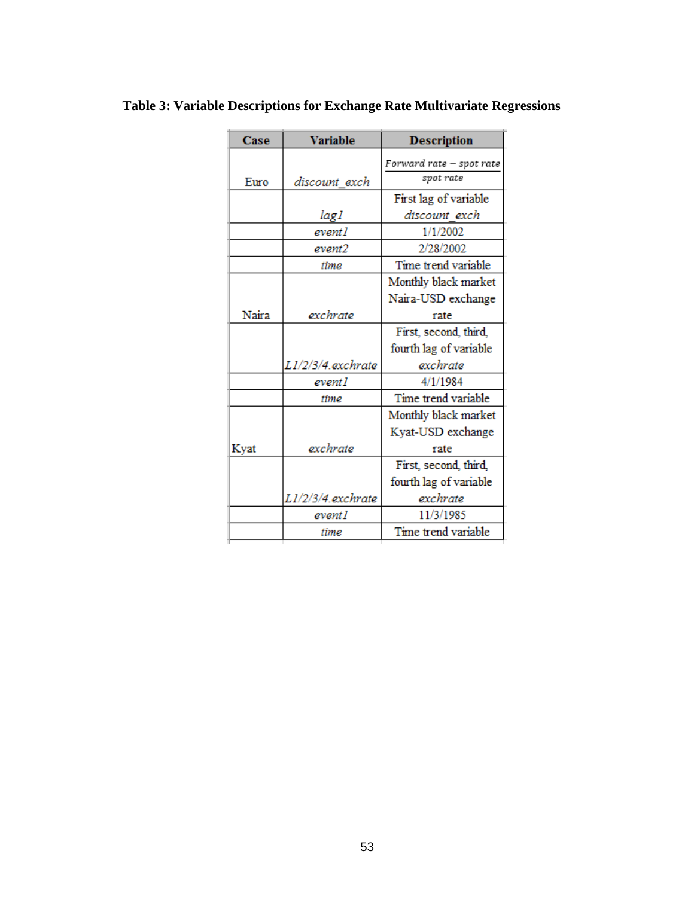**Table 3: Variable Descriptions for Exchange Rate Multivariate Regressions**

| Case | Variable | Description |
|---|---|---|
| Euro | *discount_exch* | $\frac{Forward\ rate - spot\ rate}{spot\ rate}$ |
| | *lag1* | First lag of variable *discount_exch* |
| | *event1* | 1/1/2002 |
| | *event2* | 2/28/2002 |
| | *time* | Time trend variable |
| Naira | *exchrate* | Monthly black market Naira-USD exchange rate |
| | *L1/2/3/4.exchrate* | First, second, third, fourth lag of variable *exchrate* |
| | *event1* | 4/1/1984 |
| | *time* | Time trend variable |
| Kyat | *exchrate* | Monthly black market Kyat-USD exchange rate |
| | *L1/2/3/4.exchrate* | First, second, third, fourth lag of variable *exchrate* |
| | *event1* | 11/3/1985 |
| | *time* | Time trend variable |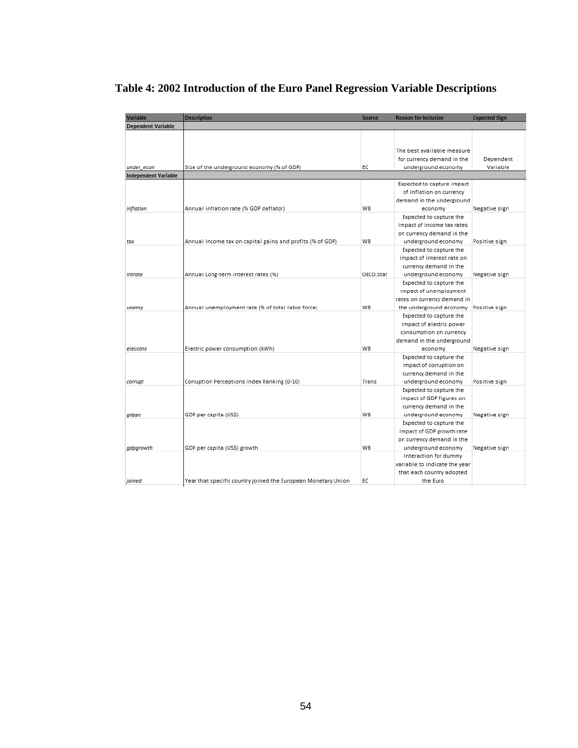# Table 4: 2002 Introduction of the Euro Panel Regression Variable Descriptions

| Variable | Description | Source | Reason for Inclusion | Expected Sign |
|---|---|---|---|---|
| **Dependent Variable** | | | | |
| *under_econ* | Size of the underground economy (% of GDP) | EC | The best available measure for currency demand in the underground economy | Dependent Variable |
| **Independent Variable** | | | | |
| *inflation* | Annual inflation rate (% GDP deflator) | WB | Expected to capture impact of inflation on currency demand in the underground economy | Negative sign |
| *tax* | Annual Income tax on capital gains and profits (% of GDP) | WB | Expected to capture the impact of income tax rates on currency demand in the underground economy | Positive sign |
| *intrate* | Annual Long-term interest rates (%) | OECD.Stat | Expected to capture the impact of interest rate on currency demand in the underground economy | Negative sign |
| *unemp* | Annual unemployment rate (% of total labor force) | WB | Expected to capture the impact of unemployment rates on currency demand in the underground economy | Positive sign |
| *eleccons* | Electric power consumption (kWh) | WB | Expected to capture the impact of electric power consumption on currency demand in the underground economy | Negative sign |
| *corrupt* | Corruption Perceptions Index Ranking (0-10) | Trans | Expected to capture the impact of corruption on currency demand in the underground economy | Positive sign |
| *gdppc* | GDP per capita (US$) | WB | Expected to capture the impact of GDP figures on currency demand in the underground economy | Negative sign |
| *gdpgrowth* | GDP per capita (US$) growth | WB | Expected to capture the impact of GDP growth rate on currency demand in the underground economy | Negative sign |
| *joined* | Year that specific country joined the European Monetary Union | EC | Interaction for dummy variable to indicate the year that each country adopted the Euro | |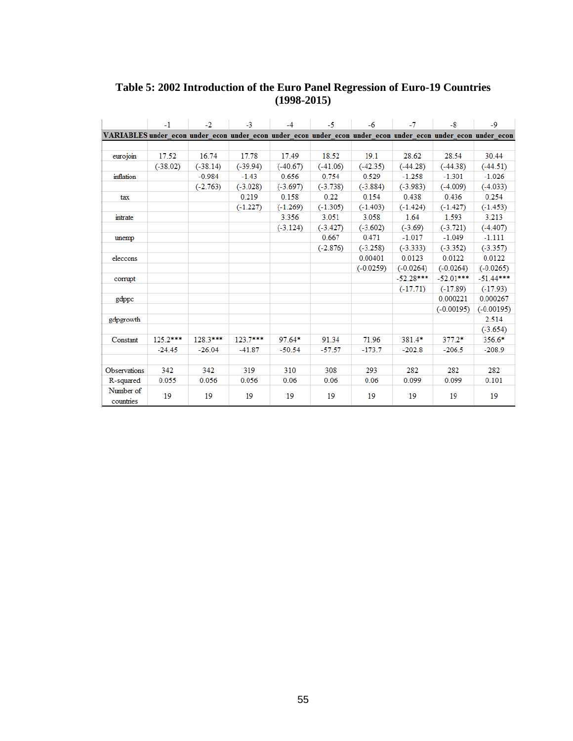**Table 5: 2002 Introduction of the Euro Panel Regression of Euro-19 Countries (1998-2015)**

| | -1 | -2 | -3 | -4 | -5 | -6 | -7 | -8 | -9 |
|---|---|---|---|---|---|---|---|---|---|
| VARIABLES | under_econ | under_econ | under_econ | under_econ | under_econ | under_econ | under_econ | under_econ | under_econ |
| | | | | | | | | | |
| eurojoin | 17.52 | 16.74 | 17.78 | 17.49 | 18.52 | 19.1 | 28.62 | 28.54 | 30.44 |
| | (-38.02) | (-38.14) | (-39.94) | (-40.67) | (-41.06) | (-42.35) | (-44.28) | (-44.38) | (-44.51) |
| inflation | | -0.984 | -1.43 | 0.656 | 0.754 | 0.529 | -1.258 | -1.301 | -1.026 |
| | | (-2.763) | (-3.028) | (-3.697) | (-3.738) | (-3.884) | (-3.983) | (-4.009) | (-4.033) |
| tax | | | 0.219 | 0.158 | 0.22 | 0.154 | 0.438 | 0.436 | 0.254 |
| | | | (-1.227) | (-1.269) | (-1.305) | (-1.403) | (-1.424) | (-1.427) | (-1.453) |
| intrate | | | | 3.356 | 3.051 | 3.058 | 1.64 | 1.593 | 3.213 |
| | | | | (-3.124) | (-3.427) | (-3.602) | (-3.69) | (-3.721) | (-4.407) |
| unemp | | | | | 0.667 | 0.471 | -1.017 | -1.049 | -1.111 |
| | | | | | (-2.876) | (-3.258) | (-3.333) | (-3.352) | (-3.357) |
| eleccons | | | | | | 0.00401 | 0.0123 | 0.0122 | 0.0122 |
| | | | | | | (-0.0259) | (-0.0264) | (-0.0264) | (-0.0265) |
| corrupt | | | | | | | -52.28*** | -52.01*** | -51.44*** |
| | | | | | | | (-17.71) | (-17.89) | (-17.93) |
| gdppc | | | | | | | | 0.000221 | 0.000267 |
| | | | | | | | | (-0.00195) | (-0.00195) |
| gdpgrowth | | | | | | | | | 2.514 |
| | | | | | | | | | (-3.654) |
| Constant | 125.2*** | 128.3*** | 123.7*** | 97.64* | 91.34 | 71.96 | 381.4* | 377.2* | 356.6* |
| | -24.45 | -26.04 | -41.87 | -50.54 | -57.57 | -173.7 | -202.8 | -206.5 | -208.9 |
| | | | | | | | | | |
| Observations | 342 | 342 | 319 | 310 | 308 | 293 | 282 | 282 | 282 |
| R-squared | 0.055 | 0.056 | 0.056 | 0.06 | 0.06 | 0.06 | 0.099 | 0.099 | 0.101 |
| Number of countries | 19 | 19 | 19 | 19 | 19 | 19 | 19 | 19 | 19 |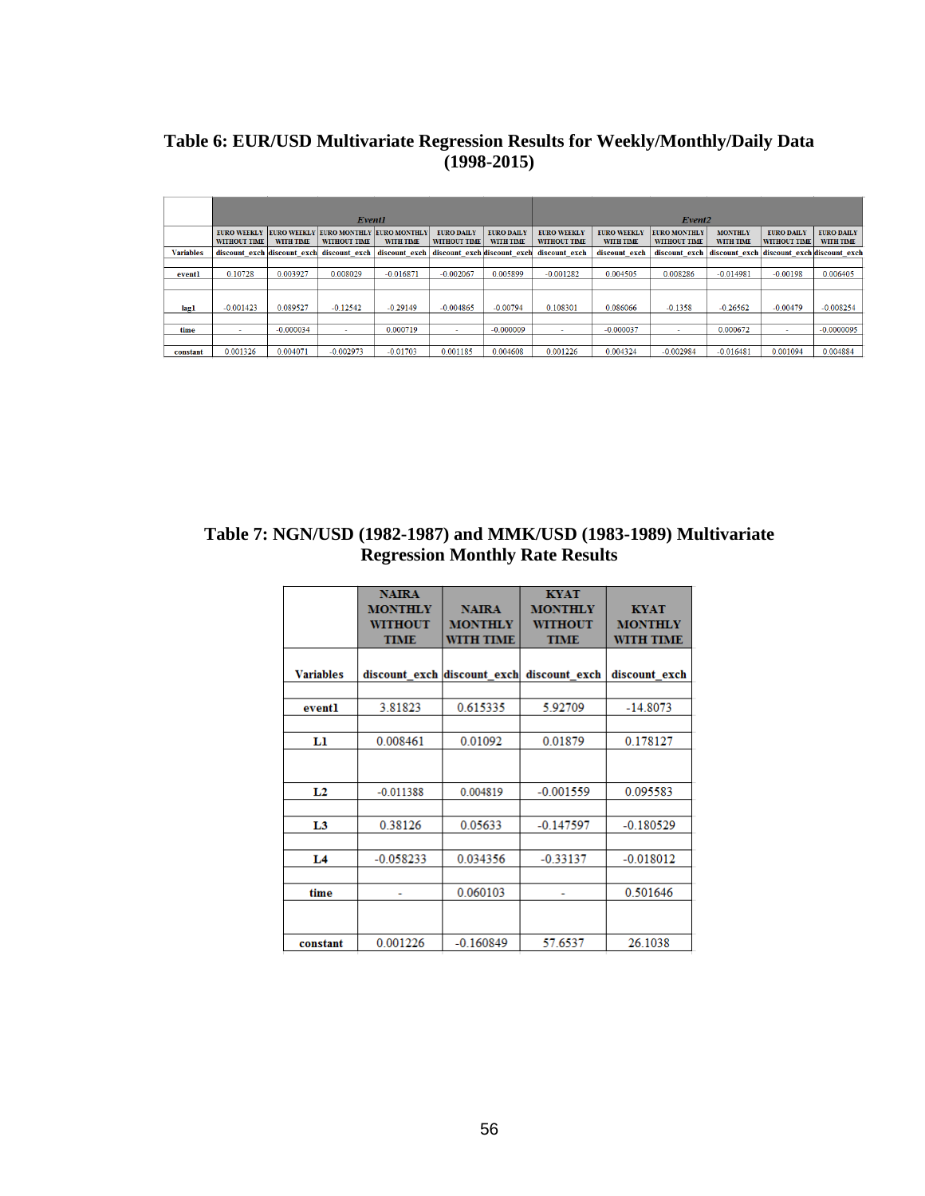**Table 6: EUR/USD Multivariate Regression Results for Weekly/Monthly/Daily Data (1998-2015)**

| | *Event1* | | | | | | *Event2* | | | | | |
|---|---|---|---|---|---|---|---|---|---|---|---|---|
| | EURO WEEKLY WITHOUT TIME | EURO WEEKLY WITH TIME | EURO MONTHLY WITHOUT TIME | EURO MONTHLY WITH TIME | EURO DAILY WITHOUT TIME | EURO DAILY WITH TIME | EURO WEEKLY WITHOUT TIME | EURO WEEKLY WITH TIME | EURO MONTHLY WITHOUT TIME | MONTHLY WITH TIME | EURO DAILY WITHOUT TIME | EURO DAILY WITH TIME |
| **Variables** | discount_exch | discount_exch | discount_exch | discount_exch | discount_exch | discount_exch | discount_exch | discount_exch | discount_exch | discount_exch | discount_exch | discount_exch |
| **event1** | 0.10728 | 0.003927 | 0.008029 | -0.016871 | -0.002067 | 0.005899 | -0.001282 | 0.004505 | 0.008286 | -0.014981 | -0.00198 | 0.006405 |
| **lag1** | -0.001423 | 0.089527 | -0.12542 | -0.29149 | -0.004865 | -0.00794 | 0.108301 | 0.086066 | -0.1358 | -0.26562 | -0.00479 | -0.008254 |
| **time** | - | -0.000034 | - | 0.000719 | - | -0.000009 | - | -0.000037 | - | 0.000672 | - | -0.0000095 |
| **constant** | 0.001326 | 0.004071 | -0.002973 | -0.01703 | 0.001185 | 0.004608 | 0.001226 | 0.004324 | -0.002984 | -0.016481 | 0.001094 | 0.004884 |

**Table 7: NGN/USD (1982-1987) and MMK/USD (1983-1989) Multivariate Regression Monthly Rate Results**

| | NAIRA MONTHLY WITHOUT TIME | NAIRA MONTHLY WITH TIME | KYAT MONTHLY WITHOUT TIME | KYAT MONTHLY WITH TIME |
|---|---|---|---|---|
| **Variables** | discount_exch | discount_exch | discount_exch | discount_exch |
| **event1** | 3.81823 | 0.615335 | 5.92709 | -14.8073 |
| **L1** | 0.008461 | 0.01092 | 0.01879 | 0.178127 |
| **L2** | -0.011388 | 0.004819 | -0.001559 | 0.095583 |
| **L3** | 0.38126 | 0.05633 | -0.147597 | -0.180529 |
| **L4** | -0.058233 | 0.034356 | -0.33137 | -0.018012 |
| **time** | - | 0.060103 | - | 0.501646 |
| **constant** | 0.001226 | -0.160849 | 57.6537 | 26.1038 |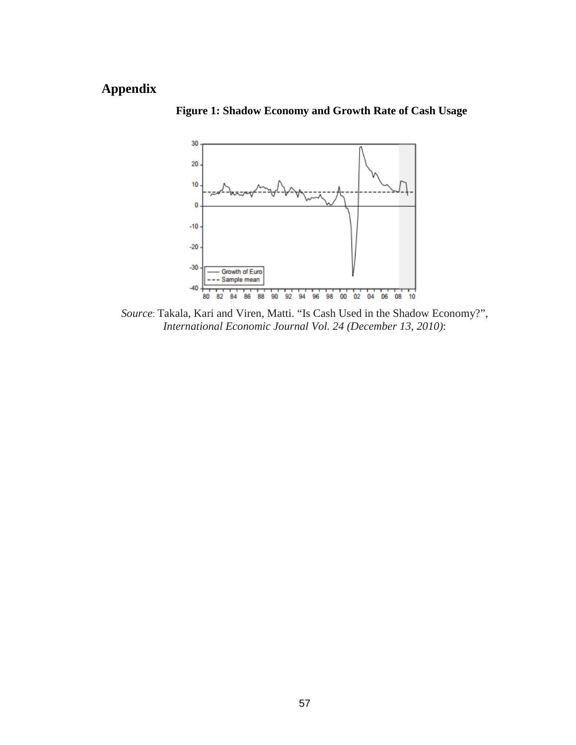## Appendix

**Figure 1: Shadow Economy and Growth Rate of Cash Usage**

*Source*: Takala, Kari and Viren, Matti. “Is Cash Used in the Shadow Economy?”, *International Economic Journal Vol. 24 (December 13, 2010)*: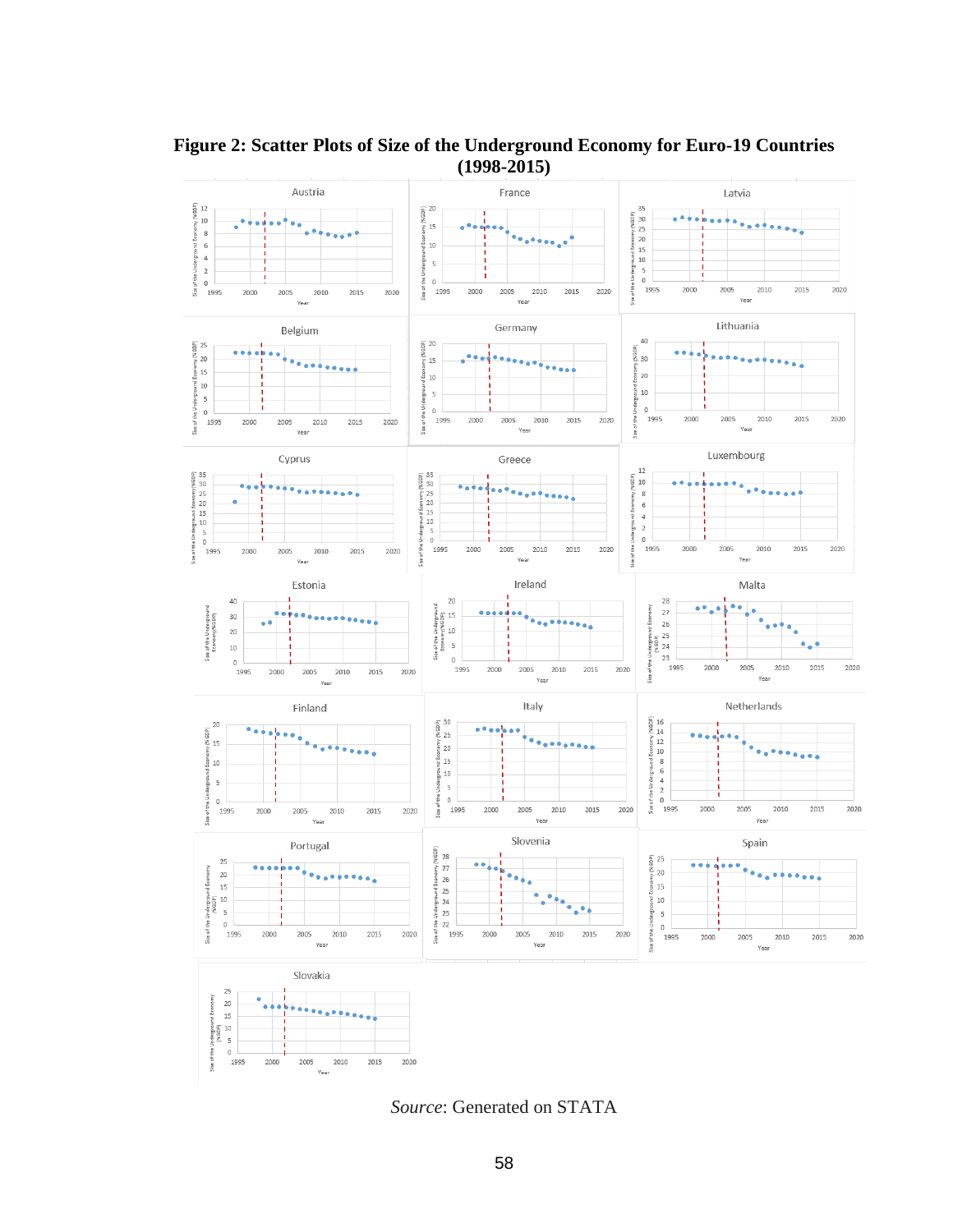**Figure 2: Scatter Plots of Size of the Underground Economy for Euro-19 Countries (1998-2015)**

*Source*: Generated on STATA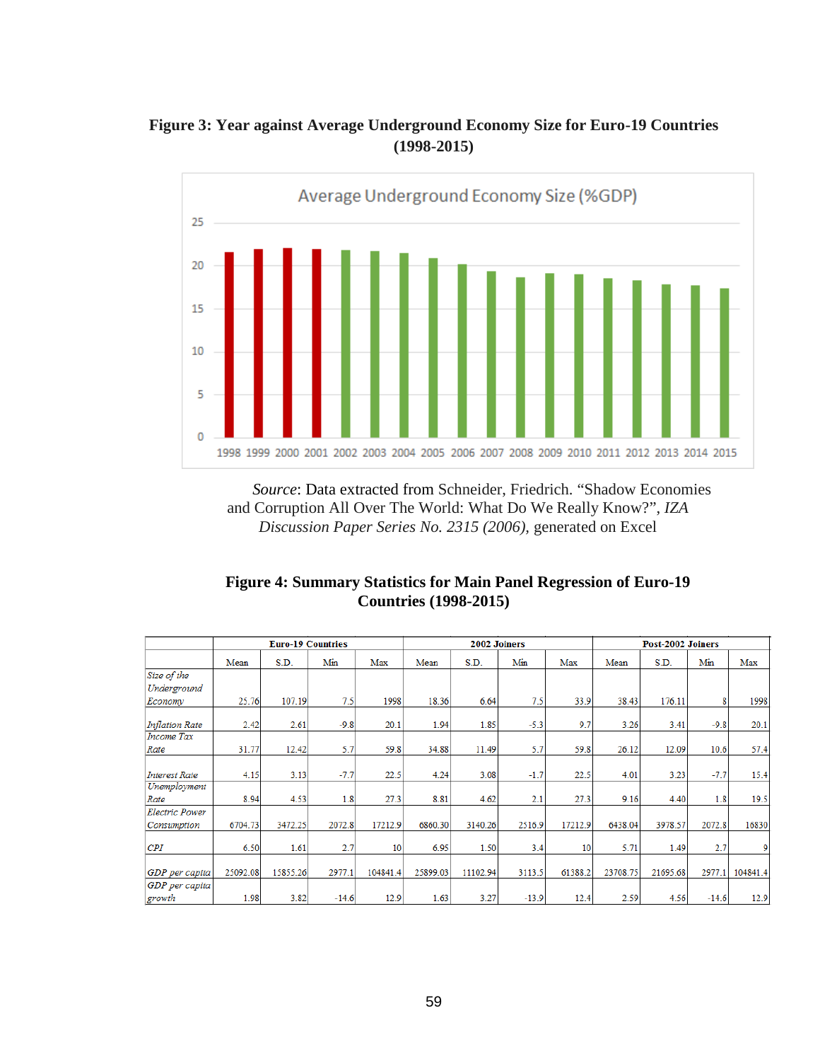**Figure 3: Year against Average Underground Economy Size for Euro-19 Countries (1998-2015)**

*Source*: Data extracted from Schneider, Friedrich. "Shadow Economies and Corruption All Over The World: What Do We Really Know?", *IZA Discussion Paper Series No. 2315 (2006),* generated on Excel

**Figure 4: Summary Statistics for Main Panel Regression of Euro-19 Countries (1998-2015)**

| | Euro-19 Countries | | | | 2002 Joiners | | | | Post-2002 Joiners | | | |
|---|---|---|---|---|---|---|---|---|---|---|---|---|
| | Mean | S.D. | Min | Max | Mean | S.D. | Min | Max | Mean | S.D. | Min | Max |
| *Size of the Underground Economy* | 25.76 | 107.19 | 7.5 | 1998 | 18.36 | 6.64 | 7.5 | 33.9 | 38.43 | 176.11 | 8 | 1998 |
| *Inflation Rate* | 2.42 | 2.61 | -9.8 | 20.1 | 1.94 | 1.85 | -5.3 | 9.7 | 3.26 | 3.41 | -9.8 | 20.1 |
| *Income Tax Rate* | 31.77 | 12.42 | 5.7 | 59.8 | 34.88 | 11.49 | 5.7 | 59.8 | 26.12 | 12.09 | 10.6 | 57.4 |
| *Interest Rate* | 4.15 | 3.13 | -7.7 | 22.5 | 4.24 | 3.08 | -1.7 | 22.5 | 4.01 | 3.23 | -7.7 | 15.4 |
| *Unemployment Rate* | 8.94 | 4.53 | 1.8 | 27.3 | 8.81 | 4.62 | 2.1 | 27.3 | 9.16 | 4.40 | 1.8 | 19.5 |
| *Electric Power Consumption* | 6704.73 | 3472.25 | 2072.8 | 17212.9 | 6860.30 | 3140.26 | 2516.9 | 17212.9 | 6438.04 | 3978.57 | 2072.8 | 16830 |
| *CPI* | 6.50 | 1.61 | 2.7 | 10 | 6.95 | 1.50 | 3.4 | 10 | 5.71 | 1.49 | 2.7 | 9 |
| *GDP per capita* | 25092.08 | 15855.26 | 2977.1 | 104841.4 | 25899.03 | 11102.94 | 3113.5 | 61388.2 | 23708.75 | 21695.68 | 2977.1 | 104841.4 |
| *GDP per capita growth* | 1.98 | 3.82 | -14.6 | 12.9 | 1.63 | 3.27 | -13.9 | 12.4 | 2.59 | 4.56 | -14.6 | 12.9 |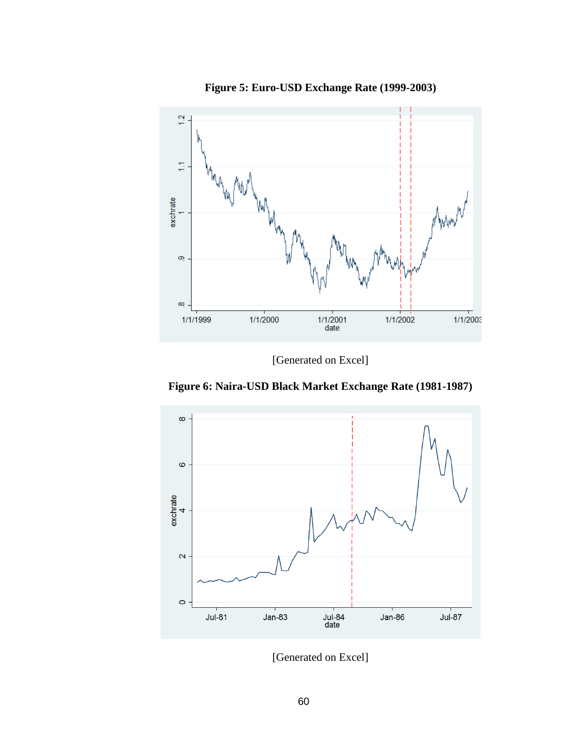**Figure 5: Euro-USD Exchange Rate (1999-2003)**

[Generated on Excel]

**Figure 6: Naira-USD Black Market Exchange Rate (1981-1987)**

[Generated on Excel]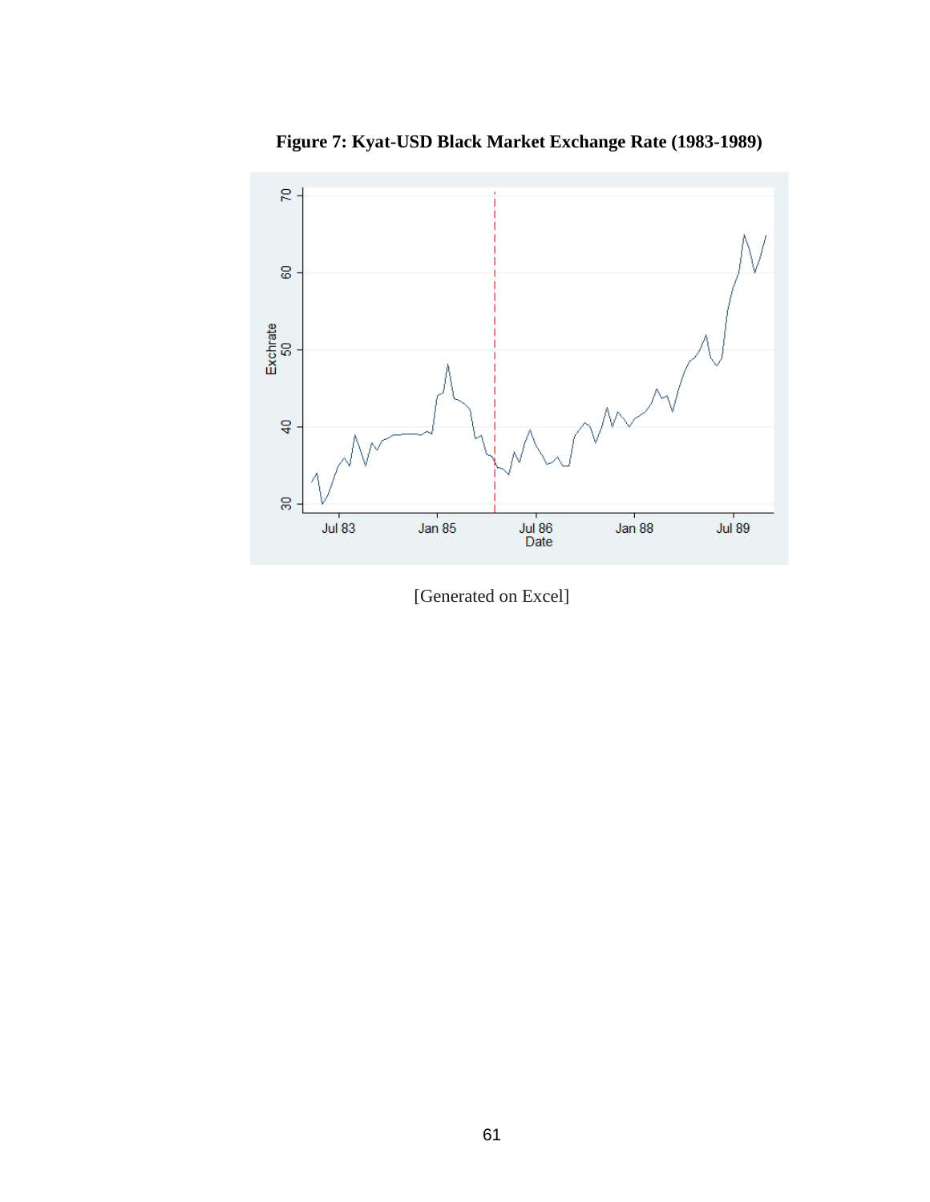**Figure 7: Kyat-USD Black Market Exchange Rate (1983-1989)**

[Generated on Excel]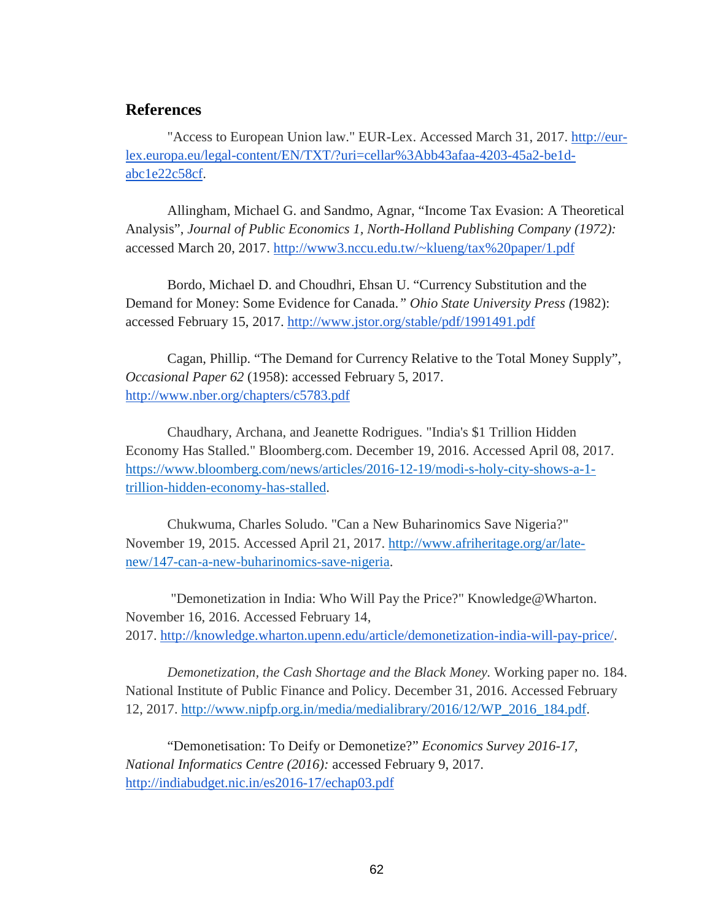## References

"Access to European Union law." EUR-Lex. Accessed March 31, 2017. http://eur-lex.europa.eu/legal-content/EN/TXT/?uri=cellar%3Abb43afaa-4203-45a2-be1d-abc1e22c58cf.

Allingham, Michael G. and Sandmo, Agnar, "Income Tax Evasion: A Theoretical Analysis", *Journal of Public Economics 1, North-Holland Publishing Company (1972):* accessed March 20, 2017. http://www3.nccu.edu.tw/~klueng/tax%20paper/1.pdf

Bordo, Michael D. and Choudhri, Ehsan U. "Currency Substitution and the Demand for Money: Some Evidence for Canada." *Ohio State University Press (*1982): accessed February 15, 2017. http://www.jstor.org/stable/pdf/1991491.pdf

Cagan, Phillip. "The Demand for Currency Relative to the Total Money Supply", *Occasional Paper 62* (1958): accessed February 5, 2017. http://www.nber.org/chapters/c5783.pdf

Chaudhary, Archana, and Jeanette Rodrigues. "India's $1 Trillion Hidden Economy Has Stalled." Bloomberg.com. December 19, 2016. Accessed April 08, 2017. https://www.bloomberg.com/news/articles/2016-12-19/modi-s-holy-city-shows-a-1-trillion-hidden-economy-has-stalled.

Chukwuma, Charles Soludo. "Can a New Buharinomics Save Nigeria?" November 19, 2015. Accessed April 21, 2017. http://www.afriheritage.org/ar/late-new/147-can-a-new-buharinomics-save-nigeria.

"Demonetization in India: Who Will Pay the Price?" Knowledge@Wharton. November 16, 2016. Accessed February 14, 2017. http://knowledge.wharton.upenn.edu/article/demonetization-india-will-pay-price/.

*Demonetization, the Cash Shortage and the Black Money.* Working paper no. 184. National Institute of Public Finance and Policy. December 31, 2016. Accessed February 12, 2017. http://www.nipfp.org.in/media/medialibrary/2016/12/WP_2016_184.pdf.

"Demonetisation: To Deify or Demonetize?" *Economics Survey 2016-17, National Informatics Centre (2016):* accessed February 9, 2017. http://indiabudget.nic.in/es2016-17/echap03.pdf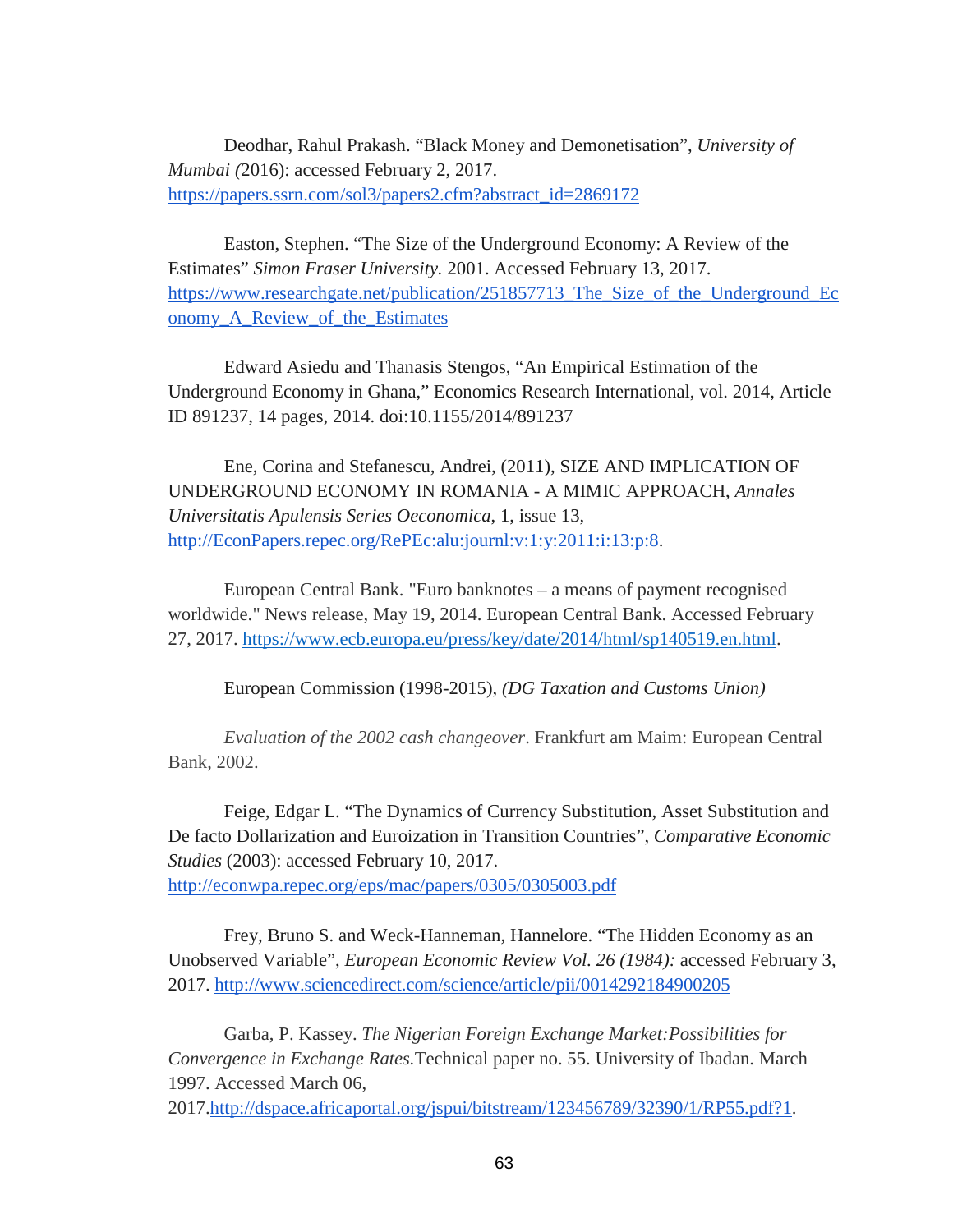Deodhar, Rahul Prakash. “Black Money and Demonetisation”, *University of Mumbai (*2016): accessed February 2, 2017. https://papers.ssrn.com/sol3/papers2.cfm?abstract_id=2869172

Easton, Stephen. “The Size of the Underground Economy: A Review of the Estimates” *Simon Fraser University.* 2001. Accessed February 13, 2017. https://www.researchgate.net/publication/251857713_The_Size_of_the_Underground_Economy_A_Review_of_the_Estimates

Edward Asiedu and Thanasis Stengos, “An Empirical Estimation of the Underground Economy in Ghana,” Economics Research International, vol. 2014, Article ID 891237, 14 pages, 2014. doi:10.1155/2014/891237

Ene, Corina and Stefanescu, Andrei, (2011), SIZE AND IMPLICATION OF UNDERGROUND ECONOMY IN ROMANIA - A MIMIC APPROACH, *Annales Universitatis Apulensis Series Oeconomica*, 1, issue 13, http://EconPapers.repec.org/RePEc:alu:journl:v:1:y:2011:i:13:p:8.

European Central Bank. "Euro banknotes – a means of payment recognised worldwide." News release, May 19, 2014. European Central Bank. Accessed February 27, 2017. https://www.ecb.europa.eu/press/key/date/2014/html/sp140519.en.html.

European Commission (1998-2015), *(DG Taxation and Customs Union)*

*Evaluation of the 2002 cash changeover*. Frankfurt am Maim: European Central Bank, 2002.

Feige, Edgar L. “The Dynamics of Currency Substitution, Asset Substitution and De facto Dollarization and Euroization in Transition Countries”, *Comparative Economic Studies* (2003): accessed February 10, 2017. http://econwpa.repec.org/eps/mac/papers/0305/0305003.pdf

Frey, Bruno S. and Weck-Hanneman, Hannelore. “The Hidden Economy as an Unobserved Variable”, *European Economic Review Vol. 26 (1984):* accessed February 3, 2017. http://www.sciencedirect.com/science/article/pii/0014292184900205

Garba, P. Kassey. *The Nigerian Foreign Exchange Market:Possibilities for Convergence in Exchange Rates.*Technical paper no. 55. University of Ibadan. March 1997. Accessed March 06, 2017.http://dspace.africaportal.org/jspui/bitstream/123456789/32390/1/RP55.pdf?1.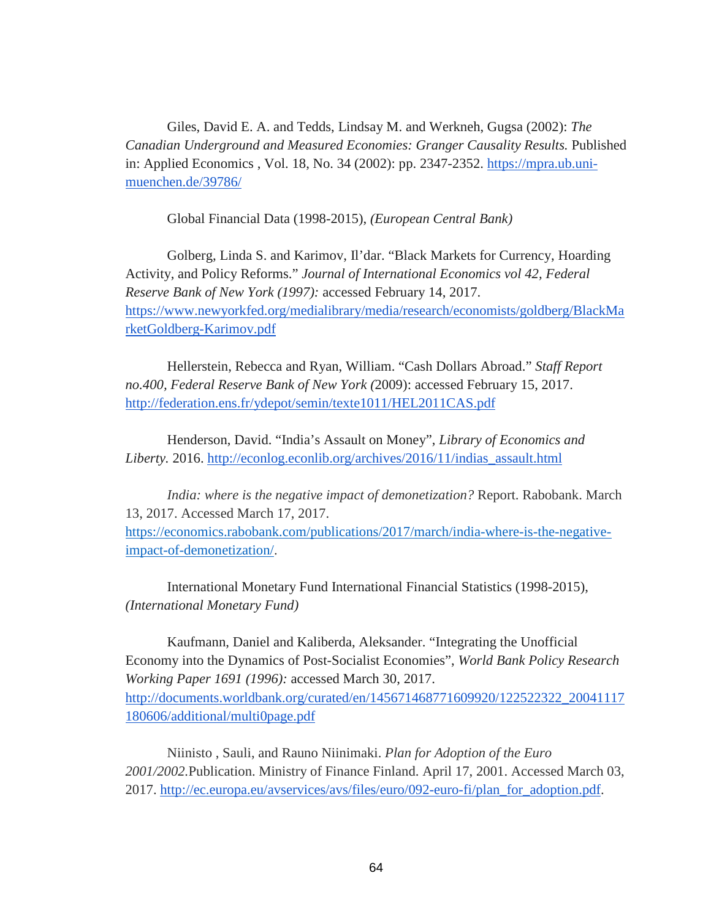Giles, David E. A. and Tedds, Lindsay M. and Werkneh, Gugsa (2002): *The Canadian Underground and Measured Economies: Granger Causality Results.* Published in: Applied Economics , Vol. 18, No. 34 (2002): pp. 2347-2352. https://mpra.ub.uni-muenchen.de/39786/

Global Financial Data (1998-2015), *(European Central Bank)*

Golberg, Linda S. and Karimov, Il'dar. "Black Markets for Currency, Hoarding Activity, and Policy Reforms." *Journal of International Economics vol 42, Federal Reserve Bank of New York (1997):* accessed February 14, 2017. https://www.newyorkfed.org/medialibrary/media/research/economists/goldberg/BlackMarketGoldberg-Karimov.pdf

Hellerstein, Rebecca and Ryan, William. "Cash Dollars Abroad." *Staff Report no.400, Federal Reserve Bank of New York (*2009): accessed February 15, 2017. http://federation.ens.fr/ydepot/semin/texte1011/HEL2011CAS.pdf

Henderson, David. "India's Assault on Money", *Library of Economics and Liberty.* 2016. http://econlog.econlib.org/archives/2016/11/indias_assault.html

*India: where is the negative impact of demonetization?* Report. Rabobank. March 13, 2017. Accessed March 17, 2017. https://economics.rabobank.com/publications/2017/march/india-where-is-the-negative-impact-of-demonetization/.

International Monetary Fund International Financial Statistics (1998-2015), *(International Monetary Fund)*

Kaufmann, Daniel and Kaliberda, Aleksander. "Integrating the Unofficial Economy into the Dynamics of Post-Socialist Economies", *World Bank Policy Research Working Paper 1691 (1996):* accessed March 30, 2017. http://documents.worldbank.org/curated/en/145671468771609920/122522322_20041117180606/additional/multi0page.pdf

Niinisto , Sauli, and Rauno Niinimaki. *Plan for Adoption of the Euro 2001/2002.*Publication. Ministry of Finance Finland. April 17, 2001. Accessed March 03, 2017. http://ec.europa.eu/avservices/avs/files/euro/092-euro-fi/plan_for_adoption.pdf.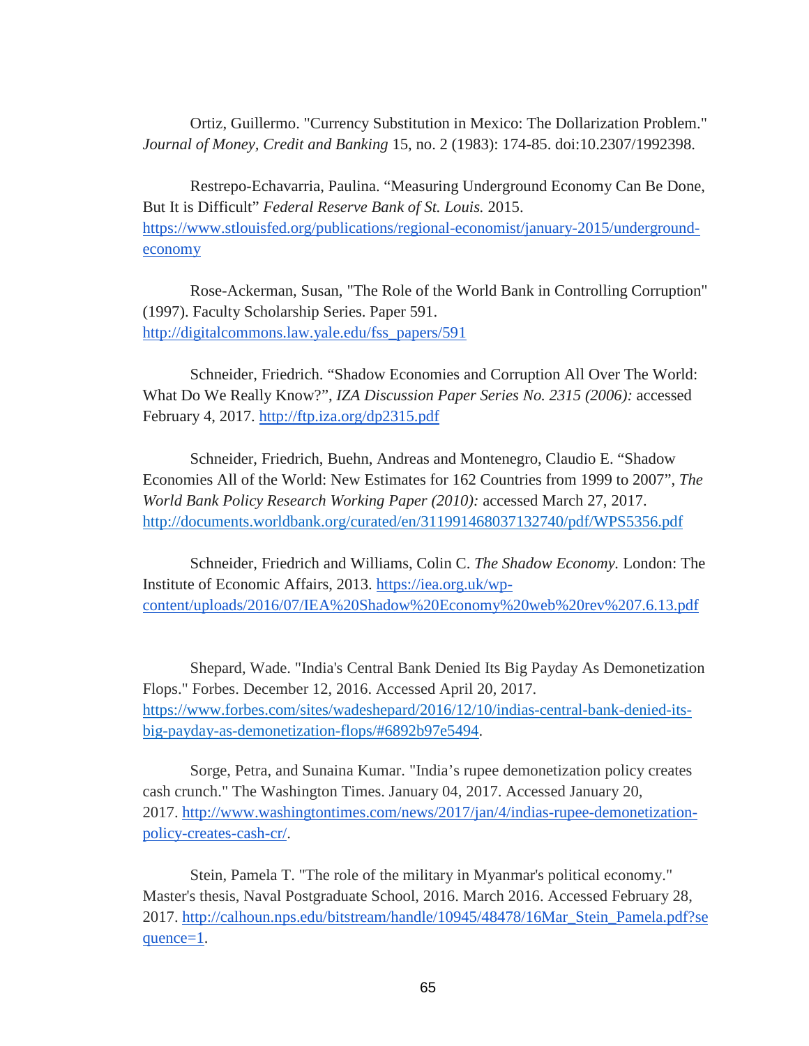Ortiz, Guillermo. "Currency Substitution in Mexico: The Dollarization Problem." *Journal of Money, Credit and Banking* 15, no. 2 (1983): 174-85. doi:10.2307/1992398.

Restrepo-Echavarria, Paulina. "Measuring Underground Economy Can Be Done, But It is Difficult" *Federal Reserve Bank of St. Louis.* 2015. https://www.stlouisfed.org/publications/regional-economist/january-2015/underground-economy

Rose-Ackerman, Susan, "The Role of the World Bank in Controlling Corruption" (1997). Faculty Scholarship Series. Paper 591. http://digitalcommons.law.yale.edu/fss_papers/591

Schneider, Friedrich. "Shadow Economies and Corruption All Over The World: What Do We Really Know?", *IZA Discussion Paper Series No. 2315 (2006):* accessed February 4, 2017. http://ftp.iza.org/dp2315.pdf

Schneider, Friedrich, Buehn, Andreas and Montenegro, Claudio E. "Shadow Economies All of the World: New Estimates for 162 Countries from 1999 to 2007", *The World Bank Policy Research Working Paper (2010):* accessed March 27, 2017. http://documents.worldbank.org/curated/en/311991468037132740/pdf/WPS5356.pdf

Schneider, Friedrich and Williams, Colin C. *The Shadow Economy.* London: The Institute of Economic Affairs, 2013. https://iea.org.uk/wp-content/uploads/2016/07/IEA%20Shadow%20Economy%20web%20rev%207.6.13.pdf

Shepard, Wade. "India's Central Bank Denied Its Big Payday As Demonetization Flops." Forbes. December 12, 2016. Accessed April 20, 2017. https://www.forbes.com/sites/wadeshepard/2016/12/10/indias-central-bank-denied-its-big-payday-as-demonetization-flops/#6892b97e5494.

Sorge, Petra, and Sunaina Kumar. "India's rupee demonetization policy creates cash crunch." The Washington Times. January 04, 2017. Accessed January 20, 2017. http://www.washingtontimes.com/news/2017/jan/4/indias-rupee-demonetization-policy-creates-cash-cr/.

Stein, Pamela T. "The role of the military in Myanmar's political economy." Master's thesis, Naval Postgraduate School, 2016. March 2016. Accessed February 28, 2017. http://calhoun.nps.edu/bitstream/handle/10945/48478/16Mar_Stein_Pamela.pdf?sequence=1.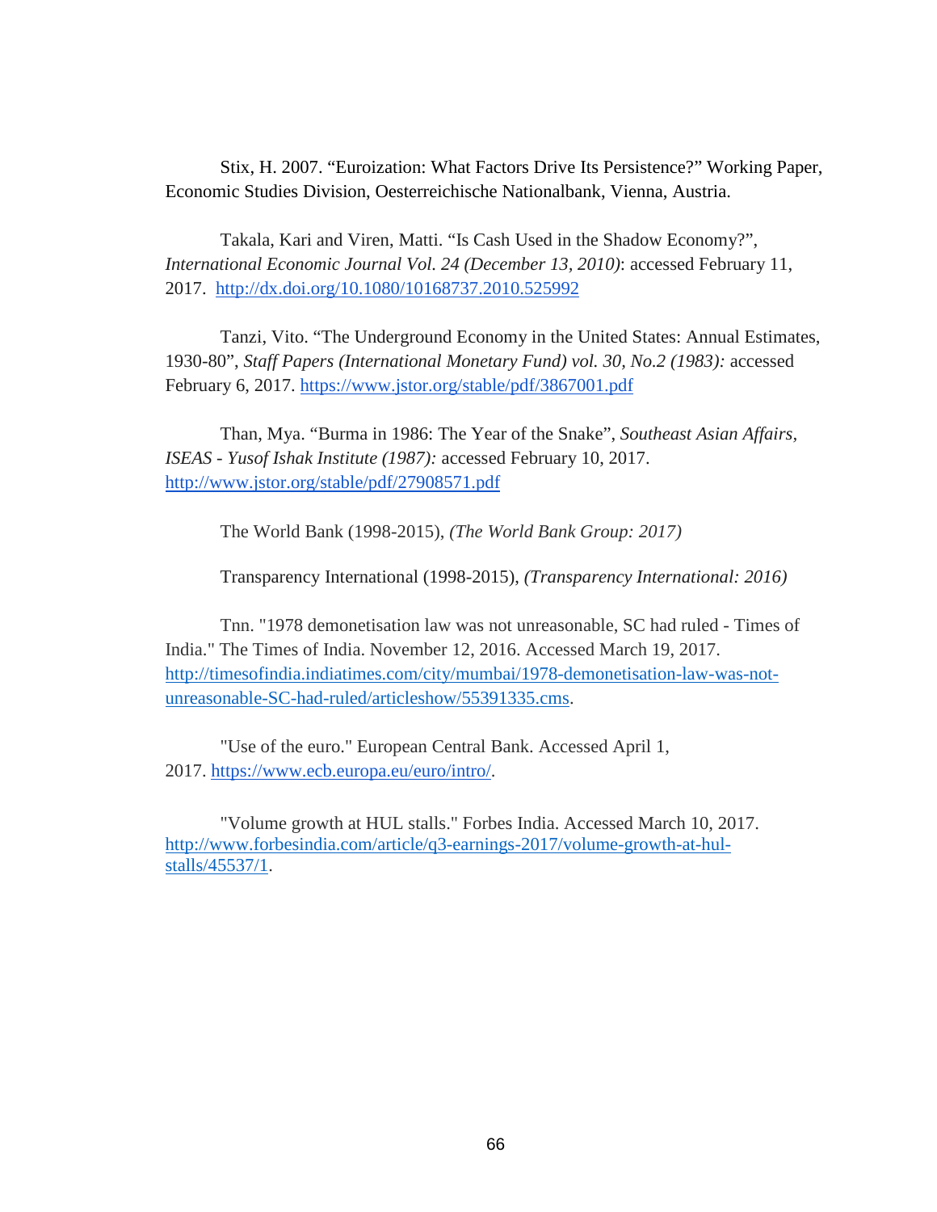Stix, H. 2007. “Euroization: What Factors Drive Its Persistence?” Working Paper, Economic Studies Division, Oesterreichische Nationalbank, Vienna, Austria.

Takala, Kari and Viren, Matti. “Is Cash Used in the Shadow Economy?”, *International Economic Journal Vol. 24 (December 13, 2010)*: accessed February 11, 2017. http://dx.doi.org/10.1080/10168737.2010.525992

Tanzi, Vito. “The Underground Economy in the United States: Annual Estimates, 1930-80”, *Staff Papers (International Monetary Fund) vol. 30, No.2 (1983):* accessed February 6, 2017. https://www.jstor.org/stable/pdf/3867001.pdf

Than, Mya. “Burma in 1986: The Year of the Snake”, *Southeast Asian Affairs, ISEAS - Yusof Ishak Institute (1987):* accessed February 10, 2017. http://www.jstor.org/stable/pdf/27908571.pdf

The World Bank (1998-2015), *(The World Bank Group: 2017)*

Transparency International (1998-2015), *(Transparency International: 2016)*

Tnn. "1978 demonetisation law was not unreasonable, SC had ruled - Times of India." The Times of India. November 12, 2016. Accessed March 19, 2017. http://timesofindia.indiatimes.com/city/mumbai/1978-demonetisation-law-was-not-unreasonable-SC-had-ruled/articleshow/55391335.cms.

"Use of the euro." European Central Bank. Accessed April 1, 2017. https://www.ecb.europa.eu/euro/intro/.

"Volume growth at HUL stalls." Forbes India. Accessed March 10, 2017. http://www.forbesindia.com/article/q3-earnings-2017/volume-growth-at-hul-stalls/45537/1.